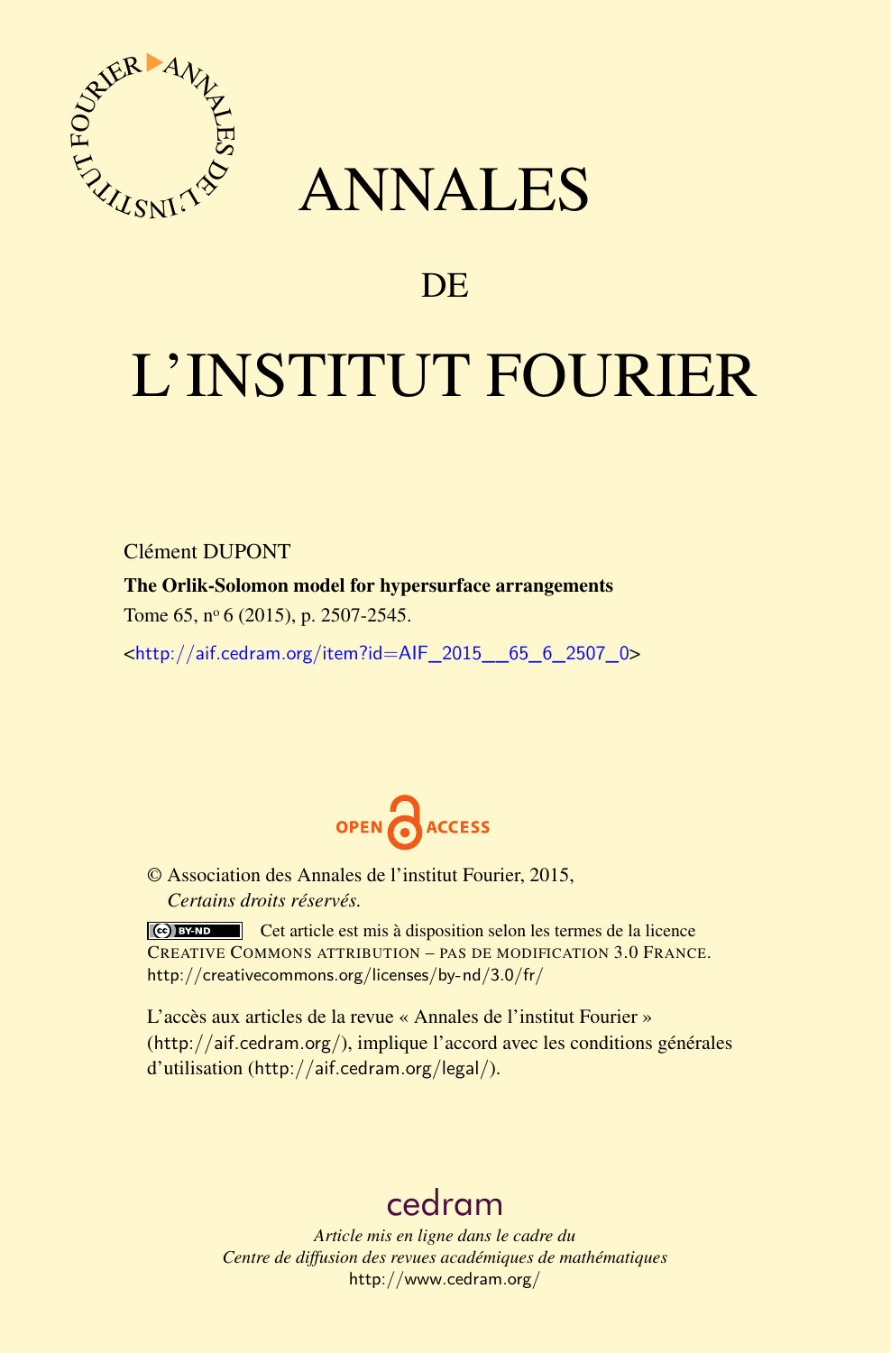# ANNALES

## DE

# L'INSTITUT FOURIER

Clément DUPONT

**The Orlik-Solomon model for hypersurface arrangements**

Tome 65, nº 6 (2015), p. 2507-2545.

<http://aif.cedram.org/item?id=AIF_2015__65_6_2507_0>

OPEN ACCESS

© Association des Annales de l'institut Fourier, 2015,
*Certains droits réservés.*

Cet article est mis à disposition selon les termes de la licence CREATIVE COMMONS ATTRIBUTION – PAS DE MODIFICATION 3.0 FRANCE.
http://creativecommons.org/licenses/by-nd/3.0/fr/

L'accès aux articles de la revue « Annales de l'institut Fourier » (http://aif.cedram.org/), implique l'accord avec les conditions générales d'utilisation (http://aif.cedram.org/legal/).

cedram

*Article mis en ligne dans le cadre du Centre de diffusion des revues académiques de mathématiques*
http://www.cedram.org/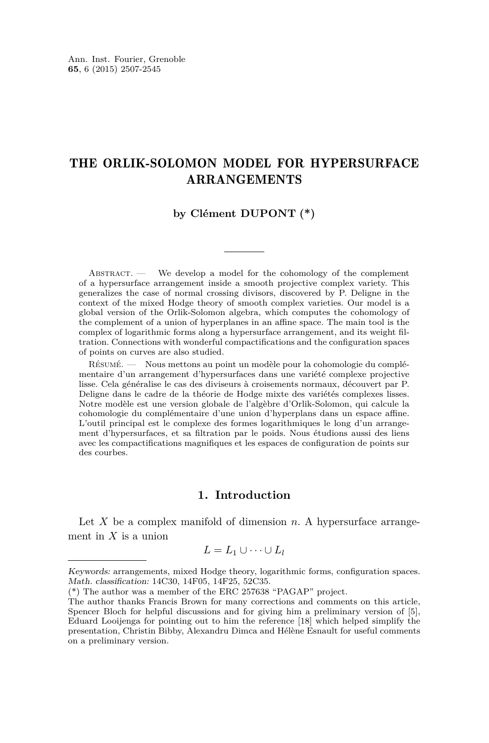# THE ORLIK-SOLOMON MODEL FOR HYPERSURFACE ARRANGEMENTS

**by Clément DUPONT (\*)**

Abstract. — We develop a model for the cohomology of the complement of a hypersurface arrangement inside a smooth projective complex variety. This generalizes the case of normal crossing divisors, discovered by P. Deligne in the context of the mixed Hodge theory of smooth complex varieties. Our model is a global version of the Orlik-Solomon algebra, which computes the cohomology of the complement of a union of hyperplanes in an affine space. The main tool is the complex of logarithmic forms along a hypersurface arrangement, and its weight filtration. Connections with wonderful compactifications and the configuration spaces of points on curves are also studied.

Résumé. — Nous mettons au point un modèle pour la cohomologie du complémentaire d'un arrangement d'hypersurfaces dans une variété complexe projective lisse. Cela généralise le cas des diviseurs à croisements normaux, découvert par P. Deligne dans le cadre de la théorie de Hodge mixte des variétés complexes lisses. Notre modèle est une version globale de l'algèbre d'Orlik-Solomon, qui calcule la cohomologie du complémentaire d'une union d'hyperplans dans un espace affine. L'outil principal est le complexe des formes logarithmiques le long d'un arrangement d'hypersurfaces, et sa filtration par le poids. Nous étudions aussi des liens avec les compactifications magnifiques et les espaces de configuration de points sur des courbes.

## 1. Introduction

Let $X$ be a complex manifold of dimension $n$. A hypersurface arrangement in $X$ is a union

$$L = L_1 \cup \cdots \cup L_l$$

*Keywords:* arrangements, mixed Hodge theory, logarithmic forms, configuration spaces.
*Math. classification:* 14C30, 14F05, 14F25, 52C35.
(\*) The author was a member of the ERC 257638 "PAGAP" project.
The author thanks Francis Brown for many corrections and comments on this article, Spencer Bloch for helpful discussions and for giving him a preliminary version of [5], Eduard Looijenga for pointing out to him the reference [18] which helped simplify the presentation, Christin Bibby, Alexandru Dimca and Hélène Esnault for useful comments on a preliminary version.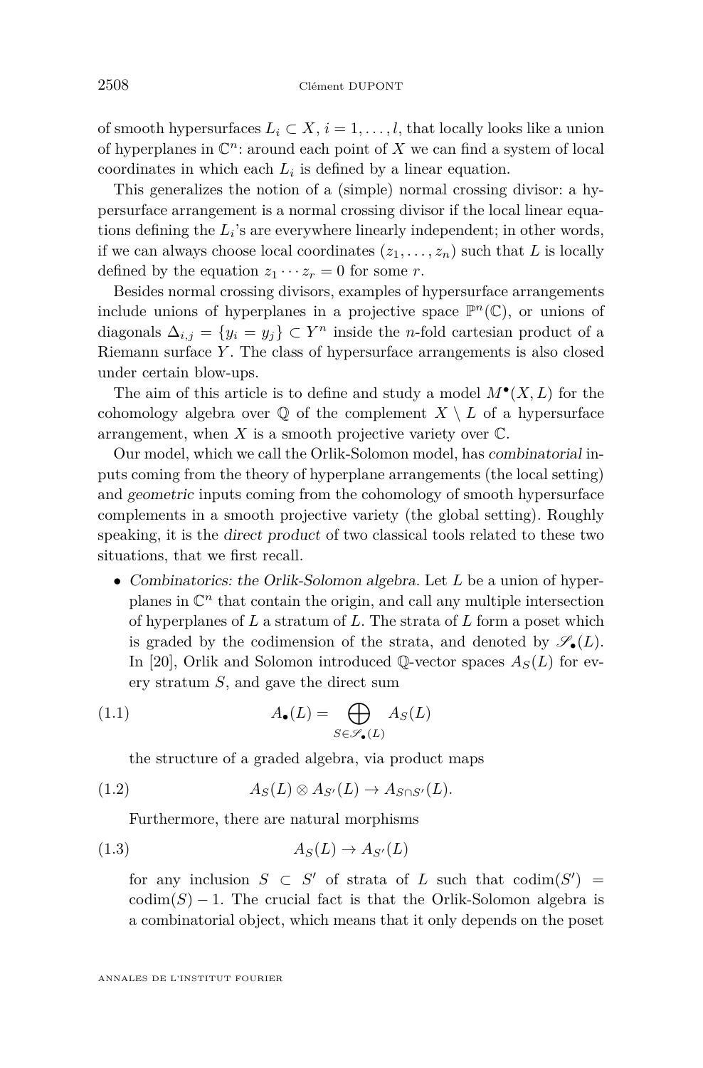of smooth hypersurfaces $L_i \subset X$, $i = 1, \ldots, l$, that locally looks like a union of hyperplanes in $\mathbb{C}^n$: around each point of $X$ we can find a system of local coordinates in which each $L_i$ is defined by a linear equation.

This generalizes the notion of a (simple) normal crossing divisor: a hypersurface arrangement is a normal crossing divisor if the local linear equations defining the $L_i$'s are everywhere linearly independent; in other words, if we can always choose local coordinates $(z_1, \ldots, z_n)$ such that $L$ is locally defined by the equation $z_1 \cdots z_r = 0$ for some $r$.

Besides normal crossing divisors, examples of hypersurface arrangements include unions of hyperplanes in a projective space $\mathbb{P}^n(\mathbb{C})$, or unions of diagonals $\Delta_{i,j} = \{y_i = y_j\} \subset Y^n$ inside the $n$-fold cartesian product of a Riemann surface $Y$. The class of hypersurface arrangements is also closed under certain blow-ups.

The aim of this article is to define and study a model $M^\bullet(X, L)$ for the cohomology algebra over $\mathbb{Q}$ of the complement $X \setminus L$ of a hypersurface arrangement, when $X$ is a smooth projective variety over $\mathbb{C}$.

Our model, which we call the Orlik-Solomon model, has *combinatorial* inputs coming from the theory of hyperplane arrangements (the local setting) and *geometric* inputs coming from the cohomology of smooth hypersurface complements in a smooth projective variety (the global setting). Roughly speaking, it is the *direct product* of two classical tools related to these two situations, that we first recall.

- *Combinatorics: the Orlik-Solomon algebra.* Let $L$ be a union of hyperplanes in $\mathbb{C}^n$ that contain the origin, and call any multiple intersection of hyperplanes of $L$ a stratum of $L$. The strata of $L$ form a poset which is graded by the codimension of the strata, and denoted by $\mathscr{S}_\bullet(L)$. In [20], Orlik and Solomon introduced $\mathbb{Q}$-vector spaces $A_S(L)$ for every stratum $S$, and gave the direct sum

$$A_\bullet(L) = \bigoplus_{S \in \mathscr{S}_\bullet(L)} A_S(L) \tag{1.1}$$

  the structure of a graded algebra, via product maps

$$A_S(L) \otimes A_{S'}(L) \to A_{S \cap S'}(L). \tag{1.2}$$

  Furthermore, there are natural morphisms

$$A_S(L) \to A_{S'}(L) \tag{1.3}$$

  for any inclusion $S \subset S'$ of strata of $L$ such that $\mathrm{codim}(S') = \mathrm{codim}(S) - 1$. The crucial fact is that the Orlik-Solomon algebra is a combinatorial object, which means that it only depends on the poset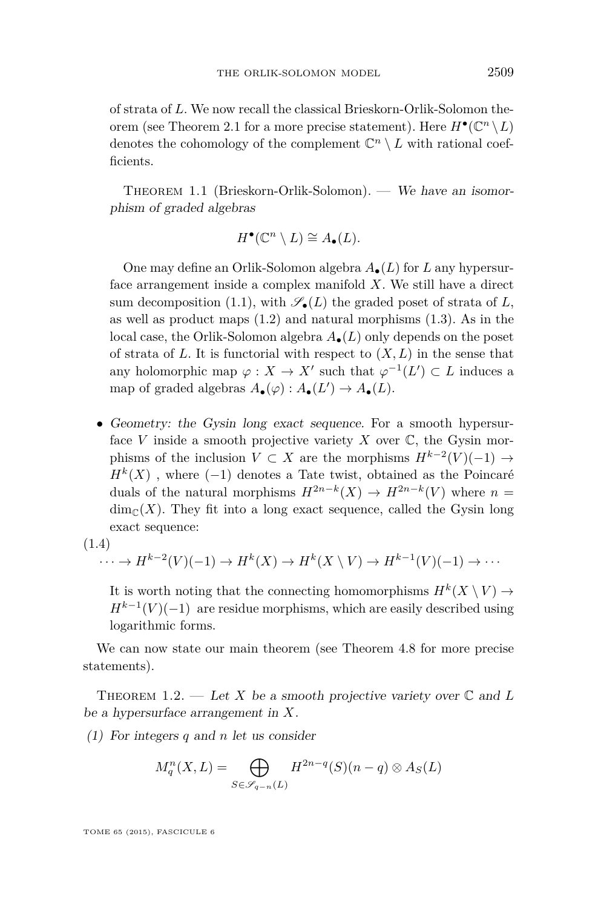of strata of $L$. We now recall the classical Brieskorn-Orlik-Solomon theorem (see Theorem 2.1 for a more precise statement). Here $H^\bullet(\mathbb{C}^n \setminus L)$ denotes the cohomology of the complement $\mathbb{C}^n \setminus L$ with rational coefficients.

Theorem 1.1 (Brieskorn-Orlik-Solomon). — *We have an isomorphism of graded algebras*

$$H^\bullet(\mathbb{C}^n \setminus L) \cong A_\bullet(L).$$

One may define an Orlik-Solomon algebra $A_\bullet(L)$ for $L$ any hypersurface arrangement inside a complex manifold $X$. We still have a direct sum decomposition (1.1), with $\mathscr{S}_\bullet(L)$ the graded poset of strata of $L$, as well as product maps (1.2) and natural morphisms (1.3). As in the local case, the Orlik-Solomon algebra $A_\bullet(L)$ only depends on the poset of strata of $L$. It is functorial with respect to $(X, L)$ in the sense that any holomorphic map $\varphi : X \to X'$ such that $\varphi^{-1}(L') \subset L$ induces a map of graded algebras $A_\bullet(\varphi) : A_\bullet(L') \to A_\bullet(L)$.

- *Geometry: the Gysin long exact sequence.* For a smooth hypersurface $V$ inside a smooth projective variety $X$ over $\mathbb{C}$, the Gysin morphisms of the inclusion $V \subset X$ are the morphisms $H^{k-2}(V)(-1) \to H^k(X)$ , where $(-1)$ denotes a Tate twist, obtained as the Poincaré duals of the natural morphisms $H^{2n-k}(X) \to H^{2n-k}(V)$ where $n = \dim_{\mathbb{C}}(X)$. They fit into a long exact sequence, called the Gysin long exact sequence:

(1.4)
$$\cdots \to H^{k-2}(V)(-1) \to H^k(X) \to H^k(X \setminus V) \to H^{k-1}(V)(-1) \to \cdots$$

It is worth noting that the connecting homomorphisms $H^k(X \setminus V) \to H^{k-1}(V)(-1)$ are residue morphisms, which are easily described using logarithmic forms.

We can now state our main theorem (see Theorem 4.8 for more precise statements).

Theorem 1.2. — *Let $X$ be a smooth projective variety over $\mathbb{C}$ and $L$ be a hypersurface arrangement in $X$.*

*(1) For integers $q$ and $n$ let us consider*

$$M_q^n(X, L) = \bigoplus_{S \in \mathscr{S}_{q-n}(L)} H^{2n-q}(S)(n-q) \otimes A_S(L)$$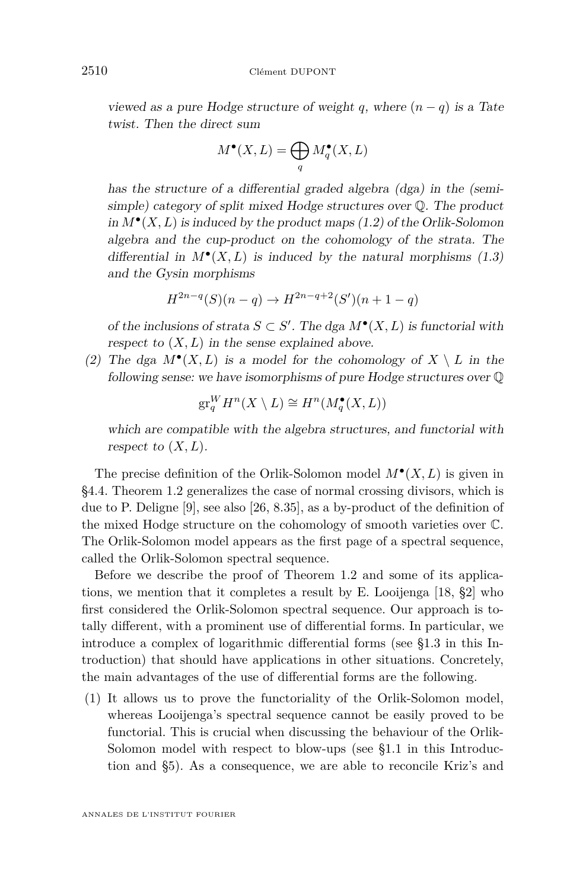*viewed as a pure Hodge structure of weight $q$, where $(n-q)$ is a Tate twist. Then the direct sum*

$$M^\bullet(X,L) = \bigoplus_q M_q^\bullet(X,L)$$

*has the structure of a differential graded algebra (dga) in the (semi-simple) category of split mixed Hodge structures over $\mathbb{Q}$. The product in $M^\bullet(X,L)$ is induced by the product maps (1.2) of the Orlik-Solomon algebra and the cup-product on the cohomology of the strata. The differential in $M^\bullet(X,L)$ is induced by the natural morphisms (1.3) and the Gysin morphisms*

$$H^{2n-q}(S)(n-q) \to H^{2n-q+2}(S')(n+1-q)$$

*of the inclusions of strata $S \subset S'$. The dga $M^\bullet(X,L)$ is functorial with respect to $(X,L)$ in the sense explained above.*

(2) *The dga $M^\bullet(X,L)$ is a model for the cohomology of $X \setminus L$ in the following sense: we have isomorphisms of pure Hodge structures over $\mathbb{Q}$*

$$\mathrm{gr}_q^W H^n(X \setminus L) \cong H^n(M_q^\bullet(X,L))$$

*which are compatible with the algebra structures, and functorial with respect to $(X,L)$.*

The precise definition of the Orlik-Solomon model $M^\bullet(X,L)$ is given in §4.4. Theorem 1.2 generalizes the case of normal crossing divisors, which is due to P. Deligne [9], see also [26, 8.35], as a by-product of the definition of the mixed Hodge structure on the cohomology of smooth varieties over $\mathbb{C}$. The Orlik-Solomon model appears as the first page of a spectral sequence, called the Orlik-Solomon spectral sequence.

Before we describe the proof of Theorem 1.2 and some of its applications, we mention that it completes a result by E. Looijenga [18, §2] who first considered the Orlik-Solomon spectral sequence. Our approach is totally different, with a prominent use of differential forms. In particular, we introduce a complex of logarithmic differential forms (see §1.3 in this Introduction) that should have applications in other situations. Concretely, the main advantages of the use of differential forms are the following.

(1) It allows us to prove the functoriality of the Orlik-Solomon model, whereas Looijenga's spectral sequence cannot be easily proved to be functorial. This is crucial when discussing the behaviour of the Orlik-Solomon model with respect to blow-ups (see §1.1 in this Introduction and §5). As a consequence, we are able to reconcile Kriz's and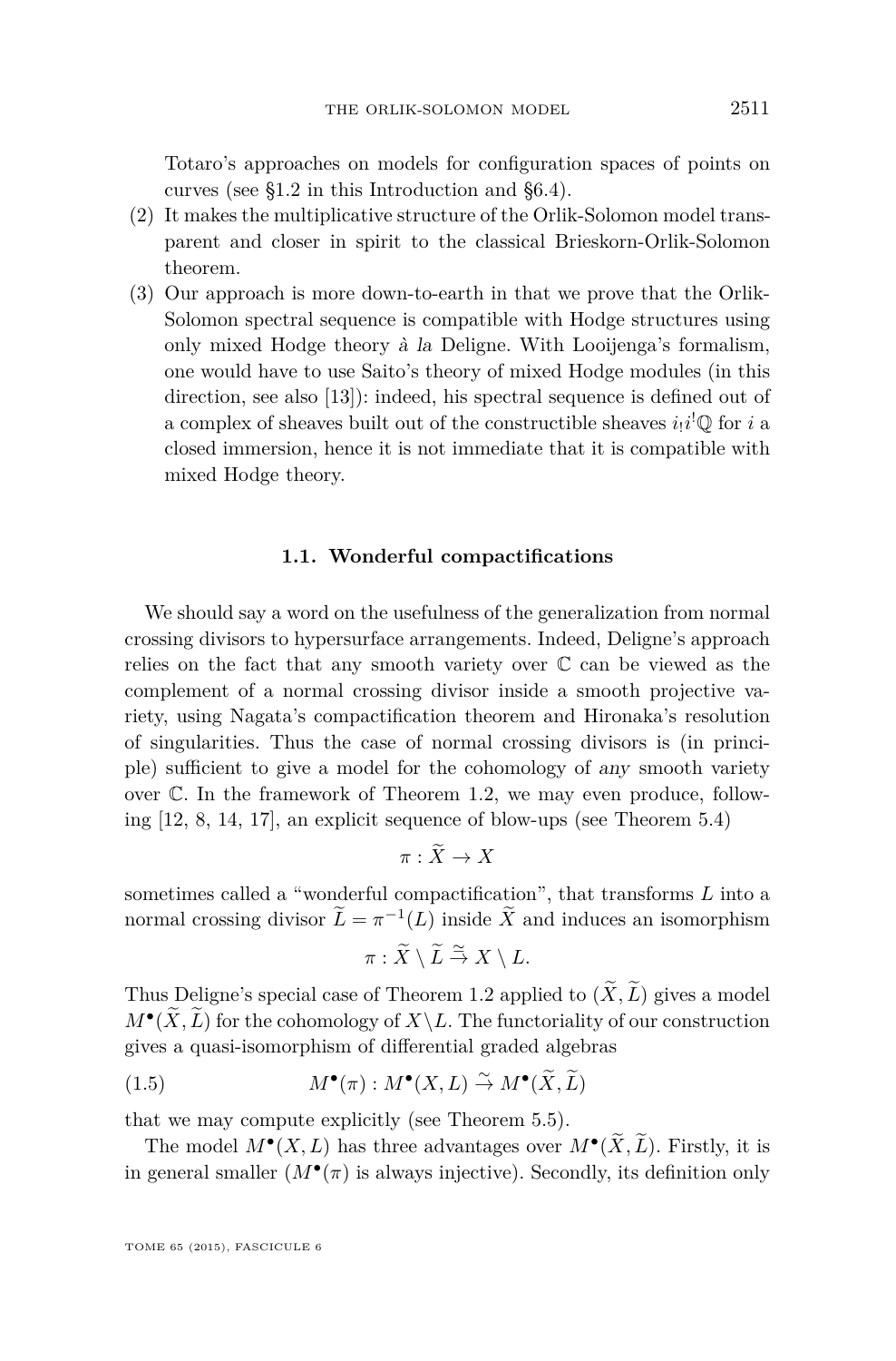Totaro's approaches on models for configuration spaces of points on curves (see §1.2 in this Introduction and §6.4).

(2) It makes the multiplicative structure of the Orlik-Solomon model transparent and closer in spirit to the classical Brieskorn-Orlik-Solomon theorem.

(3) Our approach is more down-to-earth in that we prove that the Orlik-Solomon spectral sequence is compatible with Hodge structures using only mixed Hodge theory *à la* Deligne. With Looijenga's formalism, one would have to use Saito's theory of mixed Hodge modules (in this direction, see also [13]): indeed, his spectral sequence is defined out of a complex of sheaves built out of the constructible sheaves $i_!i^!\mathbb{Q}$ for $i$ a closed immersion, hence it is not immediate that it is compatible with mixed Hodge theory.

### 1.1. Wonderful compactifications

We should say a word on the usefulness of the generalization from normal crossing divisors to hypersurface arrangements. Indeed, Deligne's approach relies on the fact that any smooth variety over $\mathbb{C}$ can be viewed as the complement of a normal crossing divisor inside a smooth projective variety, using Nagata's compactification theorem and Hironaka's resolution of singularities. Thus the case of normal crossing divisors is (in principle) sufficient to give a model for the cohomology of *any* smooth variety over $\mathbb{C}$. In the framework of Theorem 1.2, we may even produce, following [12, 8, 14, 17], an explicit sequence of blow-ups (see Theorem 5.4)

$$\pi : \widetilde{X} \to X$$

sometimes called a "wonderful compactification", that transforms $L$ into a normal crossing divisor $\widetilde{L} = \pi^{-1}(L)$ inside $\widetilde{X}$ and induces an isomorphism

$$\pi : \widetilde{X} \setminus \widetilde{L} \xrightarrow{\simeq} X \setminus L.$$

Thus Deligne's special case of Theorem 1.2 applied to $(\widetilde{X}, \widetilde{L})$ gives a model $M^\bullet(\widetilde{X}, \widetilde{L})$ for the cohomology of $X \setminus L$. The functoriality of our construction gives a quasi-isomorphism of differential graded algebras

$$M^\bullet(\pi) : M^\bullet(X, L) \xrightarrow{\sim} M^\bullet(\widetilde{X}, \widetilde{L}) \tag{1.5}$$

that we may compute explicitly (see Theorem 5.5).

The model $M^\bullet(X, L)$ has three advantages over $M^\bullet(\widetilde{X}, \widetilde{L})$. Firstly, it is in general smaller ($M^\bullet(\pi)$ is always injective). Secondly, its definition only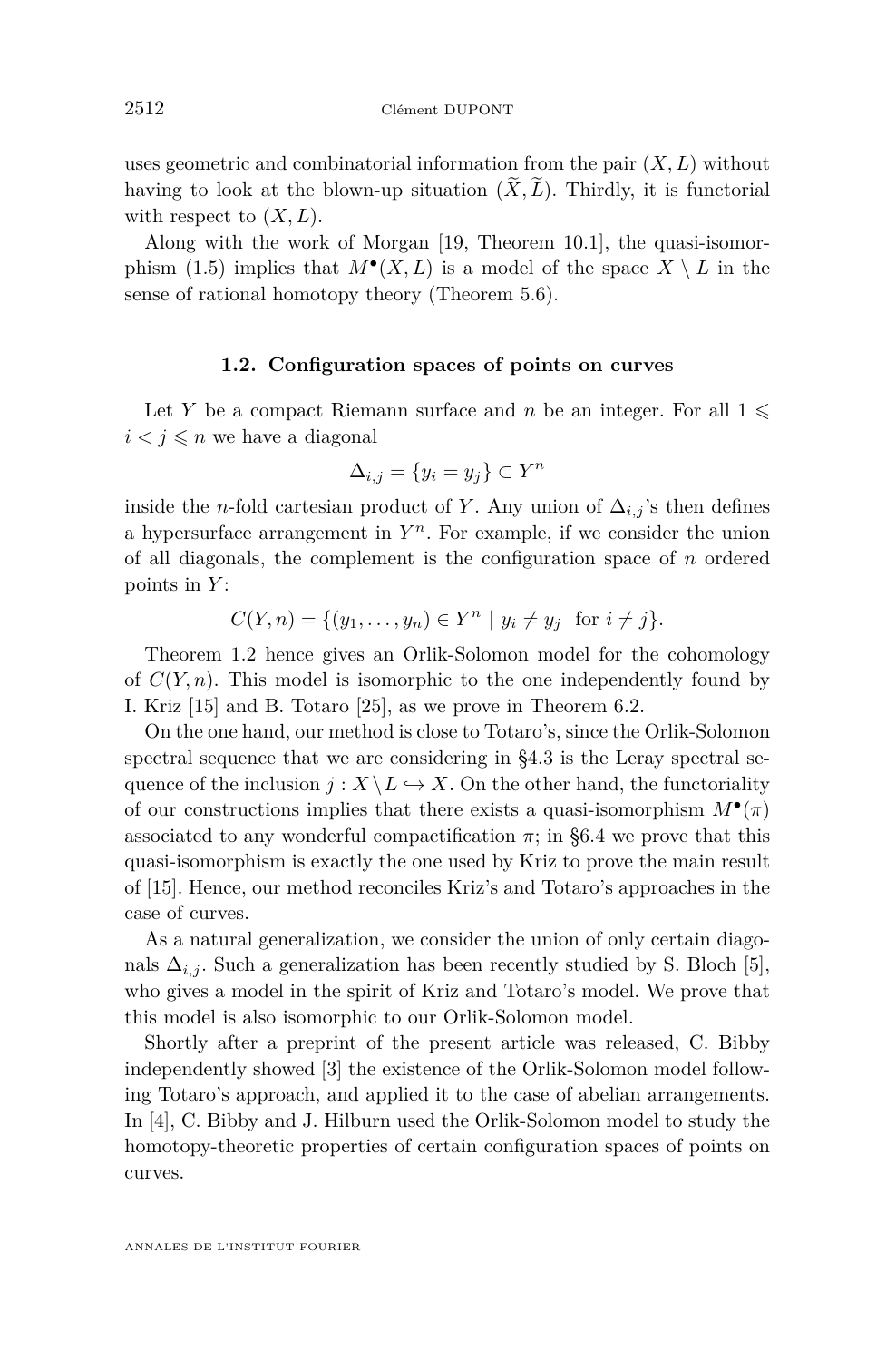uses geometric and combinatorial information from the pair $(X, L)$ without having to look at the blown-up situation $(\widetilde{X}, \widetilde{L})$. Thirdly, it is functorial with respect to $(X, L)$.

Along with the work of Morgan [19, Theorem 10.1], the quasi-isomorphism (1.5) implies that $M^\bullet(X, L)$ is a model of the space $X \setminus L$ in the sense of rational homotopy theory (Theorem 5.6).

### 1.2. Configuration spaces of points on curves

Let $Y$ be a compact Riemann surface and $n$ be an integer. For all $1 \leqslant i < j \leqslant n$ we have a diagonal

$$\Delta_{i,j} = \{y_i = y_j\} \subset Y^n$$

inside the $n$-fold cartesian product of $Y$. Any union of $\Delta_{i,j}$'s then defines a hypersurface arrangement in $Y^n$. For example, if we consider the union of all diagonals, the complement is the configuration space of $n$ ordered points in $Y$:

$$C(Y, n) = \{(y_1, \ldots, y_n) \in Y^n \mid y_i \neq y_j \text{ for } i \neq j\}.$$

Theorem 1.2 hence gives an Orlik-Solomon model for the cohomology of $C(Y, n)$. This model is isomorphic to the one independently found by I. Kriz [15] and B. Totaro [25], as we prove in Theorem 6.2.

On the one hand, our method is close to Totaro's, since the Orlik-Solomon spectral sequence that we are considering in §4.3 is the Leray spectral sequence of the inclusion $j : X \setminus L \hookrightarrow X$. On the other hand, the functoriality of our constructions implies that there exists a quasi-isomorphism $M^\bullet(\pi)$ associated to any wonderful compactification $\pi$; in §6.4 we prove that this quasi-isomorphism is exactly the one used by Kriz to prove the main result of [15]. Hence, our method reconciles Kriz's and Totaro's approaches in the case of curves.

As a natural generalization, we consider the union of only certain diagonals $\Delta_{i,j}$. Such a generalization has been recently studied by S. Bloch [5], who gives a model in the spirit of Kriz and Totaro's model. We prove that this model is also isomorphic to our Orlik-Solomon model.

Shortly after a preprint of the present article was released, C. Bibby independently showed [3] the existence of the Orlik-Solomon model following Totaro's approach, and applied it to the case of abelian arrangements. In [4], C. Bibby and J. Hilburn used the Orlik-Solomon model to study the homotopy-theoretic properties of certain configuration spaces of points on curves.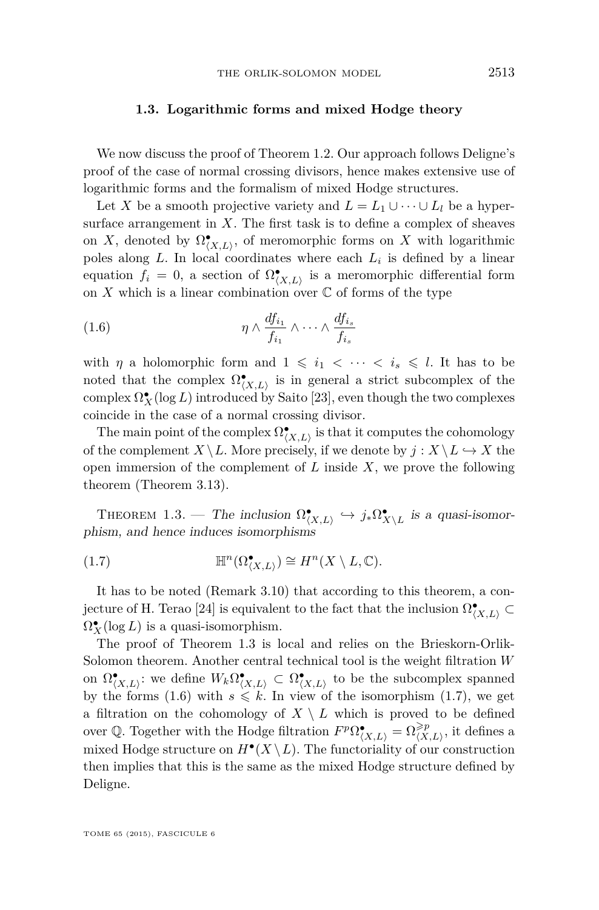### 1.3. Logarithmic forms and mixed Hodge theory

We now discuss the proof of Theorem 1.2. Our approach follows Deligne's proof of the case of normal crossing divisors, hence makes extensive use of logarithmic forms and the formalism of mixed Hodge structures.

Let $X$ be a smooth projective variety and $L = L_1 \cup \cdots \cup L_l$ be a hypersurface arrangement in $X$. The first task is to define a complex of sheaves on $X$, denoted by $\Omega^\bullet_{\langle X,L\rangle}$, of meromorphic forms on $X$ with logarithmic poles along $L$. In local coordinates where each $L_i$ is defined by a linear equation $f_i = 0$, a section of $\Omega^\bullet_{\langle X,L\rangle}$ is a meromorphic differential form on $X$ which is a linear combination over $\mathbb{C}$ of forms of the type

$$\eta \wedge \frac{df_{i_1}}{f_{i_1}} \wedge \cdots \wedge \frac{df_{i_s}}{f_{i_s}} \tag{1.6}$$

with $\eta$ a holomorphic form and $1 \leqslant i_1 < \cdots < i_s \leqslant l$. It has to be noted that the complex $\Omega^\bullet_{\langle X,L\rangle}$ is in general a strict subcomplex of the complex $\Omega^\bullet_X(\log L)$ introduced by Saito [23], even though the two complexes coincide in the case of a normal crossing divisor.

The main point of the complex $\Omega^\bullet_{\langle X,L\rangle}$ is that it computes the cohomology of the complement $X \setminus L$. More precisely, if we denote by $j : X \setminus L \hookrightarrow X$ the open immersion of the complement of $L$ inside $X$, we prove the following theorem (Theorem 3.13).

Theorem 1.3. — *The inclusion $\Omega^\bullet_{\langle X,L\rangle} \hookrightarrow j_*\Omega^\bullet_{X\setminus L}$ is a quasi-isomorphism, and hence induces isomorphisms*

$$\mathbb{H}^n(\Omega^\bullet_{\langle X,L\rangle}) \cong H^n(X \setminus L, \mathbb{C}). \tag{1.7}$$

It has to be noted (Remark 3.10) that according to this theorem, a conjecture of H. Terao [24] is equivalent to the fact that the inclusion $\Omega^\bullet_{\langle X,L\rangle} \subset \Omega^\bullet_X(\log L)$ is a quasi-isomorphism.

The proof of Theorem 1.3 is local and relies on the Brieskorn-Orlik-Solomon theorem. Another central technical tool is the weight filtration $W$ on $\Omega^\bullet_{\langle X,L\rangle}$: we define $W_k\Omega^\bullet_{\langle X,L\rangle} \subset \Omega^\bullet_{\langle X,L\rangle}$ to be the subcomplex spanned by the forms (1.6) with $s \leqslant k$. In view of the isomorphism (1.7), we get a filtration on the cohomology of $X \setminus L$ which is proved to be defined over $\mathbb{Q}$. Together with the Hodge filtration $F^p\Omega^\bullet_{\langle X,L\rangle} = \Omega^{\geqslant p}_{\langle X,L\rangle}$, it defines a mixed Hodge structure on $H^\bullet(X \setminus L)$. The functoriality of our construction then implies that this is the same as the mixed Hodge structure defined by Deligne.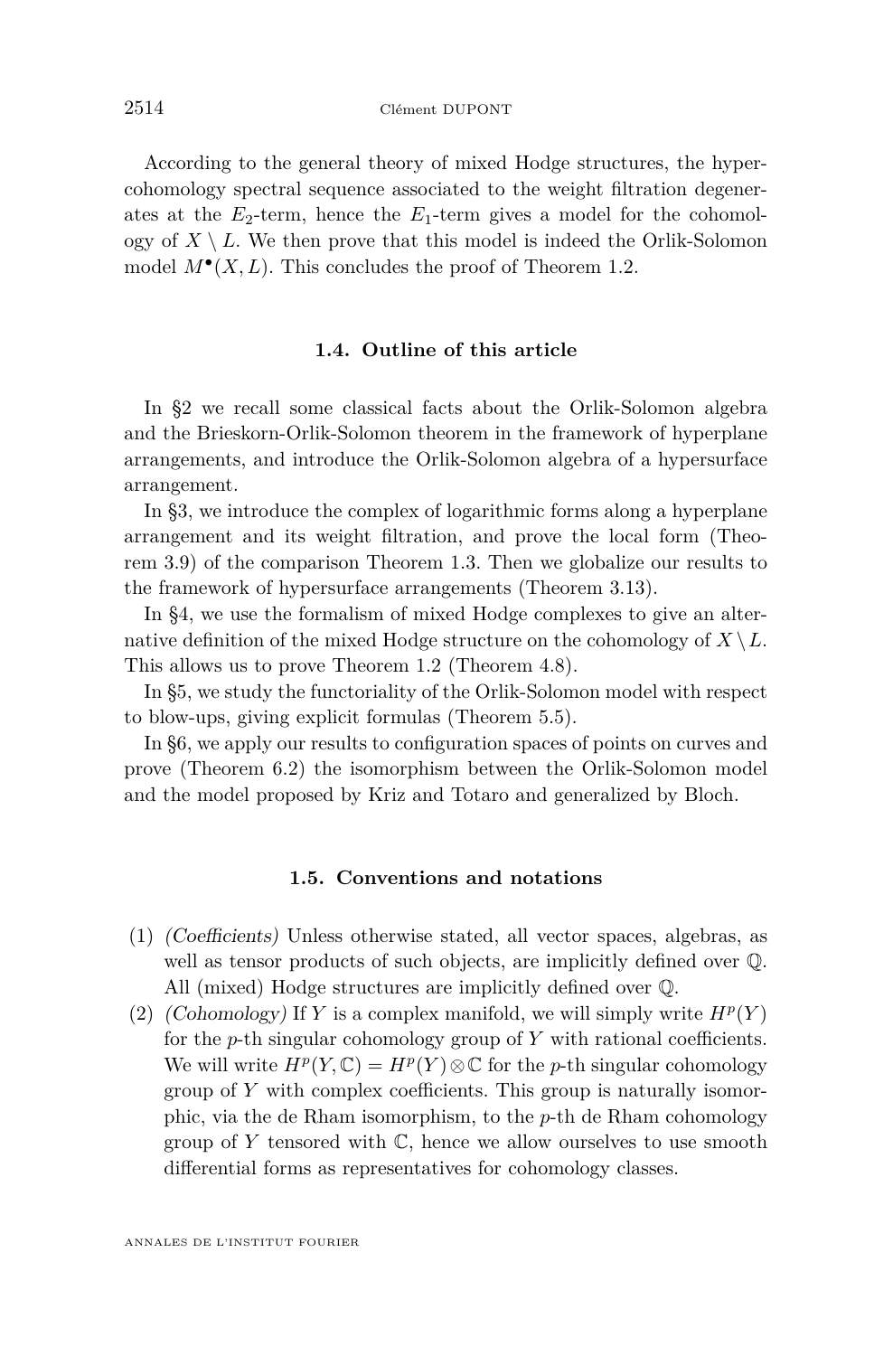According to the general theory of mixed Hodge structures, the hypercohomology spectral sequence associated to the weight filtration degenerates at the $E_2$-term, hence the $E_1$-term gives a model for the cohomology of $X \setminus L$. We then prove that this model is indeed the Orlik-Solomon model $M^\bullet(X, L)$. This concludes the proof of Theorem 1.2.

### 1.4. Outline of this article

In §2 we recall some classical facts about the Orlik-Solomon algebra and the Brieskorn-Orlik-Solomon theorem in the framework of hyperplane arrangements, and introduce the Orlik-Solomon algebra of a hypersurface arrangement.

In §3, we introduce the complex of logarithmic forms along a hyperplane arrangement and its weight filtration, and prove the local form (Theorem 3.9) of the comparison Theorem 1.3. Then we globalize our results to the framework of hypersurface arrangements (Theorem 3.13).

In §4, we use the formalism of mixed Hodge complexes to give an alternative definition of the mixed Hodge structure on the cohomology of $X \setminus L$. This allows us to prove Theorem 1.2 (Theorem 4.8).

In §5, we study the functoriality of the Orlik-Solomon model with respect to blow-ups, giving explicit formulas (Theorem 5.5).

In §6, we apply our results to configuration spaces of points on curves and prove (Theorem 6.2) the isomorphism between the Orlik-Solomon model and the model proposed by Kriz and Totaro and generalized by Bloch.

### 1.5. Conventions and notations

(1) *(Coefficients)* Unless otherwise stated, all vector spaces, algebras, as well as tensor products of such objects, are implicitly defined over $\mathbb{Q}$. All (mixed) Hodge structures are implicitly defined over $\mathbb{Q}$.

(2) *(Cohomology)* If $Y$ is a complex manifold, we will simply write $H^p(Y)$ for the $p$-th singular cohomology group of $Y$ with rational coefficients. We will write $H^p(Y, \mathbb{C}) = H^p(Y) \otimes \mathbb{C}$ for the $p$-th singular cohomology group of $Y$ with complex coefficients. This group is naturally isomorphic, via the de Rham isomorphism, to the $p$-th de Rham cohomology group of $Y$ tensored with $\mathbb{C}$, hence we allow ourselves to use smooth differential forms as representatives for cohomology classes.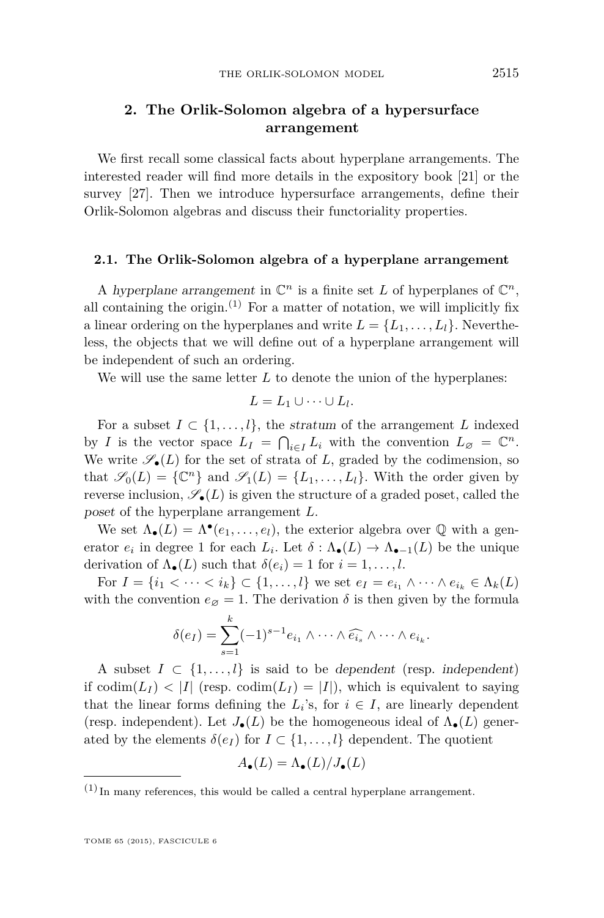## 2. The Orlik-Solomon algebra of a hypersurface arrangement

We first recall some classical facts about hyperplane arrangements. The interested reader will find more details in the expository book [21] or the survey [27]. Then we introduce hypersurface arrangements, define their Orlik-Solomon algebras and discuss their functoriality properties.

### 2.1. The Orlik-Solomon algebra of a hyperplane arrangement

A *hyperplane arrangement* in $\mathbb{C}^n$ is a finite set $L$ of hyperplanes of $\mathbb{C}^n$, all containing the origin.[1] For a matter of notation, we will implicitly fix a linear ordering on the hyperplanes and write $L = \{L_1, \ldots, L_l\}$. Nevertheless, the objects that we will define out of a hyperplane arrangement will be independent of such an ordering.

We will use the same letter $L$ to denote the union of the hyperplanes:

$$L = L_1 \cup \cdots \cup L_l.$$

For a subset $I \subset \{1, \ldots, l\}$, the *stratum* of the arrangement $L$ indexed by $I$ is the vector space $L_I = \bigcap_{i \in I} L_i$ with the convention $L_\varnothing = \mathbb{C}^n$. We write $\mathscr{S}_\bullet(L)$ for the set of strata of $L$, graded by the codimension, so that $\mathscr{S}_0(L) = \{\mathbb{C}^n\}$ and $\mathscr{S}_1(L) = \{L_1, \ldots, L_l\}$. With the order given by reverse inclusion, $\mathscr{S}_\bullet(L)$ is given the structure of a graded poset, called the *poset* of the hyperplane arrangement $L$.

We set $\Lambda_\bullet(L) = \Lambda^\bullet(e_1, \ldots, e_l)$, the exterior algebra over $\mathbb{Q}$ with a generator $e_i$ in degree 1 for each $L_i$. Let $\delta : \Lambda_\bullet(L) \to \Lambda_{\bullet-1}(L)$ be the unique derivation of $\Lambda_\bullet(L)$ such that $\delta(e_i) = 1$ for $i = 1, \ldots, l$.

For $I = \{i_1 < \cdots < i_k\} \subset \{1, \ldots, l\}$ we set $e_I = e_{i_1} \wedge \cdots \wedge e_{i_k} \in \Lambda_k(L)$ with the convention $e_\varnothing = 1$. The derivation $\delta$ is then given by the formula

$$\delta(e_I) = \sum_{s=1}^{k} (-1)^{s-1} e_{i_1} \wedge \cdots \wedge \widehat{e_{i_s}} \wedge \cdots \wedge e_{i_k}.$$

A subset $I \subset \{1, \ldots, l\}$ is said to be *dependent* (resp. *independent*) if $\operatorname{codim}(L_I) < |I|$ (resp. $\operatorname{codim}(L_I) = |I|$), which is equivalent to saying that the linear forms defining the $L_i$'s, for $i \in I$, are linearly dependent (resp. independent). Let $J_\bullet(L)$ be the homogeneous ideal of $\Lambda_\bullet(L)$ generated by the elements $\delta(e_I)$ for $I \subset \{1, \ldots, l\}$ dependent. The quotient

$$A_\bullet(L) = \Lambda_\bullet(L)/J_\bullet(L)$$

[1] In many references, this would be called a central hyperplane arrangement.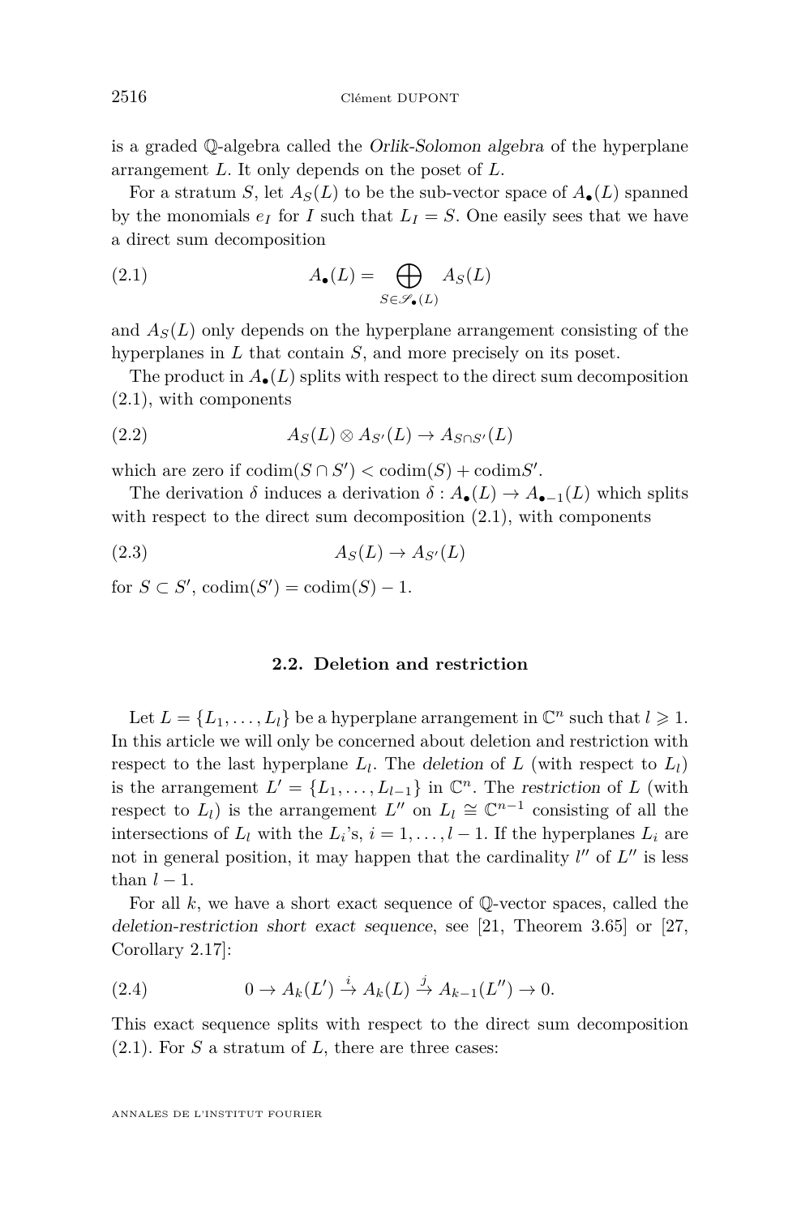is a graded $\mathbb{Q}$-algebra called the *Orlik-Solomon algebra* of the hyperplane arrangement $L$. It only depends on the poset of $L$.

For a stratum $S$, let $A_S(L)$ to be the sub-vector space of $A_\bullet(L)$ spanned by the monomials $e_I$ for $I$ such that $L_I = S$. One easily sees that we have a direct sum decomposition

$$A_\bullet(L) = \bigoplus_{S \in \mathscr{S}_\bullet(L)} A_S(L) \tag{2.1}$$

and $A_S(L)$ only depends on the hyperplane arrangement consisting of the hyperplanes in $L$ that contain $S$, and more precisely on its poset.

The product in $A_\bullet(L)$ splits with respect to the direct sum decomposition (2.1), with components

$$A_S(L) \otimes A_{S'}(L) \to A_{S\cap S'}(L) \tag{2.2}$$

which are zero if $\mathrm{codim}(S \cap S') < \mathrm{codim}(S) + \mathrm{codim} S'$.

The derivation $\delta$ induces a derivation $\delta : A_\bullet(L) \to A_{\bullet-1}(L)$ which splits with respect to the direct sum decomposition (2.1), with components

$$A_S(L) \to A_{S'}(L) \tag{2.3}$$

for $S \subset S'$, $\mathrm{codim}(S') = \mathrm{codim}(S) - 1$.

### 2.2. Deletion and restriction

Let $L = \{L_1, \ldots, L_l\}$ be a hyperplane arrangement in $\mathbb{C}^n$ such that $l \geqslant 1$. In this article we will only be concerned about deletion and restriction with respect to the last hyperplane $L_l$. The *deletion* of $L$ (with respect to $L_l$) is the arrangement $L' = \{L_1, \ldots, L_{l-1}\}$ in $\mathbb{C}^n$. The *restriction* of $L$ (with respect to $L_l$) is the arrangement $L''$ on $L_l \cong \mathbb{C}^{n-1}$ consisting of all the intersections of $L_l$ with the $L_i$'s, $i = 1, \ldots, l-1$. If the hyperplanes $L_i$ are not in general position, it may happen that the cardinality $l''$ of $L''$ is less than $l - 1$.

For all $k$, we have a short exact sequence of $\mathbb{Q}$-vector spaces, called the *deletion-restriction short exact sequence*, see [21, Theorem 3.65] or [27, Corollary 2.17]:

$$0 \to A_k(L') \xrightarrow{i} A_k(L) \xrightarrow{j} A_{k-1}(L'') \to 0. \tag{2.4}$$

This exact sequence splits with respect to the direct sum decomposition (2.1). For $S$ a stratum of $L$, there are three cases: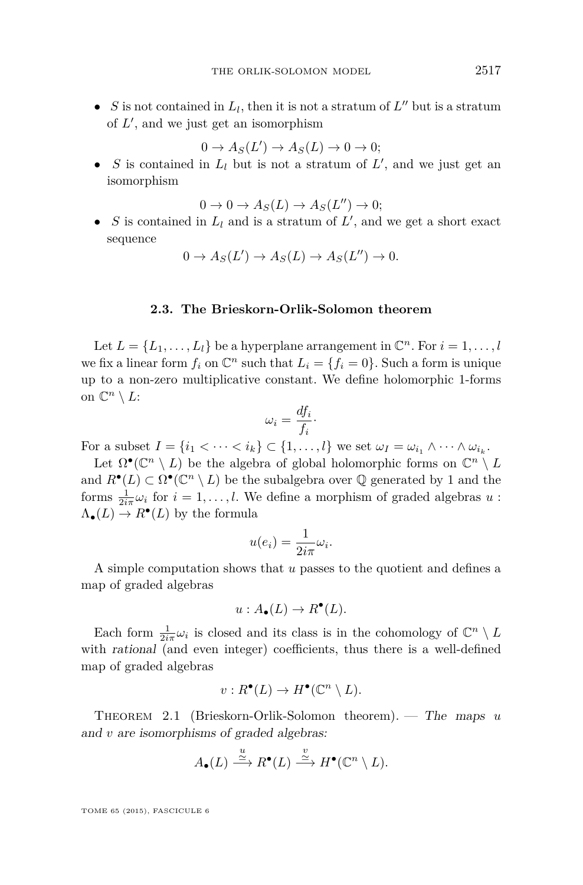- $S$ is not contained in $L_l$, then it is not a stratum of $L''$ but is a stratum of $L'$, and we just get an isomorphism

$$0 \to A_S(L') \to A_S(L) \to 0 \to 0;$$

- $S$ is contained in $L_l$ but is not a stratum of $L'$, and we just get an isomorphism

$$0 \to 0 \to A_S(L) \to A_S(L'') \to 0;$$

- $S$ is contained in $L_l$ and is a stratum of $L'$, and we get a short exact sequence

$$0 \to A_S(L') \to A_S(L) \to A_S(L'') \to 0.$$

### 2.3. The Brieskorn-Orlik-Solomon theorem

Let $L = \{L_1, \ldots, L_l\}$ be a hyperplane arrangement in $\mathbb{C}^n$. For $i = 1, \ldots, l$ we fix a linear form $f_i$ on $\mathbb{C}^n$ such that $L_i = \{f_i = 0\}$. Such a form is unique up to a non-zero multiplicative constant. We define holomorphic 1-forms on $\mathbb{C}^n \setminus L$:

$$\omega_i = \frac{df_i}{f_i}\cdot$$

For a subset $I = \{i_1 < \cdots < i_k\} \subset \{1, \ldots, l\}$ we set $\omega_I = \omega_{i_1} \wedge \cdots \wedge \omega_{i_k}$.

Let $\Omega^\bullet(\mathbb{C}^n \setminus L)$ be the algebra of global holomorphic forms on $\mathbb{C}^n \setminus L$ and $R^\bullet(L) \subset \Omega^\bullet(\mathbb{C}^n \setminus L)$ be the subalgebra over $\mathbb{Q}$ generated by 1 and the forms $\frac{1}{2i\pi}\omega_i$ for $i = 1, \ldots, l$. We define a morphism of graded algebras $u : \Lambda_\bullet(L) \to R^\bullet(L)$ by the formula

$$u(e_i) = \frac{1}{2i\pi}\omega_i.$$

A simple computation shows that $u$ passes to the quotient and defines a map of graded algebras

$$u : A_\bullet(L) \to R^\bullet(L).$$

Each form $\frac{1}{2i\pi}\omega_i$ is closed and its class is in the cohomology of $\mathbb{C}^n \setminus L$ with *rational* (and even integer) coefficients, thus there is a well-defined map of graded algebras

$$v : R^\bullet(L) \to H^\bullet(\mathbb{C}^n \setminus L).$$

Theorem 2.1 (Brieskorn-Orlik-Solomon theorem). — *The maps $u$ and $v$ are isomorphisms of graded algebras:*

$$A_\bullet(L) \xrightarrow[\simeq]{u} R^\bullet(L) \xrightarrow[\simeq]{v} H^\bullet(\mathbb{C}^n \setminus L).$$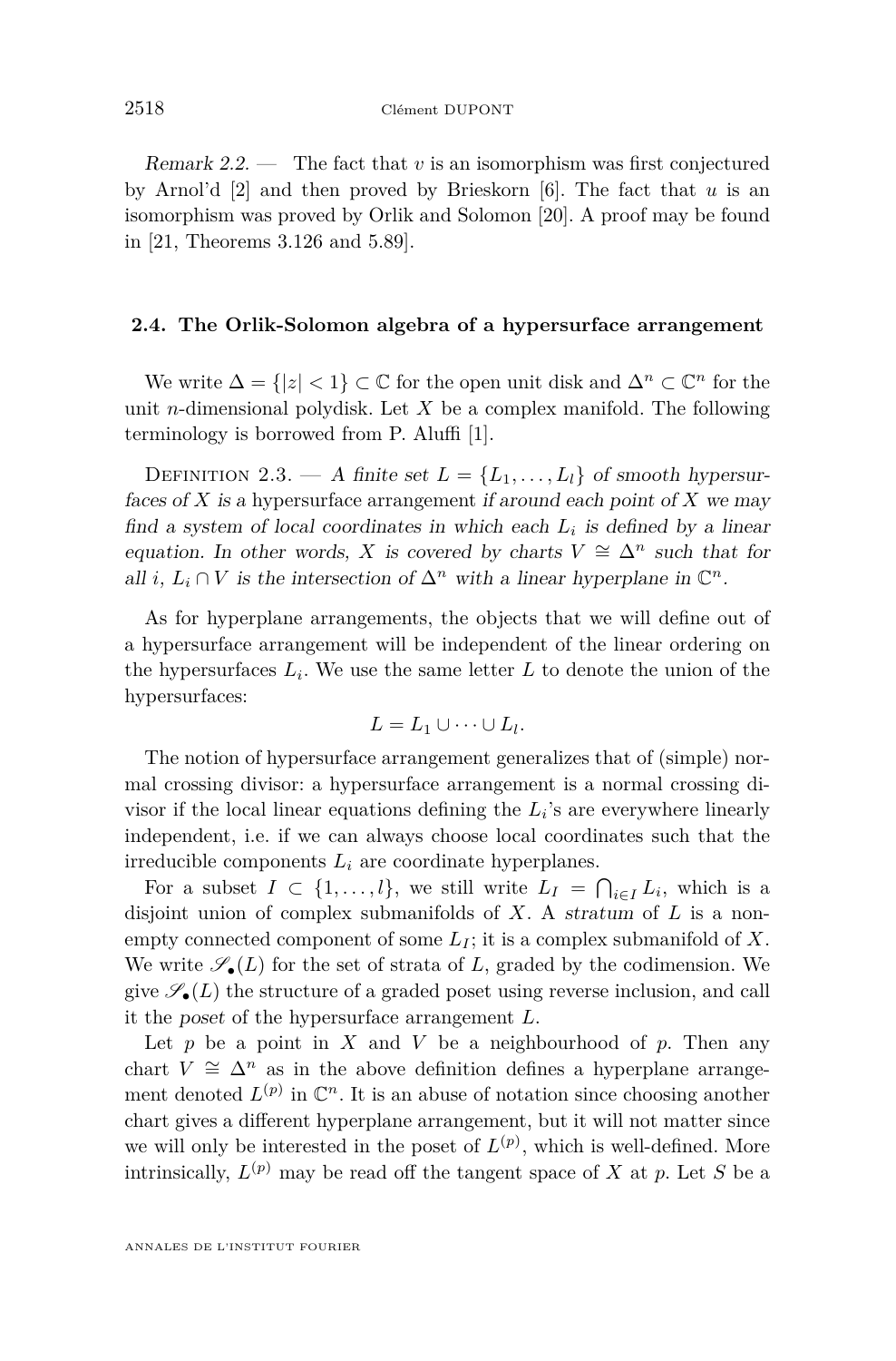*Remark 2.2.* — The fact that $v$ is an isomorphism was first conjectured by Arnol'd [2] and then proved by Brieskorn [6]. The fact that $u$ is an isomorphism was proved by Orlik and Solomon [20]. A proof may be found in [21, Theorems 3.126 and 5.89].

### 2.4. The Orlik-Solomon algebra of a hypersurface arrangement

We write $\Delta = \{|z| < 1\} \subset \mathbb{C}$ for the open unit disk and $\Delta^n \subset \mathbb{C}^n$ for the unit $n$-dimensional polydisk. Let $X$ be a complex manifold. The following terminology is borrowed from P. Aluffi [1].

Definition 2.3. — *A finite set $L = \{L_1, \ldots, L_l\}$ of smooth hypersurfaces of $X$ is a* hypersurface arrangement *if around each point of $X$ we may find a system of local coordinates in which each $L_i$ is defined by a linear equation. In other words, $X$ is covered by charts $V \cong \Delta^n$ such that for all $i$, $L_i \cap V$ is the intersection of $\Delta^n$ with a linear hyperplane in $\mathbb{C}^n$.*

As for hyperplane arrangements, the objects that we will define out of a hypersurface arrangement will be independent of the linear ordering on the hypersurfaces $L_i$. We use the same letter $L$ to denote the union of the hypersurfaces:

$$L = L_1 \cup \cdots \cup L_l.$$

The notion of hypersurface arrangement generalizes that of (simple) normal crossing divisor: a hypersurface arrangement is a normal crossing divisor if the local linear equations defining the $L_i$'s are everywhere linearly independent, i.e. if we can always choose local coordinates such that the irreducible components $L_i$ are coordinate hyperplanes.

For a subset $I \subset \{1, \ldots, l\}$, we still write $L_I = \bigcap_{i \in I} L_i$, which is a disjoint union of complex submanifolds of $X$. A *stratum* of $L$ is a non-empty connected component of some $L_I$; it is a complex submanifold of $X$. We write $\mathscr{S}_\bullet(L)$ for the set of strata of $L$, graded by the codimension. We give $\mathscr{S}_\bullet(L)$ the structure of a graded poset using reverse inclusion, and call it the *poset* of the hypersurface arrangement $L$.

Let $p$ be a point in $X$ and $V$ be a neighbourhood of $p$. Then any chart $V \cong \Delta^n$ as in the above definition defines a hyperplane arrangement denoted $L^{(p)}$ in $\mathbb{C}^n$. It is an abuse of notation since choosing another chart gives a different hyperplane arrangement, but it will not matter since we will only be interested in the poset of $L^{(p)}$, which is well-defined. More intrinsically, $L^{(p)}$ may be read off the tangent space of $X$ at $p$. Let $S$ be a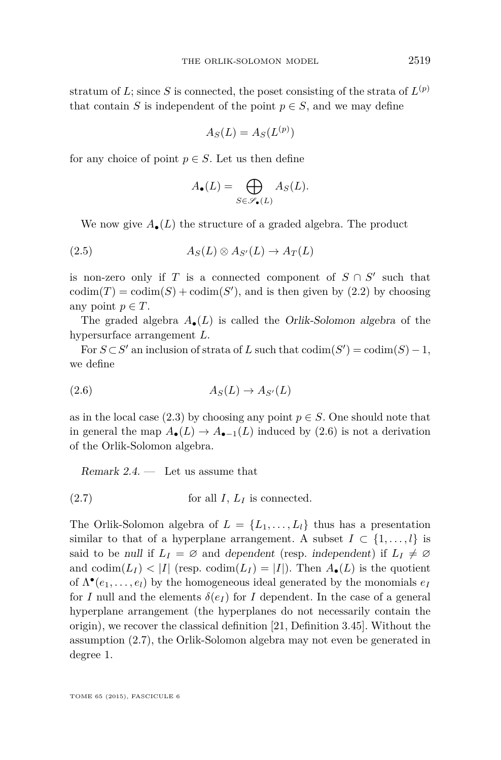stratum of $L$; since $S$ is connected, the poset consisting of the strata of $L^{(p)}$ that contain $S$ is independent of the point $p \in S$, and we may define

$$A_S(L) = A_S(L^{(p)})$$

for any choice of point $p \in S$. Let us then define

$$A_\bullet(L) = \bigoplus_{S \in \mathscr{S}_\bullet(L)} A_S(L).$$

We now give $A_\bullet(L)$ the structure of a graded algebra. The product

$$A_S(L) \otimes A_{S'}(L) \to A_T(L) \tag{2.5}$$

is non-zero only if $T$ is a connected component of $S \cap S'$ such that $\operatorname{codim}(T) = \operatorname{codim}(S) + \operatorname{codim}(S')$, and is then given by (2.2) by choosing any point $p \in T$.

The graded algebra $A_\bullet(L)$ is called the *Orlik-Solomon algebra* of the hypersurface arrangement $L$.

For $S \subset S'$ an inclusion of strata of $L$ such that $\operatorname{codim}(S') = \operatorname{codim}(S) - 1$, we define

$$A_S(L) \to A_{S'}(L) \tag{2.6}$$

as in the local case (2.3) by choosing any point $p \in S$. One should note that in general the map $A_\bullet(L) \to A_{\bullet-1}(L)$ induced by (2.6) is not a derivation of the Orlik-Solomon algebra.

*Remark 2.4.* — Let us assume that

$$\text{for all } I,\ L_I \text{ is connected.} \tag{2.7}$$

The Orlik-Solomon algebra of $L = \{L_1, \ldots, L_l\}$ thus has a presentation similar to that of a hyperplane arrangement. A subset $I \subset \{1, \ldots, l\}$ is said to be *null* if $L_I = \varnothing$ and *dependent* (resp. *independent*) if $L_I \neq \varnothing$ and $\operatorname{codim}(L_I) < |I|$ (resp. $\operatorname{codim}(L_I) = |I|$). Then $A_\bullet(L)$ is the quotient of $\Lambda^\bullet(e_1, \ldots, e_l)$ by the homogeneous ideal generated by the monomials $e_I$ for $I$ null and the elements $\delta(e_I)$ for $I$ dependent. In the case of a general hyperplane arrangement (the hyperplanes do not necessarily contain the origin), we recover the classical definition [21, Definition 3.45]. Without the assumption (2.7), the Orlik-Solomon algebra may not even be generated in degree 1.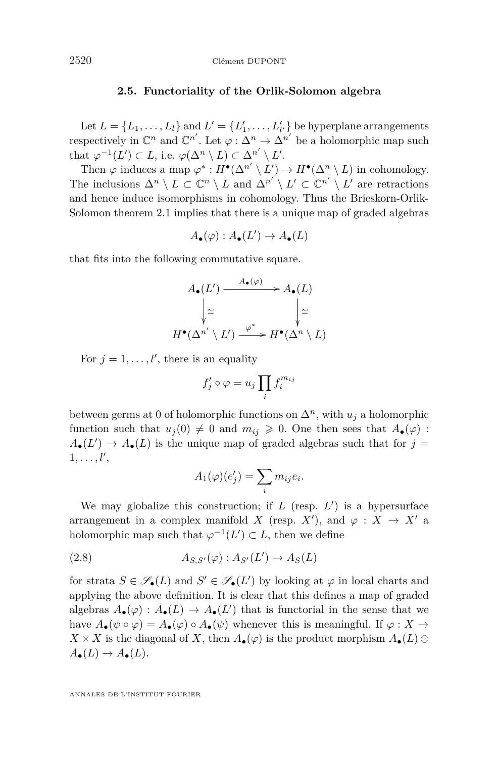### 2.5. Functoriality of the Orlik-Solomon algebra

Let $L = \{L_1, \ldots, L_l\}$ and $L' = \{L'_1, \ldots, L'_{l'}\}$ be hyperplane arrangements respectively in $\mathbb{C}^n$ and $\mathbb{C}^{n'}$. Let $\varphi : \Delta^n \to \Delta^{n'}$ be a holomorphic map such that $\varphi^{-1}(L') \subset L$, i.e. $\varphi(\Delta^n \setminus L) \subset \Delta^{n'} \setminus L'$.

Then $\varphi$ induces a map $\varphi^* : H^\bullet(\Delta^{n'} \setminus L') \to H^\bullet(\Delta^n \setminus L)$ in cohomology. The inclusions $\Delta^n \setminus L \subset \mathbb{C}^n \setminus L$ and $\Delta^{n'} \setminus L' \subset \mathbb{C}^{n'} \setminus L'$ are retractions and hence induce isomorphisms in cohomology. Thus the Brieskorn-Orlik-Solomon theorem 2.1 implies that there is a unique map of graded algebras

$$A_\bullet(\varphi) : A_\bullet(L') \to A_\bullet(L)$$

that fits into the following commutative square.

$$\begin{array}{ccc} A_\bullet(L') & \xrightarrow{A_\bullet(\varphi)} & A_\bullet(L) \\ \downarrow \cong & & \downarrow \cong \\ H^\bullet(\Delta^{n'} \setminus L') & \xrightarrow{\varphi^*} & H^\bullet(\Delta^n \setminus L) \end{array}$$

For $j = 1, \ldots, l'$, there is an equality

$$f'_j \circ \varphi = u_j \prod_i f_i^{m_{ij}}$$

between germs at 0 of holomorphic functions on $\Delta^n$, with $u_j$ a holomorphic function such that $u_j(0) \neq 0$ and $m_{ij} \geqslant 0$. One then sees that $A_\bullet(\varphi) : A_\bullet(L') \to A_\bullet(L)$ is the unique map of graded algebras such that for $j = 1, \ldots, l'$,

$$A_1(\varphi)(e'_j) = \sum_i m_{ij} e_i.$$

We may globalize this construction; if $L$ (resp. $L'$) is a hypersurface arrangement in a complex manifold $X$ (resp. $X'$), and $\varphi : X \to X'$ a holomorphic map such that $\varphi^{-1}(L') \subset L$, then we define

$$A_{S,S'}(\varphi) : A_{S'}(L') \to A_S(L) \tag{2.8}$$

for strata $S \in \mathscr{S}_\bullet(L)$ and $S' \in \mathscr{S}_\bullet(L')$ by looking at $\varphi$ in local charts and applying the above definition. It is clear that this defines a map of graded algebras $A_\bullet(\varphi) : A_\bullet(L) \to A_\bullet(L')$ that is functorial in the sense that we have $A_\bullet(\psi \circ \varphi) = A_\bullet(\varphi) \circ A_\bullet(\psi)$ whenever this is meaningful. If $\varphi : X \to X \times X$ is the diagonal of $X$, then $A_\bullet(\varphi)$ is the product morphism $A_\bullet(L) \otimes A_\bullet(L) \to A_\bullet(L)$.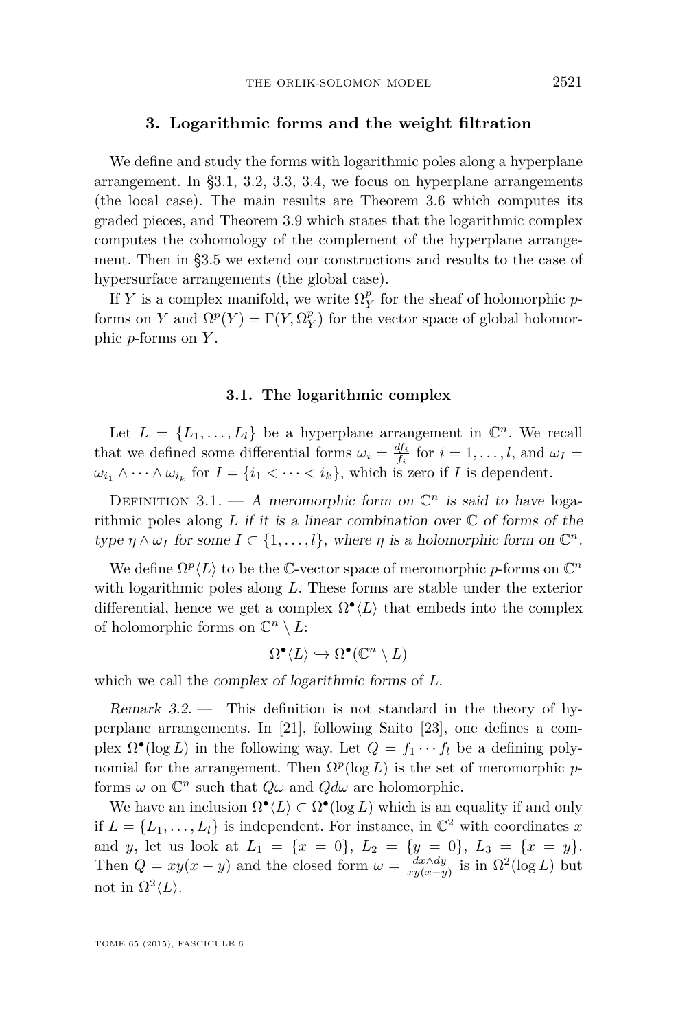## 3. Logarithmic forms and the weight filtration

We define and study the forms with logarithmic poles along a hyperplane arrangement. In §3.1, 3.2, 3.3, 3.4, we focus on hyperplane arrangements (the local case). The main results are Theorem 3.6 which computes its graded pieces, and Theorem 3.9 which states that the logarithmic complex computes the cohomology of the complement of the hyperplane arrangement. Then in §3.5 we extend our constructions and results to the case of hypersurface arrangements (the global case).

If $Y$ is a complex manifold, we write $\Omega^p_Y$ for the sheaf of holomorphic $p$-forms on $Y$ and $\Omega^p(Y) = \Gamma(Y, \Omega^p_Y)$ for the vector space of global holomorphic $p$-forms on $Y$.

### 3.1. The logarithmic complex

Let $L = \{L_1, \ldots, L_l\}$ be a hyperplane arrangement in $\mathbb{C}^n$. We recall that we defined some differential forms $\omega_i = \frac{df_i}{f_i}$ for $i = 1, \ldots, l$, and $\omega_I = \omega_{i_1} \wedge \cdots \wedge \omega_{i_k}$ for $I = \{i_1 < \cdots < i_k\}$, which is zero if $I$ is dependent.

Definition 3.1. — *A meromorphic form on $\mathbb{C}^n$ is said to have* logarithmic poles *along $L$ if it is a linear combination over $\mathbb{C}$ of forms of the type $\eta \wedge \omega_I$ for some $I \subset \{1, \ldots, l\}$, where $\eta$ is a holomorphic form on $\mathbb{C}^n$.*

We define $\Omega^p\langle L\rangle$ to be the $\mathbb{C}$-vector space of meromorphic $p$-forms on $\mathbb{C}^n$ with logarithmic poles along $L$. These forms are stable under the exterior differential, hence we get a complex $\Omega^\bullet\langle L\rangle$ that embeds into the complex of holomorphic forms on $\mathbb{C}^n \setminus L$:

$$\Omega^\bullet\langle L\rangle \hookrightarrow \Omega^\bullet(\mathbb{C}^n \setminus L)$$

which we call the *complex of logarithmic forms* of $L$.

*Remark 3.2.* — This definition is not standard in the theory of hyperplane arrangements. In [21], following Saito [23], one defines a complex $\Omega^\bullet(\log L)$ in the following way. Let $Q = f_1 \cdots f_l$ be a defining polynomial for the arrangement. Then $\Omega^p(\log L)$ is the set of meromorphic $p$-forms $\omega$ on $\mathbb{C}^n$ such that $Q\omega$ and $Qd\omega$ are holomorphic.

We have an inclusion $\Omega^\bullet\langle L\rangle \subset \Omega^\bullet(\log L)$ which is an equality if and only if $L = \{L_1, \ldots, L_l\}$ is independent. For instance, in $\mathbb{C}^2$ with coordinates $x$ and $y$, let us look at $L_1 = \{x = 0\}$, $L_2 = \{y = 0\}$, $L_3 = \{x = y\}$. Then $Q = xy(x - y)$ and the closed form $\omega = \frac{dx \wedge dy}{xy(x-y)}$ is in $\Omega^2(\log L)$ but not in $\Omega^2\langle L\rangle$.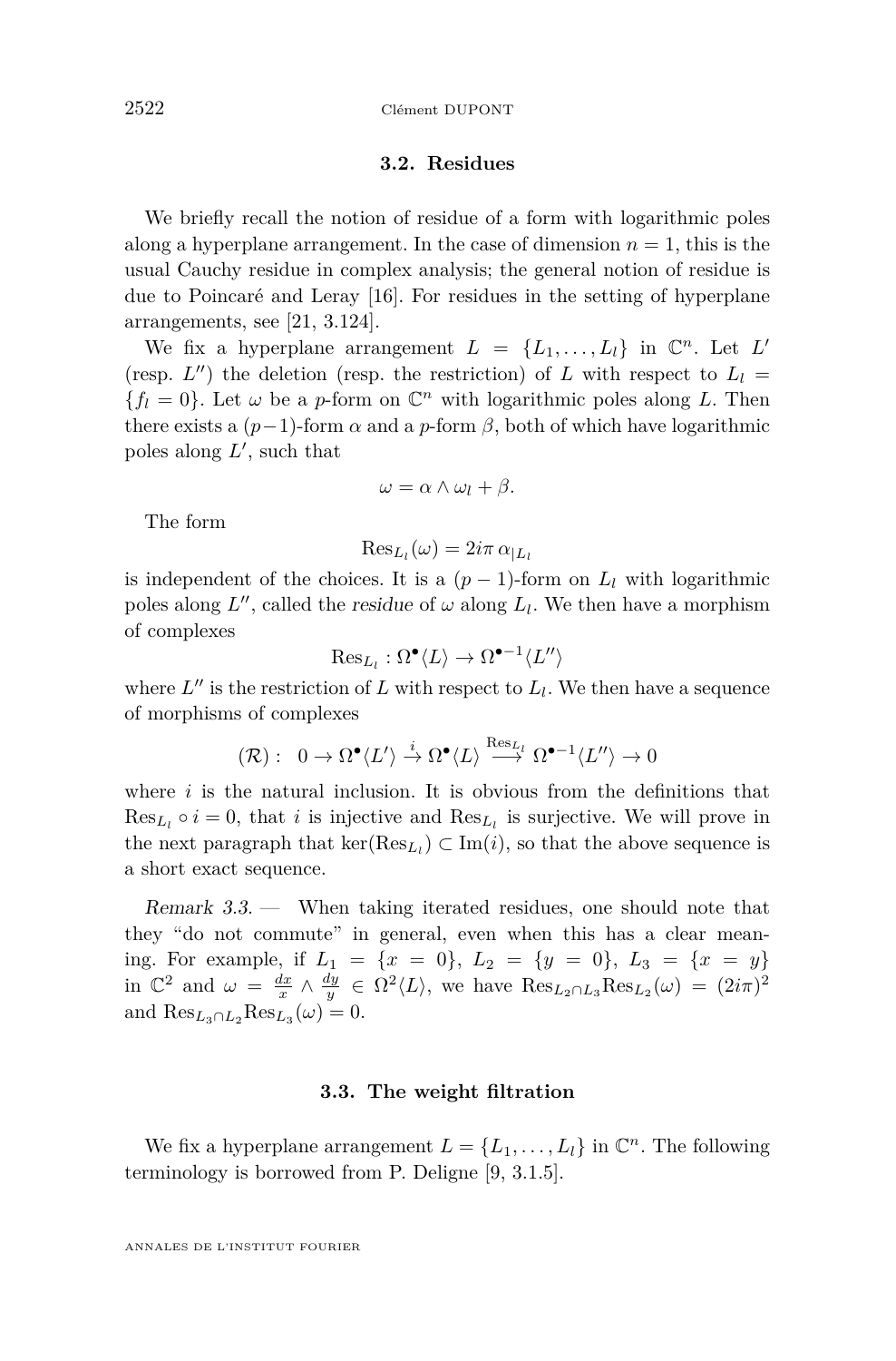### 3.2. Residues

We briefly recall the notion of residue of a form with logarithmic poles along a hyperplane arrangement. In the case of dimension $n = 1$, this is the usual Cauchy residue in complex analysis; the general notion of residue is due to Poincaré and Leray [16]. For residues in the setting of hyperplane arrangements, see [21, 3.124].

We fix a hyperplane arrangement $L = \{L_1, \ldots, L_l\}$ in $\mathbb{C}^n$. Let $L'$ (resp. $L''$) the deletion (resp. the restriction) of $L$ with respect to $L_l = \{f_l = 0\}$. Let $\omega$ be a $p$-form on $\mathbb{C}^n$ with logarithmic poles along $L$. Then there exists a $(p-1)$-form $\alpha$ and a $p$-form $\beta$, both of which have logarithmic poles along $L'$, such that

$$\omega = \alpha \wedge \omega_l + \beta.$$

The form

$$\mathrm{Res}_{L_l}(\omega) = 2i\pi \, \alpha_{|L_l}$$

is independent of the choices. It is a $(p-1)$-form on $L_l$ with logarithmic poles along $L''$, called the *residue* of $\omega$ along $L_l$. We then have a morphism of complexes

$$\mathrm{Res}_{L_l} : \Omega^\bullet\langle L\rangle \to \Omega^{\bullet-1}\langle L''\rangle$$

where $L''$ is the restriction of $L$ with respect to $L_l$. We then have a sequence of morphisms of complexes

$$(\mathcal{R}) : \quad 0 \to \Omega^\bullet\langle L'\rangle \stackrel{i}{\to} \Omega^\bullet\langle L\rangle \stackrel{\mathrm{Res}_{L_l}}{\longrightarrow} \Omega^{\bullet-1}\langle L''\rangle \to 0$$

where $i$ is the natural inclusion. It is obvious from the definitions that $\mathrm{Res}_{L_l} \circ i = 0$, that $i$ is injective and $\mathrm{Res}_{L_l}$ is surjective. We will prove in the next paragraph that $\ker(\mathrm{Res}_{L_l}) \subset \mathrm{Im}(i)$, so that the above sequence is a short exact sequence.

*Remark 3.3.* — When taking iterated residues, one should note that they "do not commute" in general, even when this has a clear meaning. For example, if $L_1 = \{x = 0\}$, $L_2 = \{y = 0\}$, $L_3 = \{x = y\}$ in $\mathbb{C}^2$ and $\omega = \frac{dx}{x} \wedge \frac{dy}{y} \in \Omega^2\langle L\rangle$, we have $\mathrm{Res}_{L_2 \cap L_3}\mathrm{Res}_{L_2}(\omega) = (2i\pi)^2$ and $\mathrm{Res}_{L_3 \cap L_2}\mathrm{Res}_{L_3}(\omega) = 0$.

### 3.3. The weight filtration

We fix a hyperplane arrangement $L = \{L_1, \ldots, L_l\}$ in $\mathbb{C}^n$. The following terminology is borrowed from P. Deligne [9, 3.1.5].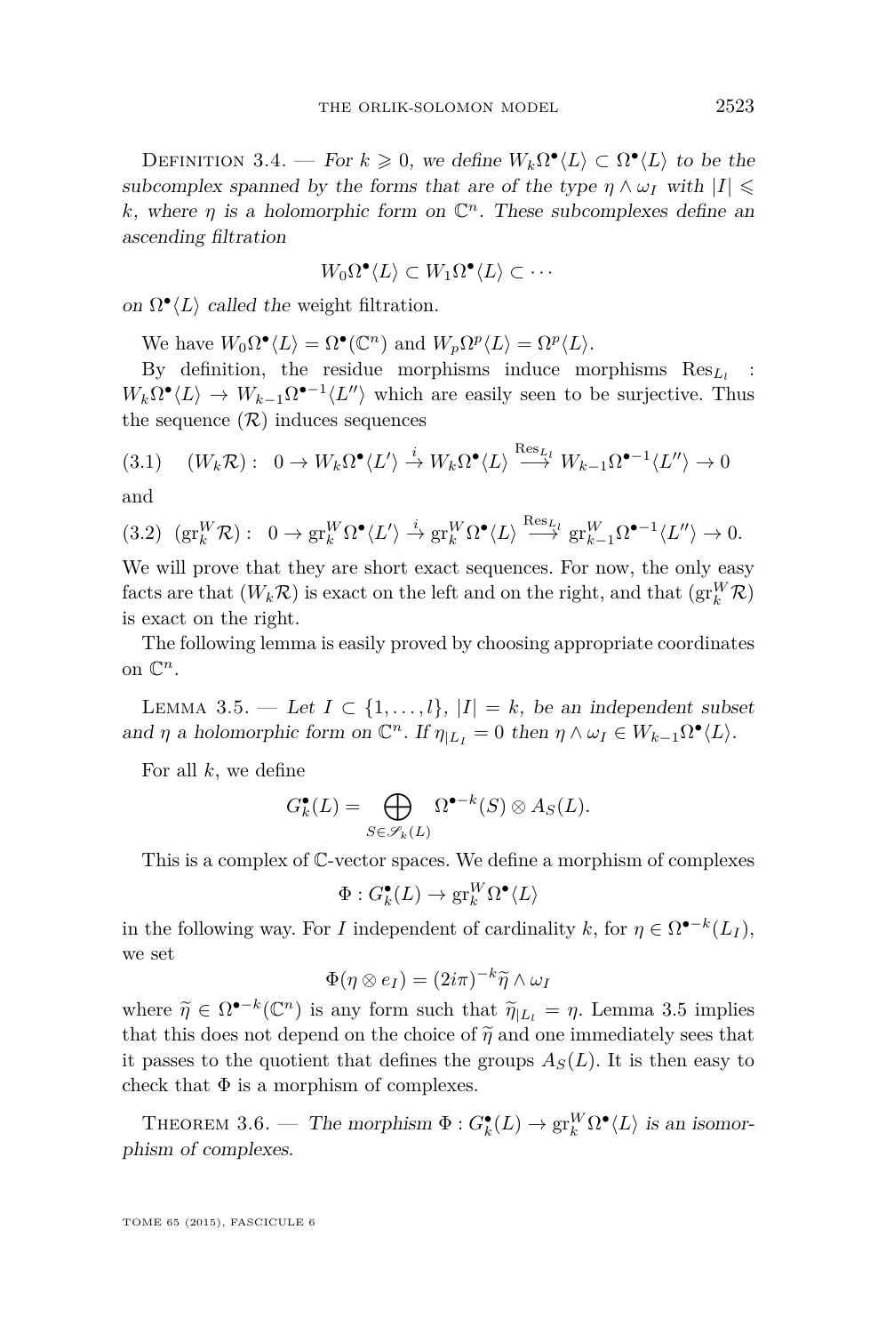Definition 3.4. — *For $k \geqslant 0$, we define $W_k\Omega^\bullet\langle L\rangle \subset \Omega^\bullet\langle L\rangle$ to be the subcomplex spanned by the forms that are of the type $\eta \wedge \omega_I$ with $|I| \leqslant k$, where $\eta$ is a holomorphic form on $\mathbb{C}^n$. These subcomplexes define an ascending filtration*

$$W_0\Omega^\bullet\langle L\rangle \subset W_1\Omega^\bullet\langle L\rangle \subset \cdots$$

*on $\Omega^\bullet\langle L\rangle$ called the* weight filtration.

We have $W_0\Omega^\bullet\langle L\rangle = \Omega^\bullet(\mathbb{C}^n)$ and $W_p\Omega^p\langle L\rangle = \Omega^p\langle L\rangle$.

By definition, the residue morphisms induce morphisms $\mathrm{Res}_{L_l} : W_k\Omega^\bullet\langle L\rangle \to W_{k-1}\Omega^{\bullet-1}\langle L''\rangle$ which are easily seen to be surjective. Thus the sequence $(\mathcal{R})$ induces sequences

$$(3.1)\qquad (W_k\mathcal{R}) :\quad 0 \to W_k\Omega^\bullet\langle L'\rangle \xrightarrow{i} W_k\Omega^\bullet\langle L\rangle \xrightarrow{\mathrm{Res}_{L_l}} W_{k-1}\Omega^{\bullet-1}\langle L''\rangle \to 0$$

and

$$(3.2)\quad (\mathrm{gr}_k^W\mathcal{R}) :\quad 0 \to \mathrm{gr}_k^W\Omega^\bullet\langle L'\rangle \xrightarrow{i} \mathrm{gr}_k^W\Omega^\bullet\langle L\rangle \xrightarrow{\mathrm{Res}_{L_l}} \mathrm{gr}_{k-1}^W\Omega^{\bullet-1}\langle L''\rangle \to 0.$$

We will prove that they are short exact sequences. For now, the only easy facts are that $(W_k\mathcal{R})$ is exact on the left and on the right, and that $(\mathrm{gr}_k^W\mathcal{R})$ is exact on the right.

The following lemma is easily proved by choosing appropriate coordinates on $\mathbb{C}^n$.

Lemma 3.5. — *Let $I \subset \{1,\dots,l\}$, $|I| = k$, be an independent subset and $\eta$ a holomorphic form on $\mathbb{C}^n$. If $\eta_{|L_I} = 0$ then $\eta \wedge \omega_I \in W_{k-1}\Omega^\bullet\langle L\rangle$.*

For all $k$, we define

$$G_k^\bullet(L) = \bigoplus_{S\in\mathscr{S}_k(L)} \Omega^{\bullet-k}(S) \otimes A_S(L).$$

This is a complex of $\mathbb{C}$-vector spaces. We define a morphism of complexes

$$\Phi : G_k^\bullet(L) \to \mathrm{gr}_k^W\Omega^\bullet\langle L\rangle$$

in the following way. For $I$ independent of cardinality $k$, for $\eta \in \Omega^{\bullet-k}(L_I)$, we set

$$\Phi(\eta \otimes e_I) = (2i\pi)^{-k}\widetilde{\eta} \wedge \omega_I$$

where $\widetilde{\eta} \in \Omega^{\bullet-k}(\mathbb{C}^n)$ is any form such that $\widetilde{\eta}_{|L_l} = \eta$. Lemma 3.5 implies that this does not depend on the choice of $\widetilde{\eta}$ and one immediately sees that it passes to the quotient that defines the groups $A_S(L)$. It is then easy to check that $\Phi$ is a morphism of complexes.

Theorem 3.6. — *The morphism $\Phi : G_k^\bullet(L) \to \mathrm{gr}_k^W\Omega^\bullet\langle L\rangle$ is an isomorphism of complexes.*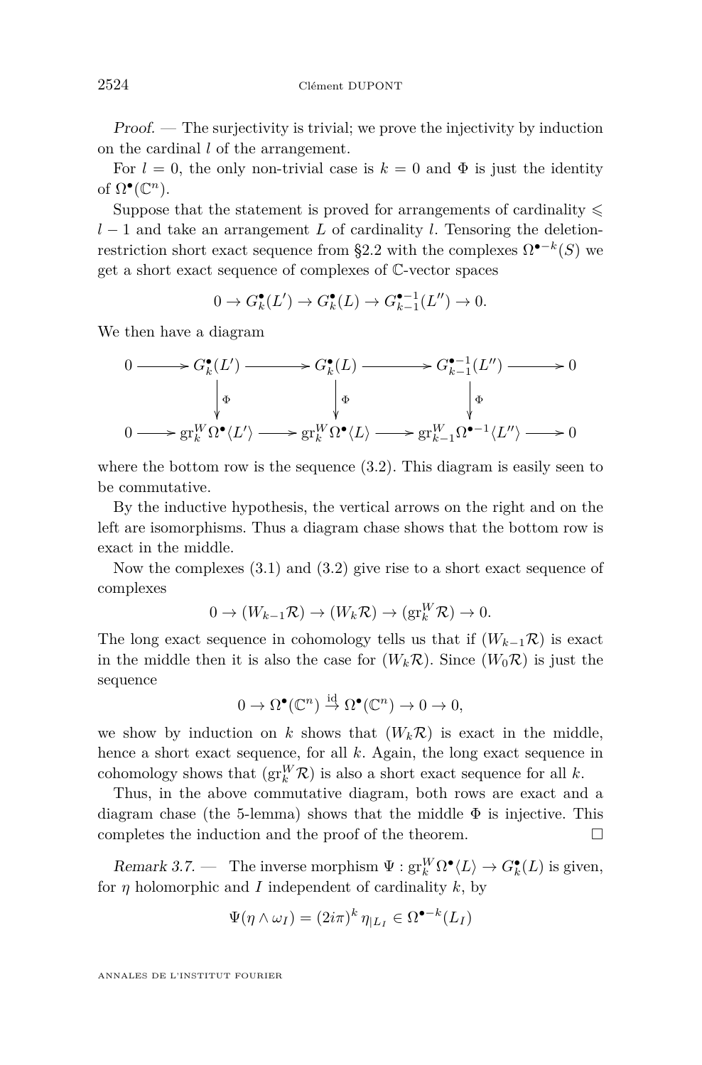*Proof.* — The surjectivity is trivial; we prove the injectivity by induction on the cardinal $l$ of the arrangement.

For $l = 0$, the only non-trivial case is $k = 0$ and $\Phi$ is just the identity of $\Omega^\bullet(\mathbb{C}^n)$.

Suppose that the statement is proved for arrangements of cardinality $\leqslant l-1$ and take an arrangement $L$ of cardinality $l$. Tensoring the deletion-restriction short exact sequence from §2.2 with the complexes $\Omega^{\bullet-k}(S)$ we get a short exact sequence of complexes of $\mathbb{C}$-vector spaces

$$0 \to G_k^\bullet(L') \to G_k^\bullet(L) \to G_{k-1}^{\bullet-1}(L'') \to 0.$$

We then have a diagram

$$\begin{array}{ccccccccc}
0 & \longrightarrow & G_k^\bullet(L') & \longrightarrow & G_k^\bullet(L) & \longrightarrow & G_{k-1}^{\bullet-1}(L'') & \longrightarrow & 0 \\
 & & \big\downarrow \Phi & & \big\downarrow \Phi & & \big\downarrow \Phi & & \\
0 & \longrightarrow & \mathrm{gr}_k^W \Omega^\bullet\langle L'\rangle & \longrightarrow & \mathrm{gr}_k^W \Omega^\bullet\langle L\rangle & \longrightarrow & \mathrm{gr}_{k-1}^W \Omega^{\bullet-1}\langle L''\rangle & \longrightarrow & 0
\end{array}$$

where the bottom row is the sequence (3.2). This diagram is easily seen to be commutative.

By the inductive hypothesis, the vertical arrows on the right and on the left are isomorphisms. Thus a diagram chase shows that the bottom row is exact in the middle.

Now the complexes (3.1) and (3.2) give rise to a short exact sequence of complexes

$$0 \to (W_{k-1}\mathcal{R}) \to (W_k\mathcal{R}) \to (\mathrm{gr}_k^W\mathcal{R}) \to 0.$$

The long exact sequence in cohomology tells us that if $(W_{k-1}\mathcal{R})$ is exact in the middle then it is also the case for $(W_k\mathcal{R})$. Since $(W_0\mathcal{R})$ is just the sequence

$$0 \to \Omega^\bullet(\mathbb{C}^n) \xrightarrow{\mathrm{id}} \Omega^\bullet(\mathbb{C}^n) \to 0 \to 0,$$

we show by induction on $k$ shows that $(W_k\mathcal{R})$ is exact in the middle, hence a short exact sequence, for all $k$. Again, the long exact sequence in cohomology shows that $(\mathrm{gr}_k^W\mathcal{R})$ is also a short exact sequence for all $k$.

Thus, in the above commutative diagram, both rows are exact and a diagram chase (the 5-lemma) shows that the middle $\Phi$ is injective. This completes the induction and the proof of the theorem. $\square$

*Remark 3.7.* — The inverse morphism $\Psi : \mathrm{gr}_k^W\Omega^\bullet\langle L\rangle \to G_k^\bullet(L)$ is given, for $\eta$ holomorphic and $I$ independent of cardinality $k$, by

$$\Psi(\eta \wedge \omega_I) = (2i\pi)^k\,\eta_{|L_I} \in \Omega^{\bullet-k}(L_I)$$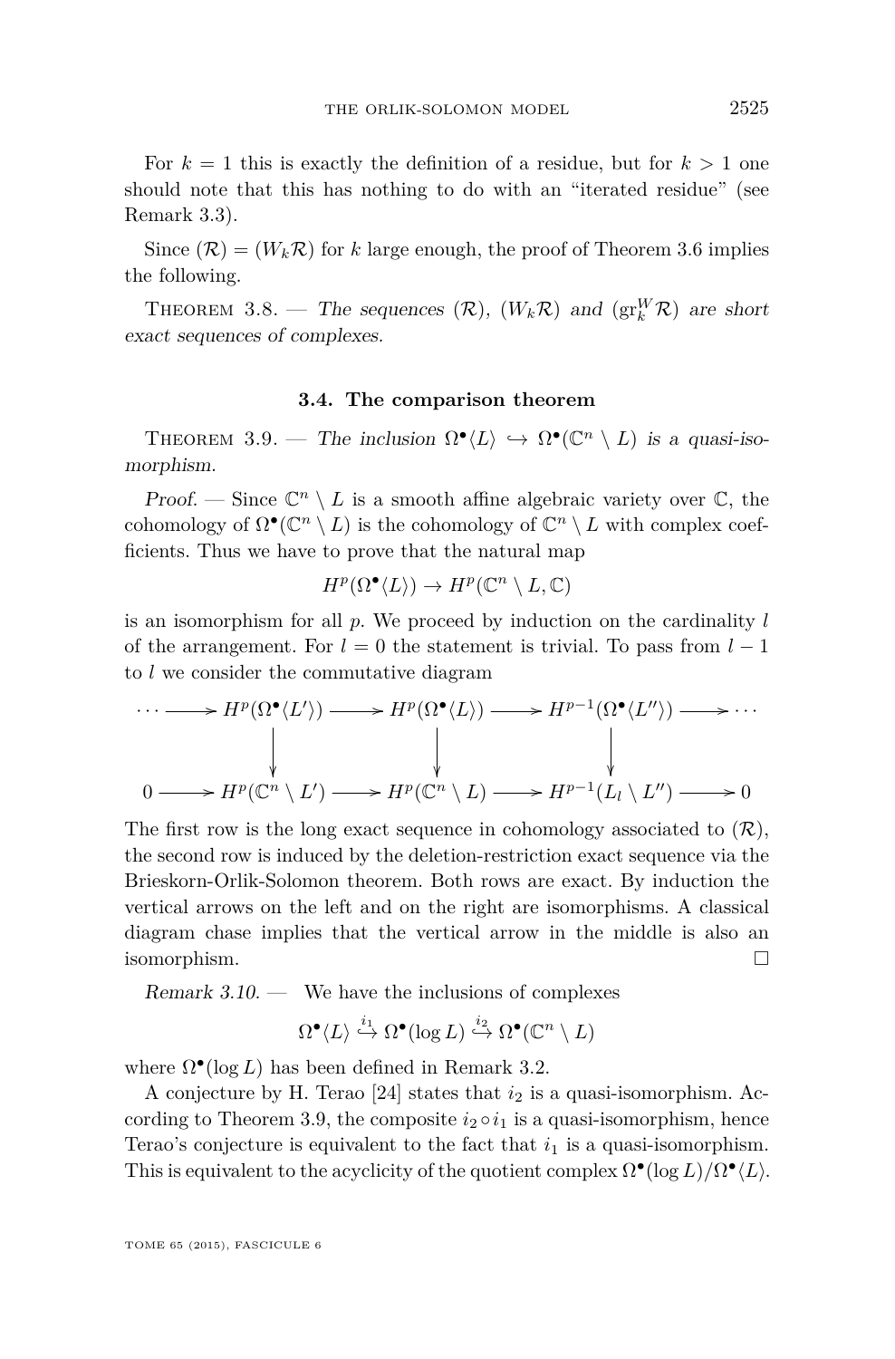For $k = 1$ this is exactly the definition of a residue, but for $k > 1$ one should note that this has nothing to do with an "iterated residue" (see Remark 3.3).

Since $(\mathcal{R}) = (W_k\mathcal{R})$ for $k$ large enough, the proof of Theorem 3.6 implies the following.

Theorem 3.8. — *The sequences $(\mathcal{R})$, $(W_k\mathcal{R})$ and $(\mathrm{gr}_k^W\mathcal{R})$ are short exact sequences of complexes.*

### 3.4. The comparison theorem

Theorem 3.9. — *The inclusion $\Omega^\bullet\langle L\rangle \hookrightarrow \Omega^\bullet(\mathbb{C}^n \setminus L)$ is a quasi-isomorphism.*

*Proof.* — Since $\mathbb{C}^n \setminus L$ is a smooth affine algebraic variety over $\mathbb{C}$, the cohomology of $\Omega^\bullet(\mathbb{C}^n \setminus L)$ is the cohomology of $\mathbb{C}^n \setminus L$ with complex coefficients. Thus we have to prove that the natural map

$$H^p(\Omega^\bullet\langle L\rangle) \to H^p(\mathbb{C}^n \setminus L, \mathbb{C})$$

is an isomorphism for all $p$. We proceed by induction on the cardinality $l$ of the arrangement. For $l = 0$ the statement is trivial. To pass from $l-1$ to $l$ we consider the commutative diagram

$$\begin{array}{ccccccccc}
\cdots & \longrightarrow & H^p(\Omega^\bullet\langle L'\rangle) & \longrightarrow & H^p(\Omega^\bullet\langle L\rangle) & \longrightarrow & H^{p-1}(\Omega^\bullet\langle L''\rangle) & \longrightarrow & \cdots \\
 & & \downarrow & & \downarrow & & \downarrow & & \\
0 & \longrightarrow & H^p(\mathbb{C}^n \setminus L') & \longrightarrow & H^p(\mathbb{C}^n \setminus L) & \longrightarrow & H^{p-1}(L_l \setminus L'') & \longrightarrow & 0
\end{array}$$

The first row is the long exact sequence in cohomology associated to $(\mathcal{R})$, the second row is induced by the deletion-restriction exact sequence via the Brieskorn-Orlik-Solomon theorem. Both rows are exact. By induction the vertical arrows on the left and on the right are isomorphisms. A classical diagram chase implies that the vertical arrow in the middle is also an isomorphism. □

*Remark 3.10.* — We have the inclusions of complexes

$$\Omega^\bullet\langle L\rangle \overset{i_1}{\hookrightarrow} \Omega^\bullet(\log L) \overset{i_2}{\hookrightarrow} \Omega^\bullet(\mathbb{C}^n \setminus L)$$

where $\Omega^\bullet(\log L)$ has been defined in Remark 3.2.

A conjecture by H. Terao [24] states that $i_2$ is a quasi-isomorphism. According to Theorem 3.9, the composite $i_2 \circ i_1$ is a quasi-isomorphism, hence Terao's conjecture is equivalent to the fact that $i_1$ is a quasi-isomorphism. This is equivalent to the acyclicity of the quotient complex $\Omega^\bullet(\log L)/\Omega^\bullet\langle L\rangle$.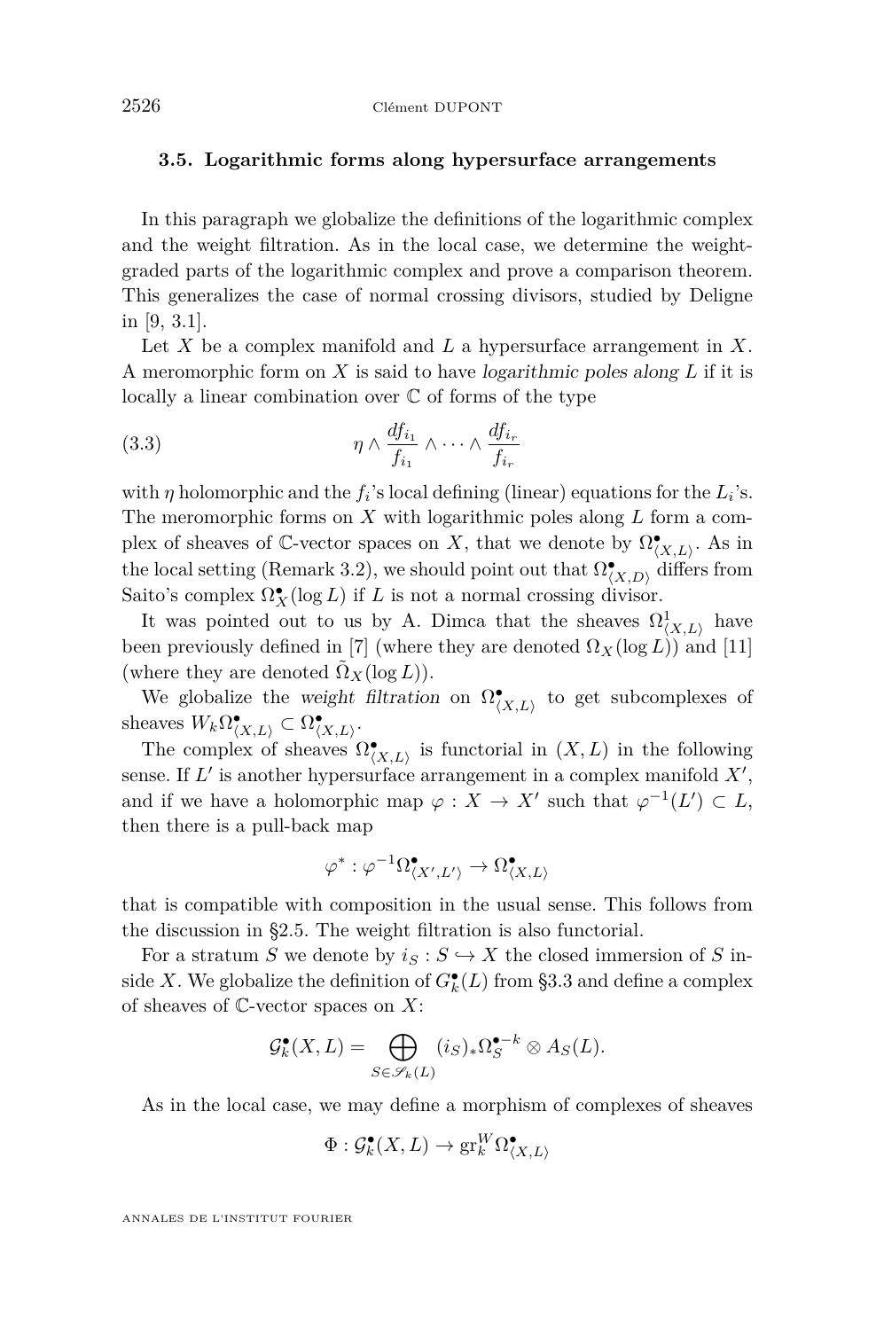### 3.5. Logarithmic forms along hypersurface arrangements

In this paragraph we globalize the definitions of the logarithmic complex and the weight filtration. As in the local case, we determine the weight-graded parts of the logarithmic complex and prove a comparison theorem. This generalizes the case of normal crossing divisors, studied by Deligne in [9, 3.1].

Let $X$ be a complex manifold and $L$ a hypersurface arrangement in $X$. A meromorphic form on $X$ is said to have *logarithmic poles along* $L$ if it is locally a linear combination over $\mathbb{C}$ of forms of the type

$$\eta \wedge \frac{df_{i_1}}{f_{i_1}} \wedge \cdots \wedge \frac{df_{i_r}}{f_{i_r}} \tag{3.3}$$

with $\eta$ holomorphic and the $f_i$'s local defining (linear) equations for the $L_i$'s. The meromorphic forms on $X$ with logarithmic poles along $L$ form a complex of sheaves of $\mathbb{C}$-vector spaces on $X$, that we denote by $\Omega^\bullet_{\langle X,L\rangle}$. As in the local setting (Remark 3.2), we should point out that $\Omega^\bullet_{\langle X,D\rangle}$ differs from Saito's complex $\Omega^\bullet_X(\log L)$ if $L$ is not a normal crossing divisor.

It was pointed out to us by A. Dimca that the sheaves $\Omega^1_{\langle X,L\rangle}$ have been previously defined in [7] (where they are denoted $\Omega_X(\log L)$) and [11] (where they are denoted $\tilde{\Omega}_X(\log L)$).

We globalize the *weight filtration* on $\Omega^\bullet_{\langle X,L\rangle}$ to get subcomplexes of sheaves $W_k\Omega^\bullet_{\langle X,L\rangle} \subset \Omega^\bullet_{\langle X,L\rangle}$.

The complex of sheaves $\Omega^\bullet_{\langle X,L\rangle}$ is functorial in $(X, L)$ in the following sense. If $L'$ is another hypersurface arrangement in a complex manifold $X'$, and if we have a holomorphic map $\varphi : X \to X'$ such that $\varphi^{-1}(L') \subset L$, then there is a pull-back map

$$\varphi^* : \varphi^{-1}\Omega^\bullet_{\langle X',L'\rangle} \to \Omega^\bullet_{\langle X,L\rangle}$$

that is compatible with composition in the usual sense. This follows from the discussion in §2.5. The weight filtration is also functorial.

For a stratum $S$ we denote by $i_S : S \hookrightarrow X$ the closed immersion of $S$ inside $X$. We globalize the definition of $G^\bullet_k(L)$ from §3.3 and define a complex of sheaves of $\mathbb{C}$-vector spaces on $X$:

$$\mathcal{G}^\bullet_k(X,L) = \bigoplus_{S\in\mathscr{S}_k(L)} (i_S)_*\Omega^{\bullet-k}_S \otimes A_S(L).$$

As in the local case, we may define a morphism of complexes of sheaves

$$\Phi : \mathcal{G}^\bullet_k(X,L) \to \mathrm{gr}^W_k\Omega^\bullet_{\langle X,L\rangle}$$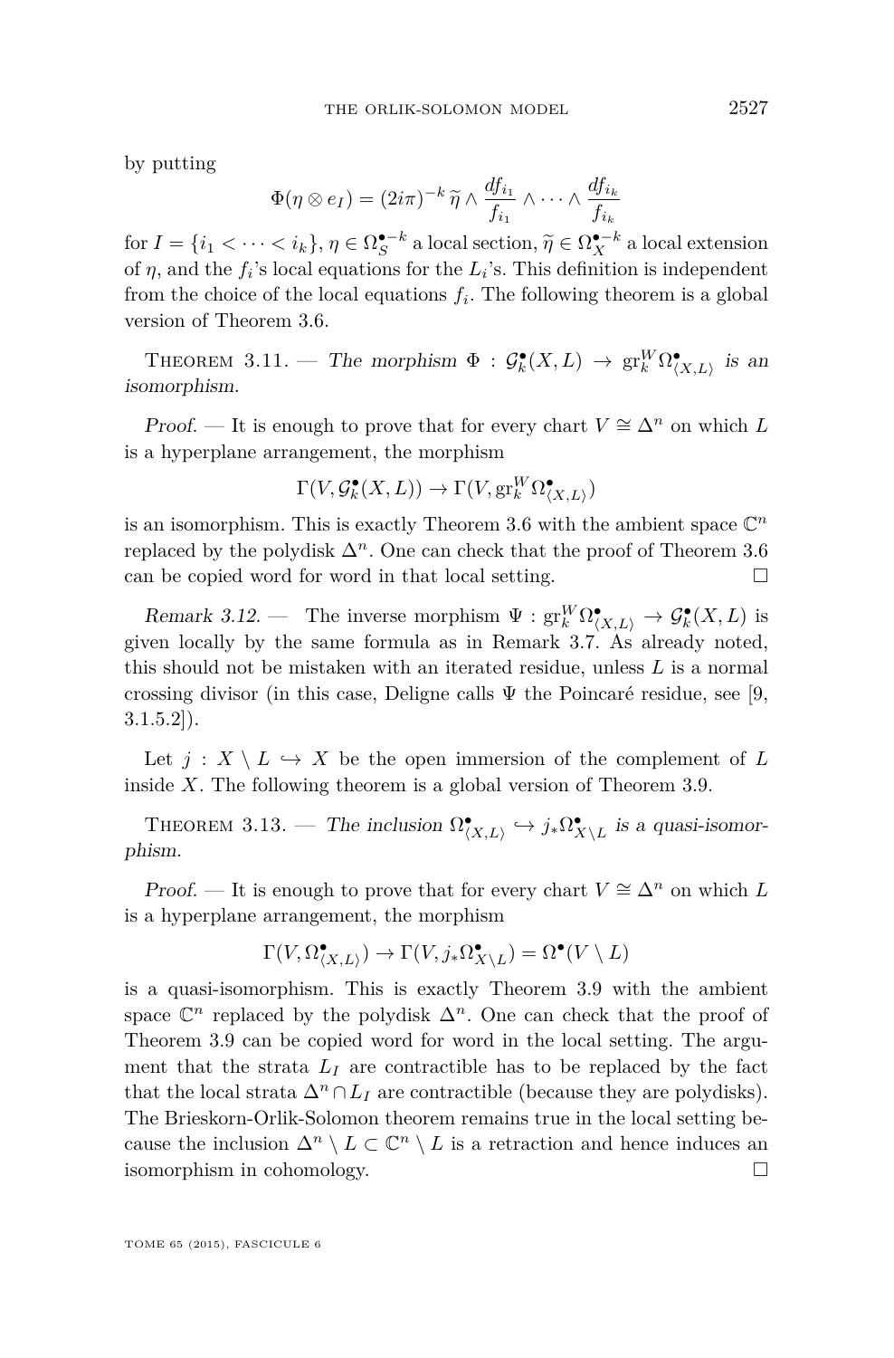by putting

$$\Phi(\eta\otimes e_I)=(2i\pi)^{-k}\,\widetilde{\eta}\wedge\frac{df_{i_1}}{f_{i_1}}\wedge\cdots\wedge\frac{df_{i_k}}{f_{i_k}}$$

for $I=\{i_1<\cdots<i_k\}$, $\eta\in\Omega_S^{\bullet-k}$ a local section, $\widetilde{\eta}\in\Omega_X^{\bullet-k}$ a local extension of $\eta$, and the $f_i$'s local equations for the $L_i$'s. This definition is independent from the choice of the local equations $f_i$. The following theorem is a global version of Theorem 3.6.

THEOREM 3.11. — *The morphism $\Phi:\mathcal{G}_k^\bullet(X,L)\to\mathrm{gr}_k^W\Omega^\bullet_{\langle X,L\rangle}$ is an isomorphism.*

*Proof.* — It is enough to prove that for every chart $V\cong\Delta^n$ on which $L$ is a hyperplane arrangement, the morphism

$$\Gamma(V,\mathcal{G}_k^\bullet(X,L))\to\Gamma(V,\mathrm{gr}_k^W\Omega^\bullet_{\langle X,L\rangle})$$

is an isomorphism. This is exactly Theorem 3.6 with the ambient space $\mathbb{C}^n$ replaced by the polydisk $\Delta^n$. One can check that the proof of Theorem 3.6 can be copied word for word in that local setting. □

*Remark 3.12.* — The inverse morphism $\Psi:\mathrm{gr}_k^W\Omega^\bullet_{\langle X,L\rangle}\to\mathcal{G}_k^\bullet(X,L)$ is given locally by the same formula as in Remark 3.7. As already noted, this should not be mistaken with an iterated residue, unless $L$ is a normal crossing divisor (in this case, Deligne calls $\Psi$ the Poincaré residue, see [9, 3.1.5.2]).

Let $j:X\setminus L\hookrightarrow X$ be the open immersion of the complement of $L$ inside $X$. The following theorem is a global version of Theorem 3.9.

THEOREM 3.13. — *The inclusion $\Omega^\bullet_{\langle X,L\rangle}\hookrightarrow j_*\Omega^\bullet_{X\setminus L}$ is a quasi-isomorphism.*

*Proof.* — It is enough to prove that for every chart $V\cong\Delta^n$ on which $L$ is a hyperplane arrangement, the morphism

$$\Gamma(V,\Omega^\bullet_{\langle X,L\rangle})\to\Gamma(V,j_*\Omega^\bullet_{X\setminus L})=\Omega^\bullet(V\setminus L)$$

is a quasi-isomorphism. This is exactly Theorem 3.9 with the ambient space $\mathbb{C}^n$ replaced by the polydisk $\Delta^n$. One can check that the proof of Theorem 3.9 can be copied word for word in the local setting. The argument that the strata $L_I$ are contractible has to be replaced by the fact that the local strata $\Delta^n\cap L_I$ are contractible (because they are polydisks). The Brieskorn-Orlik-Solomon theorem remains true in the local setting because the inclusion $\Delta^n\setminus L\subset\mathbb{C}^n\setminus L$ is a retraction and hence induces an isomorphism in cohomology. □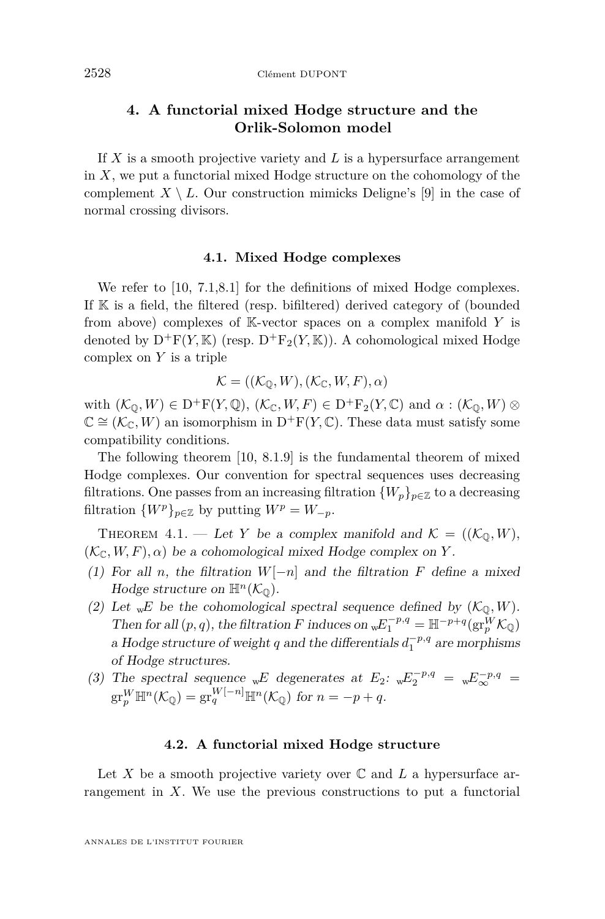## 4. A functorial mixed Hodge structure and the Orlik-Solomon model

If $X$ is a smooth projective variety and $L$ is a hypersurface arrangement in $X$, we put a functorial mixed Hodge structure on the cohomology of the complement $X \setminus L$. Our construction mimicks Deligne's [9] in the case of normal crossing divisors.

### 4.1. Mixed Hodge complexes

We refer to [10, 7.1,8.1] for the definitions of mixed Hodge complexes. If $\mathbb{K}$ is a field, the filtered (resp. bifiltered) derived category of (bounded from above) complexes of $\mathbb{K}$-vector spaces on a complex manifold $Y$ is denoted by $\mathrm{D}^+\mathrm{F}(Y,\mathbb{K})$ (resp. $\mathrm{D}^+\mathrm{F}_2(Y,\mathbb{K})$). A cohomological mixed Hodge complex on $Y$ is a triple

$$\mathcal{K} = ((\mathcal{K}_\mathbb{Q}, W), (\mathcal{K}_\mathbb{C}, W, F), \alpha)$$

with $(\mathcal{K}_\mathbb{Q}, W) \in \mathrm{D}^+\mathrm{F}(Y,\mathbb{Q})$, $(\mathcal{K}_\mathbb{C}, W, F) \in \mathrm{D}^+\mathrm{F}_2(Y,\mathbb{C})$ and $\alpha : (\mathcal{K}_\mathbb{Q}, W) \otimes \mathbb{C} \cong (\mathcal{K}_\mathbb{C}, W)$ an isomorphism in $\mathrm{D}^+\mathrm{F}(Y,\mathbb{C})$. These data must satisfy some compatibility conditions.

The following theorem [10, 8.1.9] is the fundamental theorem of mixed Hodge complexes. Our convention for spectral sequences uses decreasing filtrations. One passes from an increasing filtration $\{W_p\}_{p\in\mathbb{Z}}$ to a decreasing filtration $\{W^p\}_{p\in\mathbb{Z}}$ by putting $W^p = W_{-p}$.

Theorem 4.1. — *Let $Y$ be a complex manifold and $\mathcal{K} = ((\mathcal{K}_\mathbb{Q}, W), (\mathcal{K}_\mathbb{C}, W, F), \alpha)$ be a cohomological mixed Hodge complex on $Y$.*

1. *For all $n$, the filtration $W[-n]$ and the filtration $F$ define a mixed Hodge structure on $\mathbb{H}^n(\mathcal{K}_\mathbb{Q})$.*
2. *Let ${}_{\mathrm{w}}E$ be the cohomological spectral sequence defined by $(\mathcal{K}_\mathbb{Q}, W)$. Then for all $(p,q)$, the filtration $F$ induces on ${}_{\mathrm{w}}E_1^{-p,q} = \mathbb{H}^{-p+q}(\mathrm{gr}_p^W \mathcal{K}_\mathbb{Q})$ a Hodge structure of weight $q$ and the differentials $d_1^{-p,q}$ are morphisms of Hodge structures.*
3. *The spectral sequence ${}_{\mathrm{w}}E$ degenerates at $E_2$: ${}_{\mathrm{w}}E_2^{-p,q} = {}_{\mathrm{w}}E_\infty^{-p,q} = \mathrm{gr}_p^W \mathbb{H}^n(\mathcal{K}_\mathbb{Q}) = \mathrm{gr}_q^{W[-n]} \mathbb{H}^n(\mathcal{K}_\mathbb{Q})$ for $n = -p+q$.*

### 4.2. A functorial mixed Hodge structure

Let $X$ be a smooth projective variety over $\mathbb{C}$ and $L$ a hypersurface arrangement in $X$. We use the previous constructions to put a functorial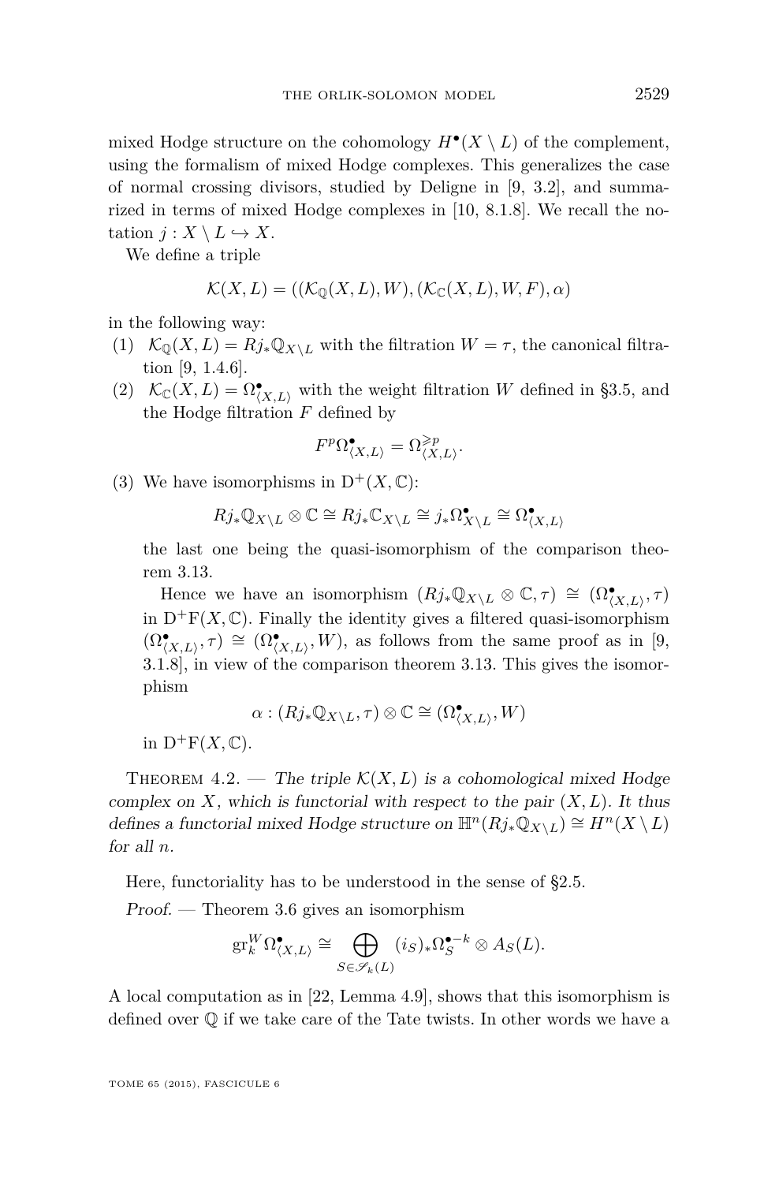mixed Hodge structure on the cohomology $H^\bullet(X \setminus L)$ of the complement, using the formalism of mixed Hodge complexes. This generalizes the case of normal crossing divisors, studied by Deligne in [9, 3.2], and summarized in terms of mixed Hodge complexes in [10, 8.1.8]. We recall the notation $j : X \setminus L \hookrightarrow X$.

We define a triple

$$\mathcal{K}(X, L) = ((\mathcal{K}_{\mathbb{Q}}(X, L), W), (\mathcal{K}_{\mathbb{C}}(X, L), W, F), \alpha)$$

in the following way:

(1) $\mathcal{K}_{\mathbb{Q}}(X, L) = Rj_*\mathbb{Q}_{X\setminus L}$ with the filtration $W = \tau$, the canonical filtration [9, 1.4.6].

(2) $\mathcal{K}_{\mathbb{C}}(X, L) = \Omega^\bullet_{\langle X,L\rangle}$ with the weight filtration $W$ defined in §3.5, and the Hodge filtration $F$ defined by

$$F^p\Omega^\bullet_{\langle X,L\rangle} = \Omega^{\geqslant p}_{\langle X,L\rangle}.$$

(3) We have isomorphisms in $\mathrm{D}^+(X, \mathbb{C})$:

$$Rj_*\mathbb{Q}_{X\setminus L} \otimes \mathbb{C} \cong Rj_*\mathbb{C}_{X\setminus L} \cong j_*\Omega^\bullet_{X\setminus L} \cong \Omega^\bullet_{\langle X,L\rangle}$$

the last one being the quasi-isomorphism of the comparison theorem 3.13.

Hence we have an isomorphism $(Rj_*\mathbb{Q}_{X\setminus L} \otimes \mathbb{C}, \tau) \cong (\Omega^\bullet_{\langle X,L\rangle}, \tau)$ in $\mathrm{D}^+\mathrm{F}(X, \mathbb{C})$. Finally the identity gives a filtered quasi-isomorphism $(\Omega^\bullet_{\langle X,L\rangle}, \tau) \cong (\Omega^\bullet_{\langle X,L\rangle}, W)$, as follows from the same proof as in [9, 3.1.8], in view of the comparison theorem 3.13. This gives the isomorphism

$$\alpha : (Rj_*\mathbb{Q}_{X\setminus L}, \tau) \otimes \mathbb{C} \cong (\Omega^\bullet_{\langle X,L\rangle}, W)$$

in $\mathrm{D}^+\mathrm{F}(X, \mathbb{C})$.

Theorem 4.2. — *The triple $\mathcal{K}(X, L)$ is a cohomological mixed Hodge complex on $X$, which is functorial with respect to the pair $(X, L)$. It thus defines a functorial mixed Hodge structure on $\mathbb{H}^n(Rj_*\mathbb{Q}_{X\setminus L}) \cong H^n(X \setminus L)$ for all $n$.*

Here, functoriality has to be understood in the sense of §2.5.

*Proof.* — Theorem 3.6 gives an isomorphism

$$\mathrm{gr}^W_k \Omega^\bullet_{\langle X,L\rangle} \cong \bigoplus_{S\in\mathscr{S}_k(L)} (i_S)_*\Omega^{\bullet-k}_S \otimes A_S(L).$$

A local computation as in [22, Lemma 4.9], shows that this isomorphism is defined over $\mathbb{Q}$ if we take care of the Tate twists. In other words we have a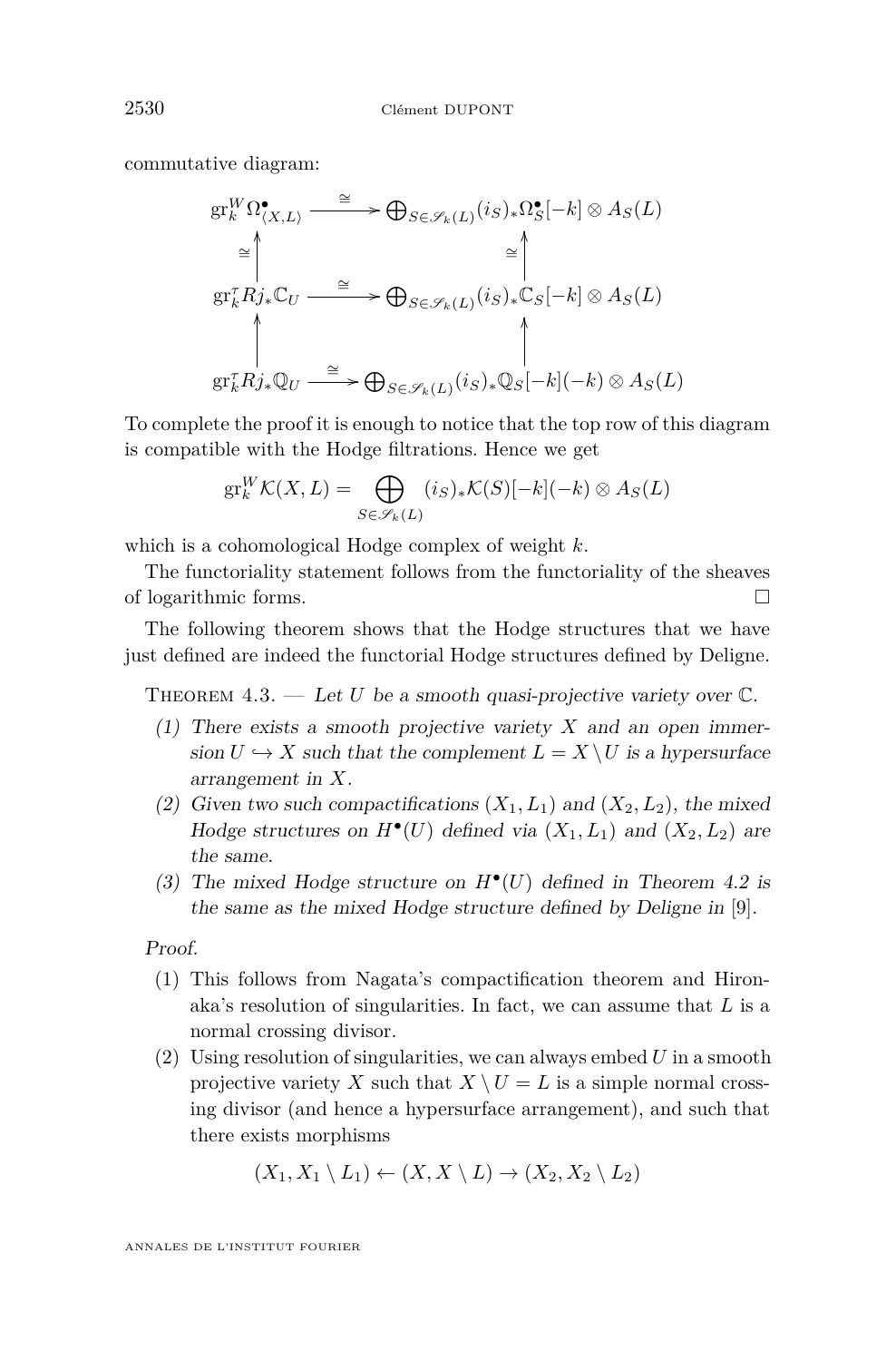commutative diagram:

$$\begin{array}{ccc}
\mathrm{gr}_k^W \Omega^\bullet_{\langle X,L\rangle} & \xrightarrow{\cong} & \bigoplus_{S\in\mathscr{S}_k(L)} (i_S)_*\Omega^\bullet_S[-k]\otimes A_S(L) \\
\cong\uparrow & & \cong\uparrow \\
\mathrm{gr}_k^\tau Rj_*\mathbb{C}_U & \xrightarrow{\cong} & \bigoplus_{S\in\mathscr{S}_k(L)} (i_S)_*\mathbb{C}_S[-k]\otimes A_S(L) \\
\uparrow & & \uparrow \\
\mathrm{gr}_k^\tau Rj_*\mathbb{Q}_U & \xrightarrow{\cong} & \bigoplus_{S\in\mathscr{S}_k(L)} (i_S)_*\mathbb{Q}_S[-k](-k)\otimes A_S(L)
\end{array}$$

To complete the proof it is enough to notice that the top row of this diagram is compatible with the Hodge filtrations. Hence we get

$$\mathrm{gr}_k^W \mathcal{K}(X,L) = \bigoplus_{S\in\mathscr{S}_k(L)} (i_S)_*\mathcal{K}(S)[-k](-k)\otimes A_S(L)$$

which is a cohomological Hodge complex of weight $k$.

The functoriality statement follows from the functoriality of the sheaves of logarithmic forms. □

The following theorem shows that the Hodge structures that we have just defined are indeed the functorial Hodge structures defined by Deligne.

Theorem 4.3. — *Let $U$ be a smooth quasi-projective variety over $\mathbb{C}$.*

1. *There exists a smooth projective variety $X$ and an open immersion $U \hookrightarrow X$ such that the complement $L = X \setminus U$ is a hypersurface arrangement in $X$.*
2. *Given two such compactifications $(X_1, L_1)$ and $(X_2, L_2)$, the mixed Hodge structures on $H^\bullet(U)$ defined via $(X_1, L_1)$ and $(X_2, L_2)$ are the same.*
3. *The mixed Hodge structure on $H^\bullet(U)$ defined in Theorem 4.2 is the same as the mixed Hodge structure defined by Deligne in* [9].

*Proof.*

1. This follows from Nagata's compactification theorem and Hironaka's resolution of singularities. In fact, we can assume that $L$ is a normal crossing divisor.
2. Using resolution of singularities, we can always embed $U$ in a smooth projective variety $X$ such that $X \setminus U = L$ is a simple normal crossing divisor (and hence a hypersurface arrangement), and such that there exists morphisms

$$(X_1, X_1 \setminus L_1) \leftarrow (X, X \setminus L) \rightarrow (X_2, X_2 \setminus L_2)$$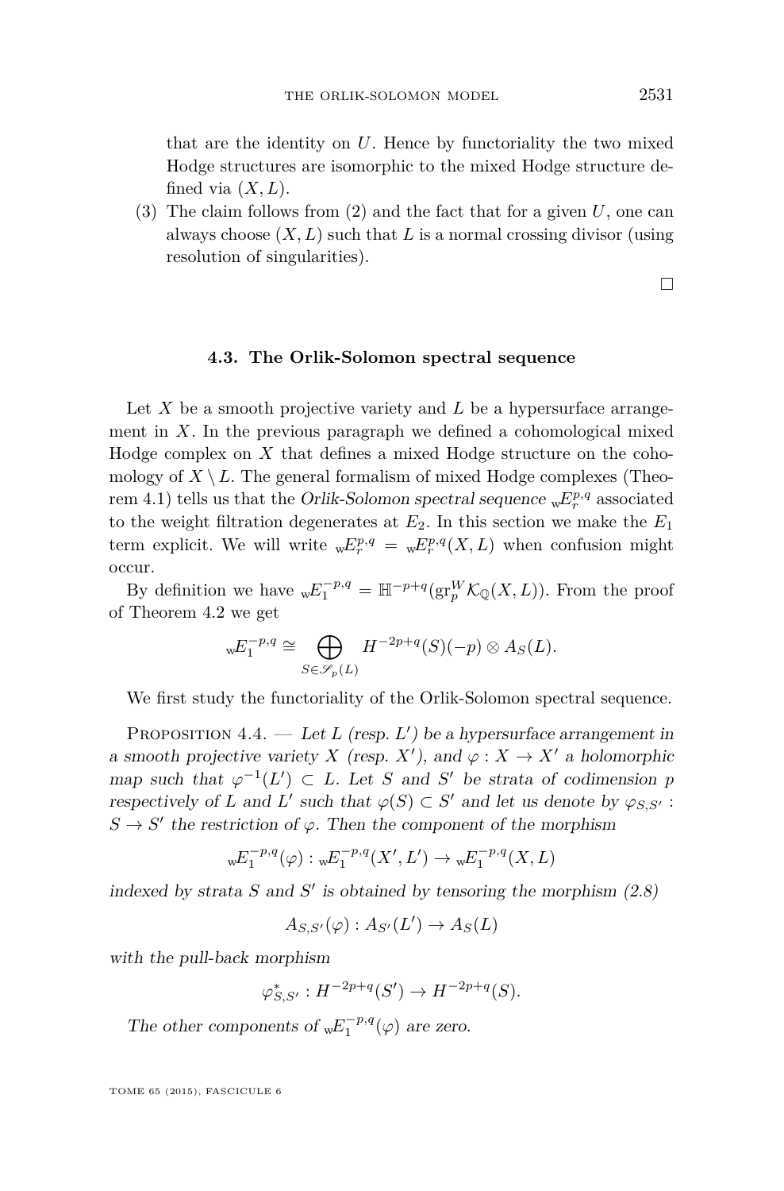that are the identity on $U$. Hence by functoriality the two mixed Hodge structures are isomorphic to the mixed Hodge structure defined via $(X, L)$.

(3) The claim follows from (2) and the fact that for a given $U$, one can always choose $(X, L)$ such that $L$ is a normal crossing divisor (using resolution of singularities).

□

### 4.3. The Orlik-Solomon spectral sequence

Let $X$ be a smooth projective variety and $L$ be a hypersurface arrangement in $X$. In the previous paragraph we defined a cohomological mixed Hodge complex on $X$ that defines a mixed Hodge structure on the cohomology of $X \setminus L$. The general formalism of mixed Hodge complexes (Theorem 4.1) tells us that the *Orlik-Solomon spectral sequence* ${}_{\mathrm{w}}E_r^{p,q}$ associated to the weight filtration degenerates at $E_2$. In this section we make the $E_1$ term explicit. We will write ${}_{\mathrm{w}}E_r^{p,q} = {}_{\mathrm{w}}E_r^{p,q}(X, L)$ when confusion might occur.

By definition we have ${}_{\mathrm{w}}E_1^{-p,q} = \mathbb{H}^{-p+q}(\mathrm{gr}_p^W \mathcal{K}_{\mathbb{Q}}(X, L))$. From the proof of Theorem 4.2 we get

$$ {}_{\mathrm{w}}E_1^{-p,q} \cong \bigoplus_{S \in \mathscr{S}_p(L)} H^{-2p+q}(S)(-p) \otimes A_S(L). $$

We first study the functoriality of the Orlik-Solomon spectral sequence.

Proposition 4.4. — *Let $L$ (resp. $L'$) be a hypersurface arrangement in a smooth projective variety $X$ (resp. $X'$), and $\varphi : X \to X'$ a holomorphic map such that $\varphi^{-1}(L') \subset L$. Let $S$ and $S'$ be strata of codimension $p$ respectively of $L$ and $L'$ such that $\varphi(S) \subset S'$ and let us denote by $\varphi_{S,S'} : S \to S'$ the restriction of $\varphi$. Then the component of the morphism*

$$ {}_{\mathrm{w}}E_1^{-p,q}(\varphi) : {}_{\mathrm{w}}E_1^{-p,q}(X', L') \to {}_{\mathrm{w}}E_1^{-p,q}(X, L) $$

*indexed by strata $S$ and $S'$ is obtained by tensoring the morphism (2.8)*

$$ A_{S,S'}(\varphi) : A_{S'}(L') \to A_S(L) $$

*with the pull-back morphism*

$$ \varphi_{S,S'}^* : H^{-2p+q}(S') \to H^{-2p+q}(S). $$

*The other components of ${}_{\mathrm{w}}E_1^{-p,q}(\varphi)$ are zero.*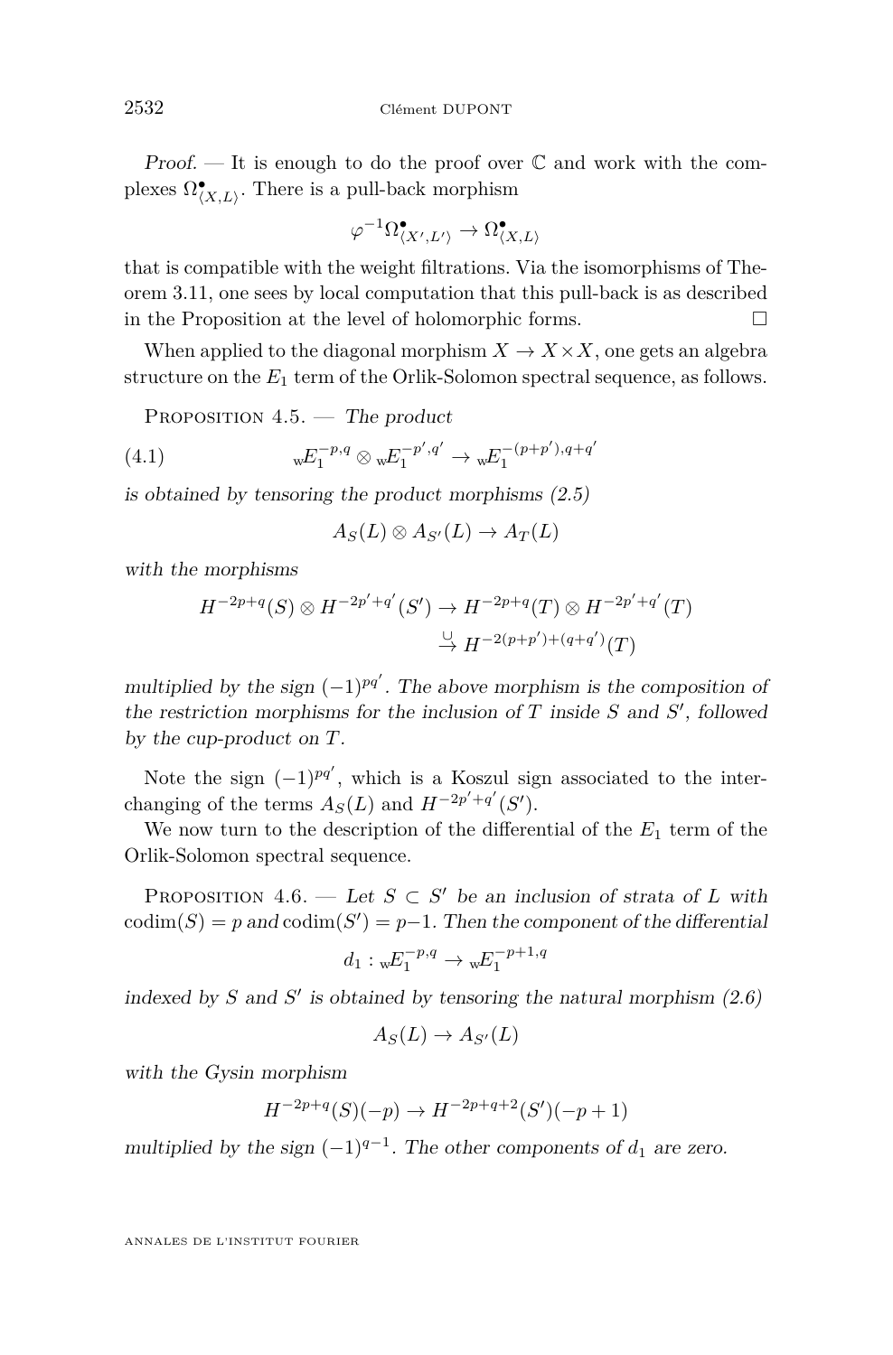*Proof.* — It is enough to do the proof over $\mathbb{C}$ and work with the complexes $\Omega^\bullet_{\langle X,L\rangle}$. There is a pull-back morphism

$$\varphi^{-1}\Omega^\bullet_{\langle X',L'\rangle} \to \Omega^\bullet_{\langle X,L\rangle}$$

that is compatible with the weight filtrations. Via the isomorphisms of Theorem 3.11, one sees by local computation that this pull-back is as described in the Proposition at the level of holomorphic forms. □

When applied to the diagonal morphism $X \to X\times X$, one gets an algebra structure on the $E_1$ term of the Orlik-Solomon spectral sequence, as follows.

Proposition 4.5. — *The product*

$$ {}_{\mathrm{w}}E_1^{-p,q} \otimes {}_{\mathrm{w}}E_1^{-p',q'} \to {}_{\mathrm{w}}E_1^{-(p+p'),q+q'} \tag{4.1}$$

*is obtained by tensoring the product morphisms (2.5)*

$$A_S(L)\otimes A_{S'}(L) \to A_T(L)$$

*with the morphisms*

$$H^{-2p+q}(S)\otimes H^{-2p'+q'}(S') \to H^{-2p+q}(T)\otimes H^{-2p'+q'}(T)$$
$$\overset{\cup}{\to} H^{-2(p+p')+(q+q')}(T)$$

*multiplied by the sign $(-1)^{pq'}$. The above morphism is the composition of the restriction morphisms for the inclusion of $T$ inside $S$ and $S'$, followed by the cup-product on $T$.*

Note the sign $(-1)^{pq'}$, which is a Koszul sign associated to the interchanging of the terms $A_S(L)$ and $H^{-2p'+q'}(S')$.

We now turn to the description of the differential of the $E_1$ term of the Orlik-Solomon spectral sequence.

Proposition 4.6. — *Let $S\subset S'$ be an inclusion of strata of $L$ with $\operatorname{codim}(S)=p$ and $\operatorname{codim}(S')=p-1$. Then the component of the differential*

$$d_1 : {}_{\mathrm{w}}E_1^{-p,q} \to {}_{\mathrm{w}}E_1^{-p+1,q}$$

*indexed by $S$ and $S'$ is obtained by tensoring the natural morphism (2.6)*

$$A_S(L)\to A_{S'}(L)$$

*with the Gysin morphism*

$$H^{-2p+q}(S)(-p) \to H^{-2p+q+2}(S')(-p+1)$$

*multiplied by the sign $(-1)^{q-1}$. The other components of $d_1$ are zero.*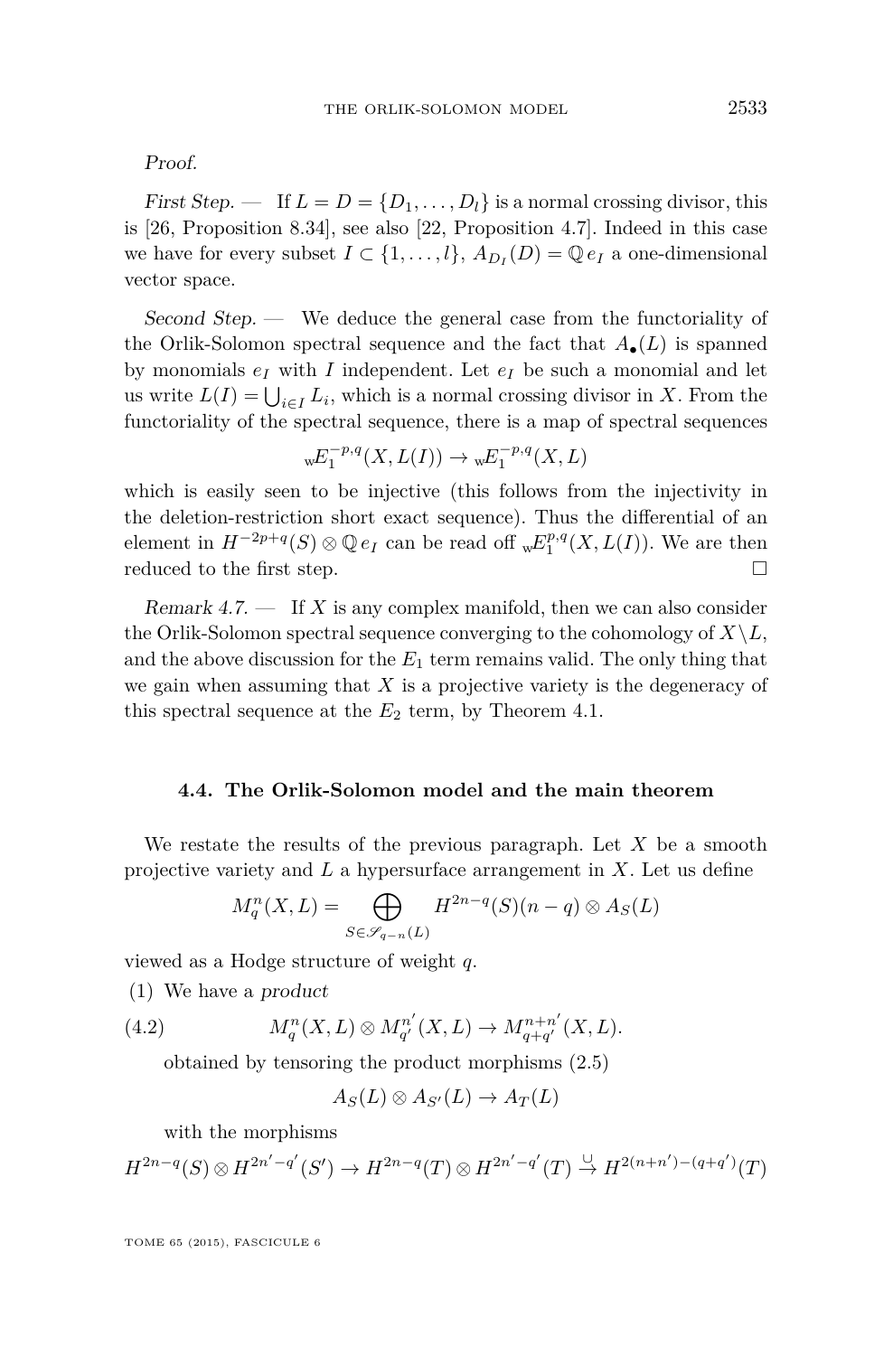*Proof.*

*First Step.* — If $L = D = \{D_1, \dots, D_l\}$ is a normal crossing divisor, this is [26, Proposition 8.34], see also [22, Proposition 4.7]. Indeed in this case we have for every subset $I \subset \{1, \dots, l\}$, $A_{D_I}(D) = \mathbb{Q}\, e_I$ a one-dimensional vector space.

*Second Step.* — We deduce the general case from the functoriality of the Orlik-Solomon spectral sequence and the fact that $A_\bullet(L)$ is spanned by monomials $e_I$ with $I$ independent. Let $e_I$ be such a monomial and let us write $L(I) = \bigcup_{i \in I} L_i$, which is a normal crossing divisor in $X$. From the functoriality of the spectral sequence, there is a map of spectral sequences

$$ {}_{\mathrm{w}}E_1^{-p,q}(X, L(I)) \to {}_{\mathrm{w}}E_1^{-p,q}(X, L) $$

which is easily seen to be injective (this follows from the injectivity in the deletion-restriction short exact sequence). Thus the differential of an element in $H^{-2p+q}(S) \otimes \mathbb{Q}\, e_I$ can be read off ${}_{\mathrm{w}}E_1^{p,q}(X, L(I))$. We are then reduced to the first step. □

*Remark 4.7.* — If $X$ is any complex manifold, then we can also consider the Orlik-Solomon spectral sequence converging to the cohomology of $X \setminus L$, and the above discussion for the $E_1$ term remains valid. The only thing that we gain when assuming that $X$ is a projective variety is the degeneracy of this spectral sequence at the $E_2$ term, by Theorem 4.1.

### 4.4. The Orlik-Solomon model and the main theorem

We restate the results of the previous paragraph. Let $X$ be a smooth projective variety and $L$ a hypersurface arrangement in $X$. Let us define

$$ M_q^n(X, L) = \bigoplus_{S \in \mathscr{S}_{q-n}(L)} H^{2n-q}(S)(n-q) \otimes A_S(L) $$

viewed as a Hodge structure of weight $q$.

(1) We have a *product*

$$ M_q^n(X, L) \otimes M_{q'}^{n'}(X, L) \to M_{q+q'}^{n+n'}(X, L). \tag{4.2} $$

obtained by tensoring the product morphisms (2.5)

$$ A_S(L) \otimes A_{S'}(L) \to A_T(L) $$

with the morphisms

$$ H^{2n-q}(S) \otimes H^{2n'-q'}(S') \to H^{2n-q}(T) \otimes H^{2n'-q'}(T) \overset{\cup}{\to} H^{2(n+n')-(q+q')}(T) $$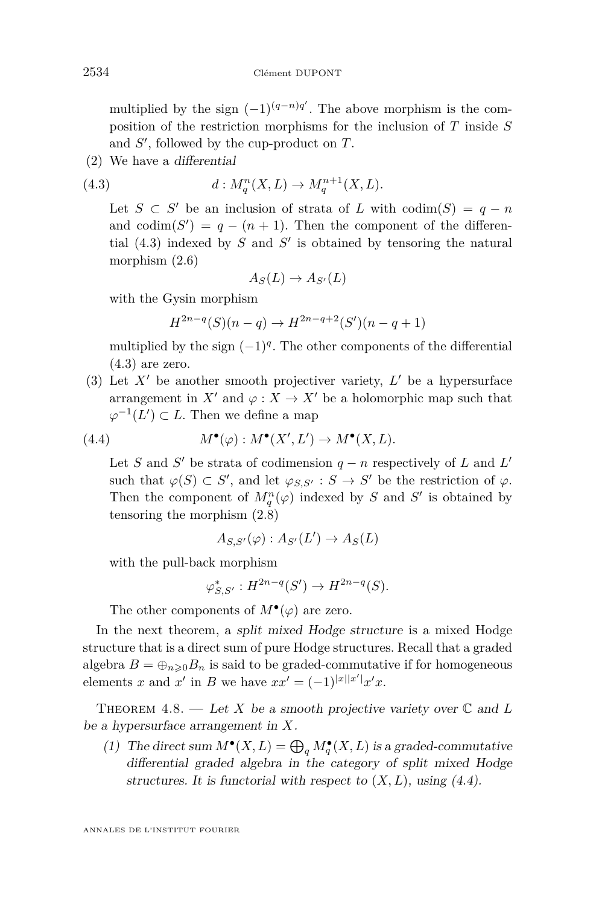multiplied by the sign $(-1)^{(q-n)q'}$. The above morphism is the composition of the restriction morphisms for the inclusion of $T$ inside $S$ and $S'$, followed by the cup-product on $T$.

(2) We have a *differential*

$$d : M_q^n(X,L) \to M_q^{n+1}(X,L). \tag{4.3}$$

Let $S \subset S'$ be an inclusion of strata of $L$ with $\operatorname{codim}(S) = q-n$ and $\operatorname{codim}(S') = q-(n+1)$. Then the component of the differential (4.3) indexed by $S$ and $S'$ is obtained by tensoring the natural morphism (2.6)

$$A_S(L) \to A_{S'}(L)$$

with the Gysin morphism

$$H^{2n-q}(S)(n-q) \to H^{2n-q+2}(S')(n-q+1)$$

multiplied by the sign $(-1)^q$. The other components of the differential (4.3) are zero.

(3) Let $X'$ be another smooth projectiver variety, $L'$ be a hypersurface arrangement in $X'$ and $\varphi : X \to X'$ be a holomorphic map such that $\varphi^{-1}(L') \subset L$. Then we define a map

$$M^\bullet(\varphi) : M^\bullet(X',L') \to M^\bullet(X,L). \tag{4.4}$$

Let $S$ and $S'$ be strata of codimension $q-n$ respectively of $L$ and $L'$ such that $\varphi(S) \subset S'$, and let $\varphi_{S,S'} : S \to S'$ be the restriction of $\varphi$. Then the component of $M_q^n(\varphi)$ indexed by $S$ and $S'$ is obtained by tensoring the morphism (2.8)

$$A_{S,S'}(\varphi) : A_{S'}(L') \to A_S(L)$$

with the pull-back morphism

$$\varphi^*_{S,S'} : H^{2n-q}(S') \to H^{2n-q}(S).$$

The other components of $M^\bullet(\varphi)$ are zero.

In the next theorem, a *split mixed Hodge structure* is a mixed Hodge structure that is a direct sum of pure Hodge structures. Recall that a graded algebra $B = \oplus_{n\geqslant 0} B_n$ is said to be graded-commutative if for homogeneous elements $x$ and $x'$ in $B$ we have $xx' = (-1)^{|x||x'|}x'x$.

Theorem 4.8. — *Let $X$ be a smooth projective variety over $\mathbb{C}$ and $L$ be a hypersurface arrangement in $X$.*

(1) *The direct sum $M^\bullet(X,L) = \bigoplus_q M_q^\bullet(X,L)$ is a graded-commutative differential graded algebra in the category of split mixed Hodge structures. It is functorial with respect to $(X,L)$, using (4.4).*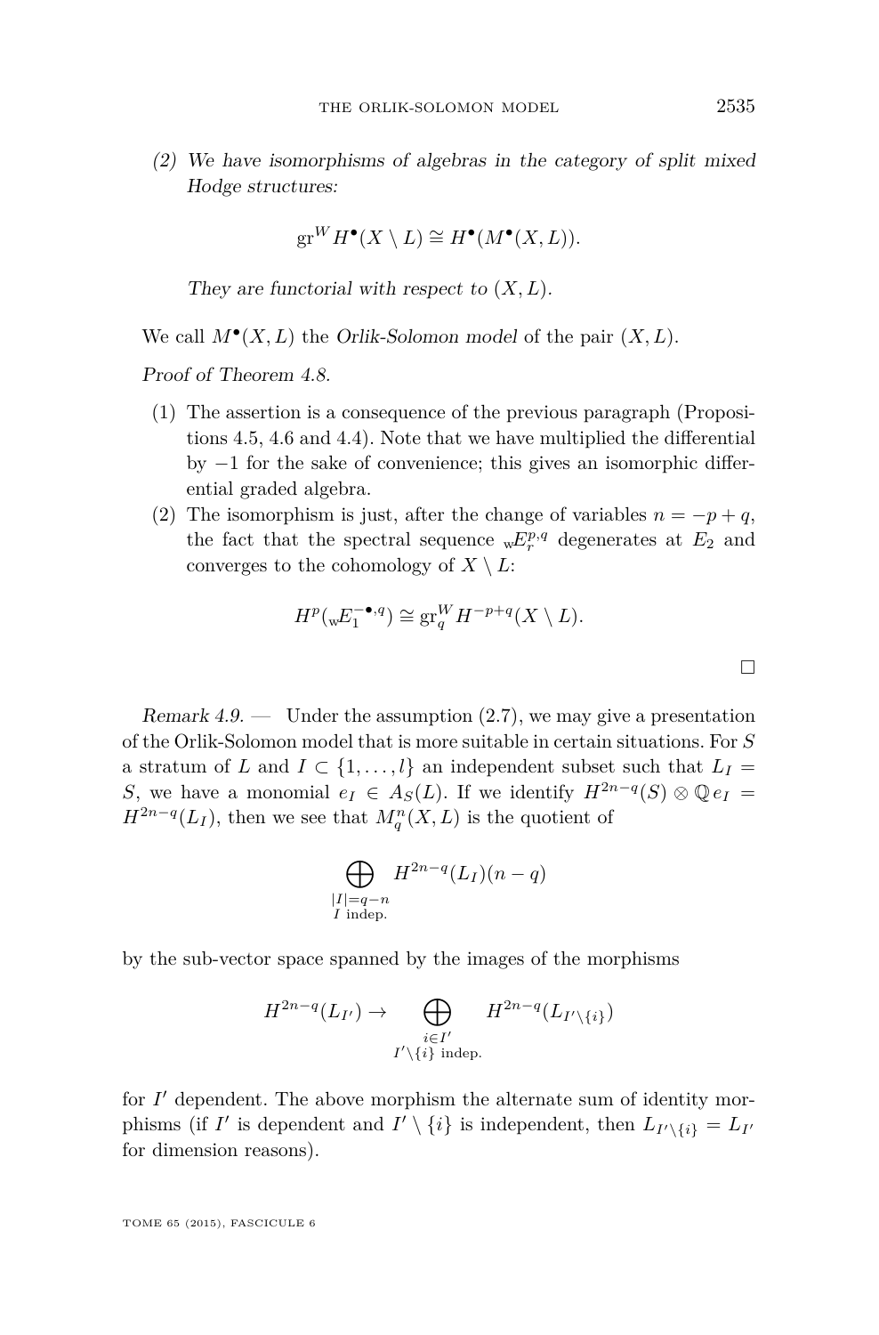(2) *We have isomorphisms of algebras in the category of split mixed Hodge structures:*

$$\mathrm{gr}^W H^\bullet(X \setminus L) \cong H^\bullet(M^\bullet(X,L)).$$

*They are functorial with respect to* $(X,L)$.

We call $M^\bullet(X,L)$ the *Orlik-Solomon model* of the pair $(X,L)$.

*Proof of Theorem 4.8.*

1. The assertion is a consequence of the previous paragraph (Propositions 4.5, 4.6 and 4.4). Note that we have multiplied the differential by $-1$ for the sake of convenience; this gives an isomorphic differential graded algebra.
2. The isomorphism is just, after the change of variables $n = -p+q$, the fact that the spectral sequence ${}_{\mathrm{w}}E_r^{p,q}$ degenerates at $E_2$ and converges to the cohomology of $X \setminus L$:

$$H^p({}_{\mathrm{w}}E_1^{-\bullet,q}) \cong \mathrm{gr}_q^W H^{-p+q}(X \setminus L).$$

□

*Remark 4.9.* — Under the assumption (2.7), we may give a presentation of the Orlik-Solomon model that is more suitable in certain situations. For $S$ a stratum of $L$ and $I \subset \{1,\ldots,l\}$ an independent subset such that $L_I = S$, we have a monomial $e_I \in A_S(L)$. If we identify $H^{2n-q}(S) \otimes \mathbb{Q}\, e_I = H^{2n-q}(L_I)$, then we see that $M_q^n(X,L)$ is the quotient of

$$\bigoplus_{\substack{|I|=q-n \\ I \text{ indep.}}} H^{2n-q}(L_I)(n-q)$$

by the sub-vector space spanned by the images of the morphisms

$$H^{2n-q}(L_{I'}) \to \bigoplus_{\substack{i \in I' \\ I'\setminus\{i\} \text{ indep.}}} H^{2n-q}(L_{I'\setminus\{i\}})$$

for $I'$ dependent. The above morphism the alternate sum of identity morphisms (if $I'$ is dependent and $I' \setminus \{i\}$ is independent, then $L_{I'\setminus\{i\}} = L_{I'}$ for dimension reasons).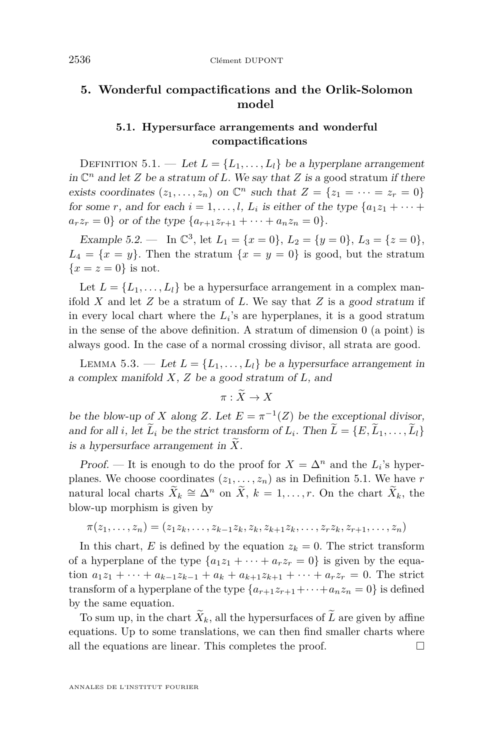## 5. Wonderful compactifications and the Orlik-Solomon model

### 5.1. Hypersurface arrangements and wonderful compactifications

Definition 5.1. — *Let $L = \{L_1, \ldots, L_l\}$ be a hyperplane arrangement in $\mathbb{C}^n$ and let $Z$ be a stratum of $L$. We say that $Z$ is a* good stratum *if there exists coordinates $(z_1, \ldots, z_n)$ on $\mathbb{C}^n$ such that $Z = \{z_1 = \cdots = z_r = 0\}$ for some $r$, and for each $i = 1, \ldots, l$, $L_i$ is either of the type $\{a_1 z_1 + \cdots + a_r z_r = 0\}$ or of the type $\{a_{r+1} z_{r+1} + \cdots + a_n z_n = 0\}$.*

*Example 5.2.* — In $\mathbb{C}^3$, let $L_1 = \{x = 0\}$, $L_2 = \{y = 0\}$, $L_3 = \{z = 0\}$, $L_4 = \{x = y\}$. Then the stratum $\{x = y = 0\}$ is good, but the stratum $\{x = z = 0\}$ is not.

Let $L = \{L_1, \ldots, L_l\}$ be a hypersurface arrangement in a complex manifold $X$ and let $Z$ be a stratum of $L$. We say that $Z$ is a *good stratum* if in every local chart where the $L_i$'s are hyperplanes, it is a good stratum in the sense of the above definition. A stratum of dimension 0 (a point) is always good. In the case of a normal crossing divisor, all strata are good.

Lemma 5.3. — *Let $L = \{L_1, \ldots, L_l\}$ be a hypersurface arrangement in a complex manifold $X$, $Z$ be a good stratum of $L$, and*

$$\pi : \widetilde{X} \to X$$

*be the blow-up of $X$ along $Z$. Let $E = \pi^{-1}(Z)$ be the exceptional divisor, and for all $i$, let $\widetilde{L}_i$ be the strict transform of $L_i$. Then $\widetilde{L} = \{E, \widetilde{L}_1, \ldots, \widetilde{L}_l\}$ is a hypersurface arrangement in $\widetilde{X}$.*

*Proof.* — It is enough to do the proof for $X = \Delta^n$ and the $L_i$'s hyperplanes. We choose coordinates $(z_1, \ldots, z_n)$ as in Definition 5.1. We have $r$ natural local charts $\widetilde{X}_k \cong \Delta^n$ on $\widetilde{X}$, $k = 1, \ldots, r$. On the chart $\widetilde{X}_k$, the blow-up morphism is given by

$$\pi(z_1, \ldots, z_n) = (z_1 z_k, \ldots, z_{k-1} z_k, z_k, z_{k+1} z_k, \ldots, z_r z_k, z_{r+1}, \ldots, z_n)$$

In this chart, $E$ is defined by the equation $z_k = 0$. The strict transform of a hyperplane of the type $\{a_1 z_1 + \cdots + a_r z_r = 0\}$ is given by the equation $a_1 z_1 + \cdots + a_{k-1} z_{k-1} + a_k + a_{k+1} z_{k+1} + \cdots + a_r z_r = 0$. The strict transform of a hyperplane of the type $\{a_{r+1} z_{r+1} + \cdots + a_n z_n = 0\}$ is defined by the same equation.

To sum up, in the chart $\widetilde{X}_k$, all the hypersurfaces of $\widetilde{L}$ are given by affine equations. Up to some translations, we can then find smaller charts where all the equations are linear. This completes the proof. $\square$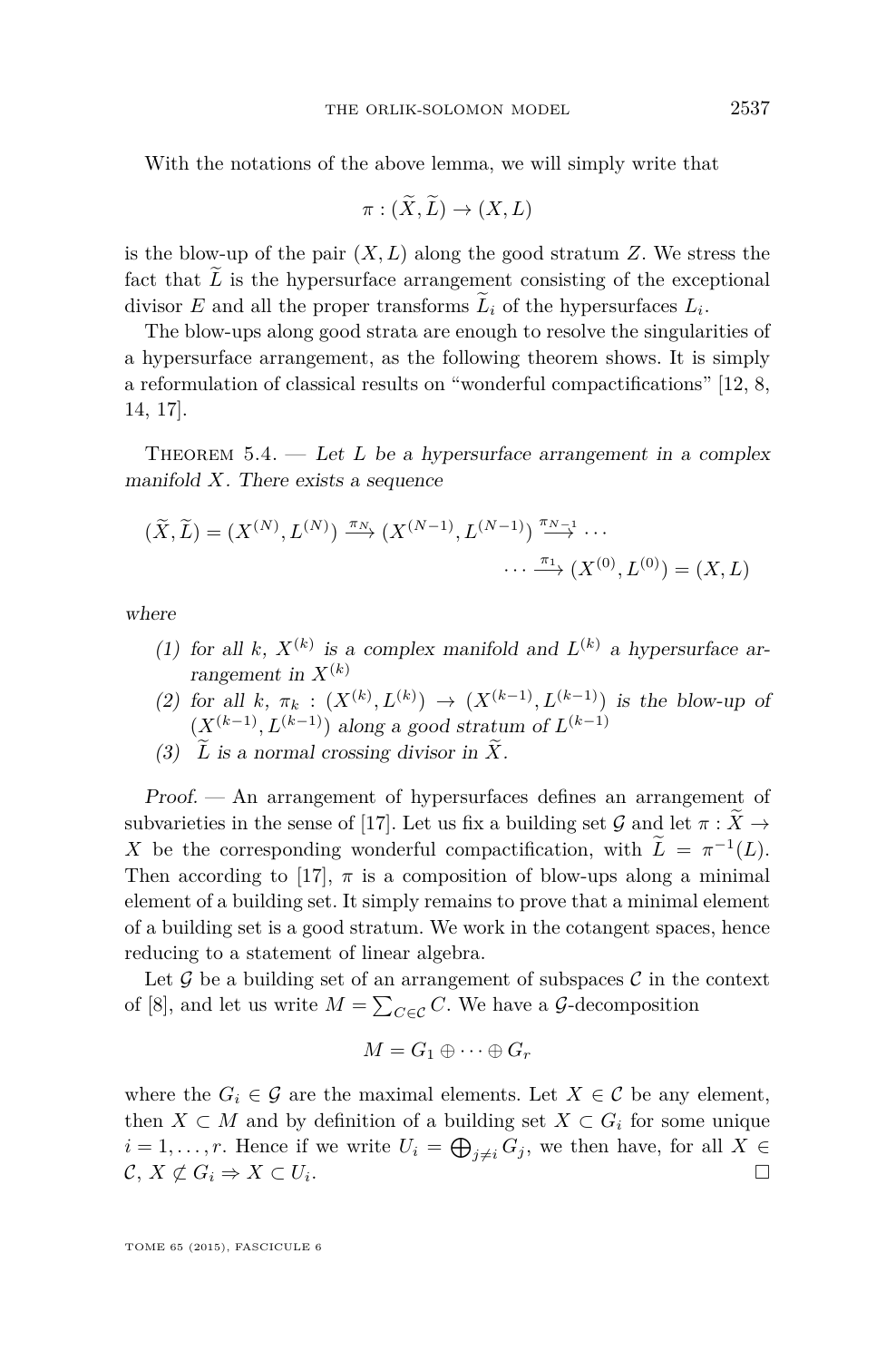With the notations of the above lemma, we will simply write that

$$\pi : (\widetilde{X}, \widetilde{L}) \to (X, L)$$

is the blow-up of the pair $(X, L)$ along the good stratum $Z$. We stress the fact that $\widetilde{L}$ is the hypersurface arrangement consisting of the exceptional divisor $E$ and all the proper transforms $\widetilde{L}_i$ of the hypersurfaces $L_i$.

The blow-ups along good strata are enough to resolve the singularities of a hypersurface arrangement, as the following theorem shows. It is simply a reformulation of classical results on "wonderful compactifications" [12, 8, 14, 17].

Theorem 5.4. — *Let $L$ be a hypersurface arrangement in a complex manifold $X$. There exists a sequence*

$$(\widetilde{X}, \widetilde{L}) = (X^{(N)}, L^{(N)}) \xrightarrow{\pi_N} (X^{(N-1)}, L^{(N-1)}) \xrightarrow{\pi_{N-1}} \cdots$$
$$\cdots \xrightarrow{\pi_1} (X^{(0)}, L^{(0)}) = (X, L)$$

*where*

1. *for all $k$, $X^{(k)}$ is a complex manifold and $L^{(k)}$ a hypersurface arrangement in $X^{(k)}$*
2. *for all $k$, $\pi_k : (X^{(k)}, L^{(k)}) \to (X^{(k-1)}, L^{(k-1)})$ is the blow-up of $(X^{(k-1)}, L^{(k-1)})$ along a good stratum of $L^{(k-1)}$*
3. *$\widetilde{L}$ is a normal crossing divisor in $\widetilde{X}$.*

*Proof.* — An arrangement of hypersurfaces defines an arrangement of subvarieties in the sense of [17]. Let us fix a building set $\mathcal{G}$ and let $\pi : \widetilde{X} \to X$ be the corresponding wonderful compactification, with $\widetilde{L} = \pi^{-1}(L)$. Then according to [17], $\pi$ is a composition of blow-ups along a minimal element of a building set. It simply remains to prove that a minimal element of a building set is a good stratum. We work in the cotangent spaces, hence reducing to a statement of linear algebra.

Let $\mathcal{G}$ be a building set of an arrangement of subspaces $\mathcal{C}$ in the context of [8], and let us write $M = \sum_{C \in \mathcal{C}} C$. We have a $\mathcal{G}$-decomposition

$$M = G_1 \oplus \cdots \oplus G_r$$

where the $G_i \in \mathcal{G}$ are the maximal elements. Let $X \in \mathcal{C}$ be any element, then $X \subset M$ and by definition of a building set $X \subset G_i$ for some unique $i = 1, \ldots, r$. Hence if we write $U_i = \bigoplus_{j \neq i} G_j$, we then have, for all $X \in \mathcal{C}$, $X \not\subset G_i \Rightarrow X \subset U_i$. $\square$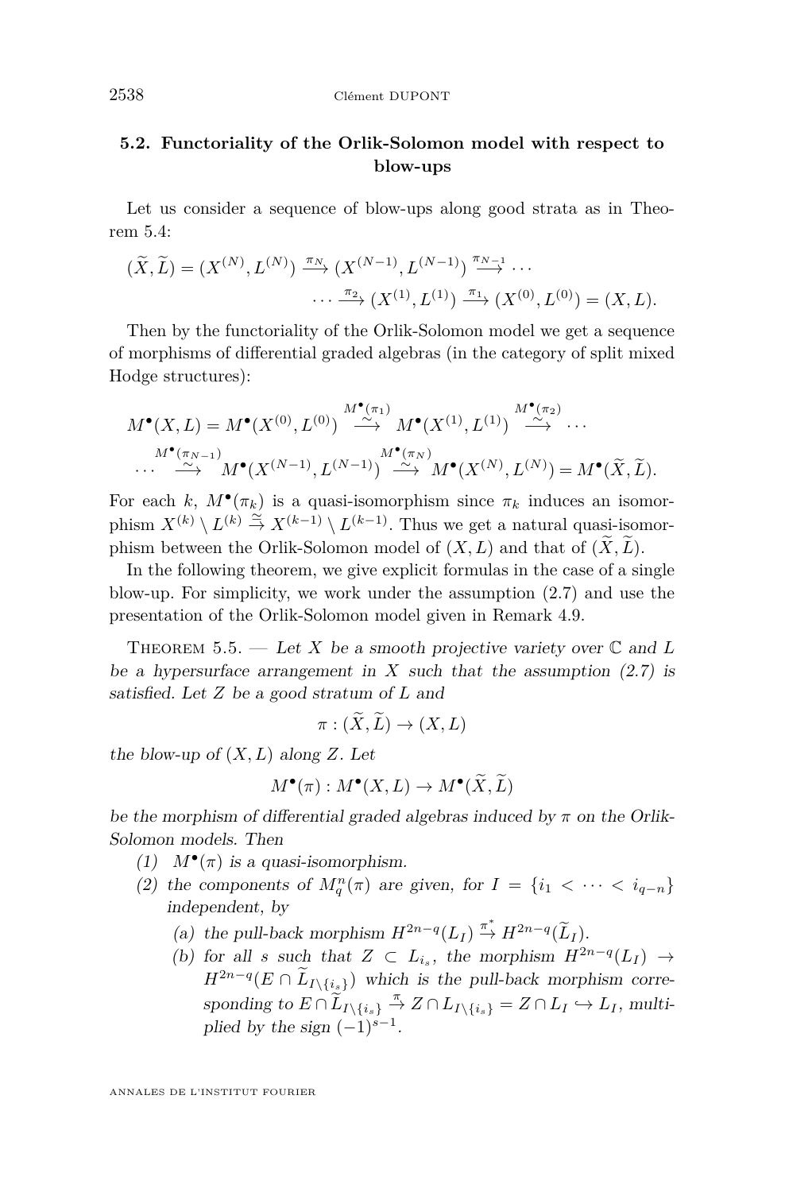### 5.2. Functoriality of the Orlik-Solomon model with respect to blow-ups

Let us consider a sequence of blow-ups along good strata as in Theorem 5.4:

$$(\widetilde{X},\widetilde{L}) = (X^{(N)},L^{(N)}) \xrightarrow{\pi_N} (X^{(N-1)},L^{(N-1)}) \xrightarrow{\pi_{N-1}} \cdots$$
$$\cdots \xrightarrow{\pi_2} (X^{(1)},L^{(1)}) \xrightarrow{\pi_1} (X^{(0)},L^{(0)}) = (X,L).$$

Then by the functoriality of the Orlik-Solomon model we get a sequence of morphisms of differential graded algebras (in the category of split mixed Hodge structures):

$$M^\bullet(X,L) = M^\bullet(X^{(0)},L^{(0)}) \overset{M^\bullet(\pi_1)}{\xrightarrow{\sim}} M^\bullet(X^{(1)},L^{(1)}) \overset{M^\bullet(\pi_2)}{\xrightarrow{\sim}} \cdots$$
$$\cdots \overset{M^\bullet(\pi_{N-1})}{\xrightarrow{\sim}} M^\bullet(X^{(N-1)},L^{(N-1)}) \overset{M^\bullet(\pi_N)}{\xrightarrow{\sim}} M^\bullet(X^{(N)},L^{(N)}) = M^\bullet(\widetilde{X},\widetilde{L}).$$

For each $k$, $M^\bullet(\pi_k)$ is a quasi-isomorphism since $\pi_k$ induces an isomorphism $X^{(k)}\setminus L^{(k)} \overset{\cong}{\to} X^{(k-1)}\setminus L^{(k-1)}$. Thus we get a natural quasi-isomorphism between the Orlik-Solomon model of $(X,L)$ and that of $(\widetilde{X},\widetilde{L})$.

In the following theorem, we give explicit formulas in the case of a single blow-up. For simplicity, we work under the assumption (2.7) and use the presentation of the Orlik-Solomon model given in Remark 4.9.

Theorem 5.5. — *Let $X$ be a smooth projective variety over $\mathbb{C}$ and $L$ be a hypersurface arrangement in $X$ such that the assumption (2.7) is satisfied. Let $Z$ be a good stratum of $L$ and*

$$\pi : (\widetilde{X},\widetilde{L}) \to (X,L)$$

*the blow-up of $(X,L)$ along $Z$. Let*

$$M^\bullet(\pi) : M^\bullet(X,L) \to M^\bullet(\widetilde{X},\widetilde{L})$$

*be the morphism of differential graded algebras induced by $\pi$ on the Orlik-Solomon models. Then*

1. *$M^\bullet(\pi)$ is a quasi-isomorphism.*
2. *the components of $M^n_q(\pi)$ are given, for $I=\{i_1<\cdots<i_{q-n}\}$ independent, by*
   (a) *the pull-back morphism $H^{2n-q}(L_I) \overset{\pi^*}{\to} H^{2n-q}(\widetilde{L}_I)$.*
   (b) *for all $s$ such that $Z\subset L_{i_s}$, the morphism $H^{2n-q}(L_I)\to H^{2n-q}(E\cap \widetilde{L}_{I\setminus\{i_s\}})$ which is the pull-back morphism corresponding to $E\cap\widetilde{L}_{I\setminus\{i_s\}} \overset{\pi}{\to} Z\cap L_{I\setminus\{i_s\}} = Z\cap L_I \hookrightarrow L_I$, multiplied by the sign $(-1)^{s-1}$.*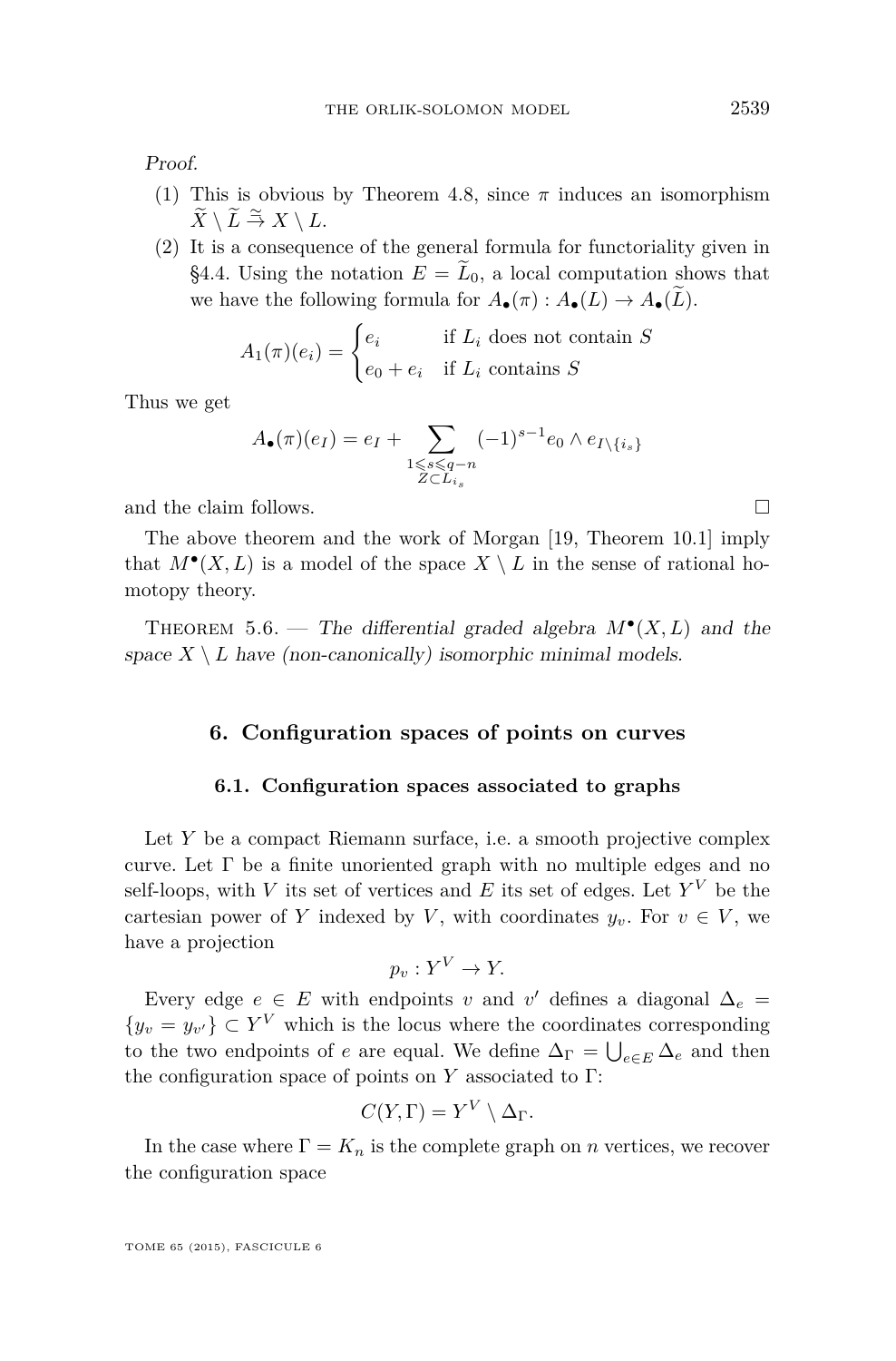*Proof.*

1. This is obvious by Theorem 4.8, since $\pi$ induces an isomorphism $\widetilde{X} \setminus \widetilde{L} \overset{\simeq}{\to} X \setminus L$.
2. It is a consequence of the general formula for functoriality given in §4.4. Using the notation $E = \widetilde{L}_0$, a local computation shows that we have the following formula for $A_\bullet(\pi) : A_\bullet(L) \to A_\bullet(\widetilde{L})$.

$$A_1(\pi)(e_i) = \begin{cases} e_i & \text{if } L_i \text{ does not contain } S \\ e_0 + e_i & \text{if } L_i \text{ contains } S \end{cases}$$

Thus we get

$$A_\bullet(\pi)(e_I) = e_I + \sum_{\substack{1 \leqslant s \leqslant q-n \\ Z \subset L_{i_s}}} (-1)^{s-1} e_0 \wedge e_{I \setminus \{i_s\}}$$

and the claim follows. □

The above theorem and the work of Morgan [19, Theorem 10.1] imply that $M^\bullet(X, L)$ is a model of the space $X \setminus L$ in the sense of rational homotopy theory.

Theorem 5.6. — *The differential graded algebra $M^\bullet(X, L)$ and the space $X \setminus L$ have (non-canonically) isomorphic minimal models.*

## 6. Configuration spaces of points on curves

### 6.1. Configuration spaces associated to graphs

Let $Y$ be a compact Riemann surface, i.e. a smooth projective complex curve. Let $\Gamma$ be a finite unoriented graph with no multiple edges and no self-loops, with $V$ its set of vertices and $E$ its set of edges. Let $Y^V$ be the cartesian power of $Y$ indexed by $V$, with coordinates $y_v$. For $v \in V$, we have a projection

$$p_v : Y^V \to Y.$$

Every edge $e \in E$ with endpoints $v$ and $v'$ defines a diagonal $\Delta_e = \{y_v = y_{v'}\} \subset Y^V$ which is the locus where the coordinates corresponding to the two endpoints of $e$ are equal. We define $\Delta_\Gamma = \bigcup_{e \in E} \Delta_e$ and then the configuration space of points on $Y$ associated to $\Gamma$:

$$C(Y, \Gamma) = Y^V \setminus \Delta_\Gamma.$$

In the case where $\Gamma = K_n$ is the complete graph on $n$ vertices, we recover the configuration space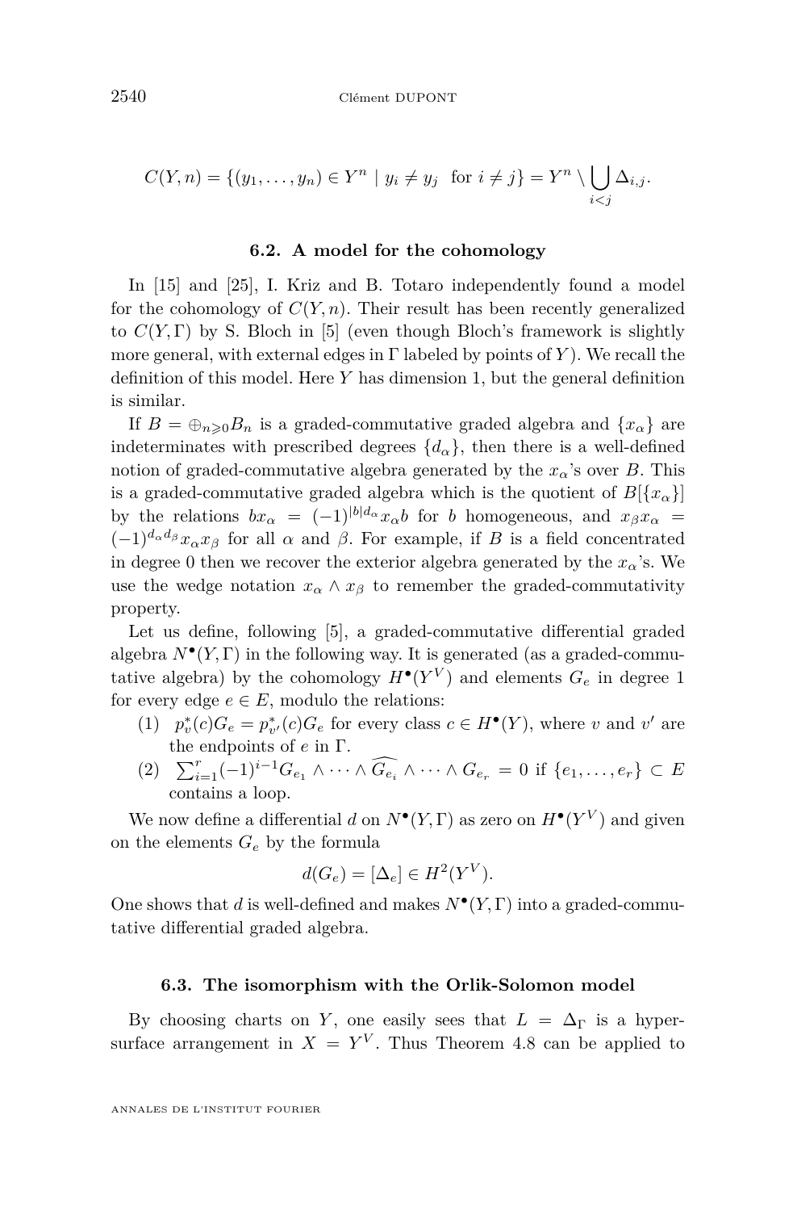$$C(Y,n) = \{(y_1,\ldots,y_n)\in Y^n \mid y_i\neq y_j \ \text{ for } i\neq j\} = Y^n\setminus \bigcup_{i<j}\Delta_{i,j}.$$

### 6.2. A model for the cohomology

In [15] and [25], I. Kriz and B. Totaro independently found a model for the cohomology of $C(Y,n)$. Their result has been recently generalized to $C(Y,\Gamma)$ by S. Bloch in [5] (even though Bloch's framework is slightly more general, with external edges in $\Gamma$ labeled by points of $Y$). We recall the definition of this model. Here $Y$ has dimension 1, but the general definition is similar.

If $B=\oplus_{n\geqslant 0}B_n$ is a graded-commutative graded algebra and $\{x_\alpha\}$ are indeterminates with prescribed degrees $\{d_\alpha\}$, then there is a well-defined notion of graded-commutative algebra generated by the $x_\alpha$'s over $B$. This is a graded-commutative graded algebra which is the quotient of $B[\{x_\alpha\}]$ by the relations $bx_\alpha = (-1)^{|b|d_\alpha}x_\alpha b$ for $b$ homogeneous, and $x_\beta x_\alpha = (-1)^{d_\alpha d_\beta}x_\alpha x_\beta$ for all $\alpha$ and $\beta$. For example, if $B$ is a field concentrated in degree 0 then we recover the exterior algebra generated by the $x_\alpha$'s. We use the wedge notation $x_\alpha\wedge x_\beta$ to remember the graded-commutativity property.

Let us define, following [5], a graded-commutative differential graded algebra $N^\bullet(Y,\Gamma)$ in the following way. It is generated (as a graded-commutative algebra) by the cohomology $H^\bullet(Y^V)$ and elements $G_e$ in degree 1 for every edge $e\in E$, modulo the relations:

1. $p_v^*(c)G_e = p_{v'}^*(c)G_e$ for every class $c\in H^\bullet(Y)$, where $v$ and $v'$ are the endpoints of $e$ in $\Gamma$.
2. $\sum_{i=1}^r(-1)^{i-1}G_{e_1}\wedge\cdots\wedge\widehat{G_{e_i}}\wedge\cdots\wedge G_{e_r}=0$ if $\{e_1,\ldots,e_r\}\subset E$ contains a loop.

We now define a differential $d$ on $N^\bullet(Y,\Gamma)$ as zero on $H^\bullet(Y^V)$ and given on the elements $G_e$ by the formula

$$d(G_e) = [\Delta_e]\in H^2(Y^V).$$

One shows that $d$ is well-defined and makes $N^\bullet(Y,\Gamma)$ into a graded-commutative differential graded algebra.

### 6.3. The isomorphism with the Orlik-Solomon model

By choosing charts on $Y$, one easily sees that $L=\Delta_\Gamma$ is a hypersurface arrangement in $X=Y^V$. Thus Theorem 4.8 can be applied to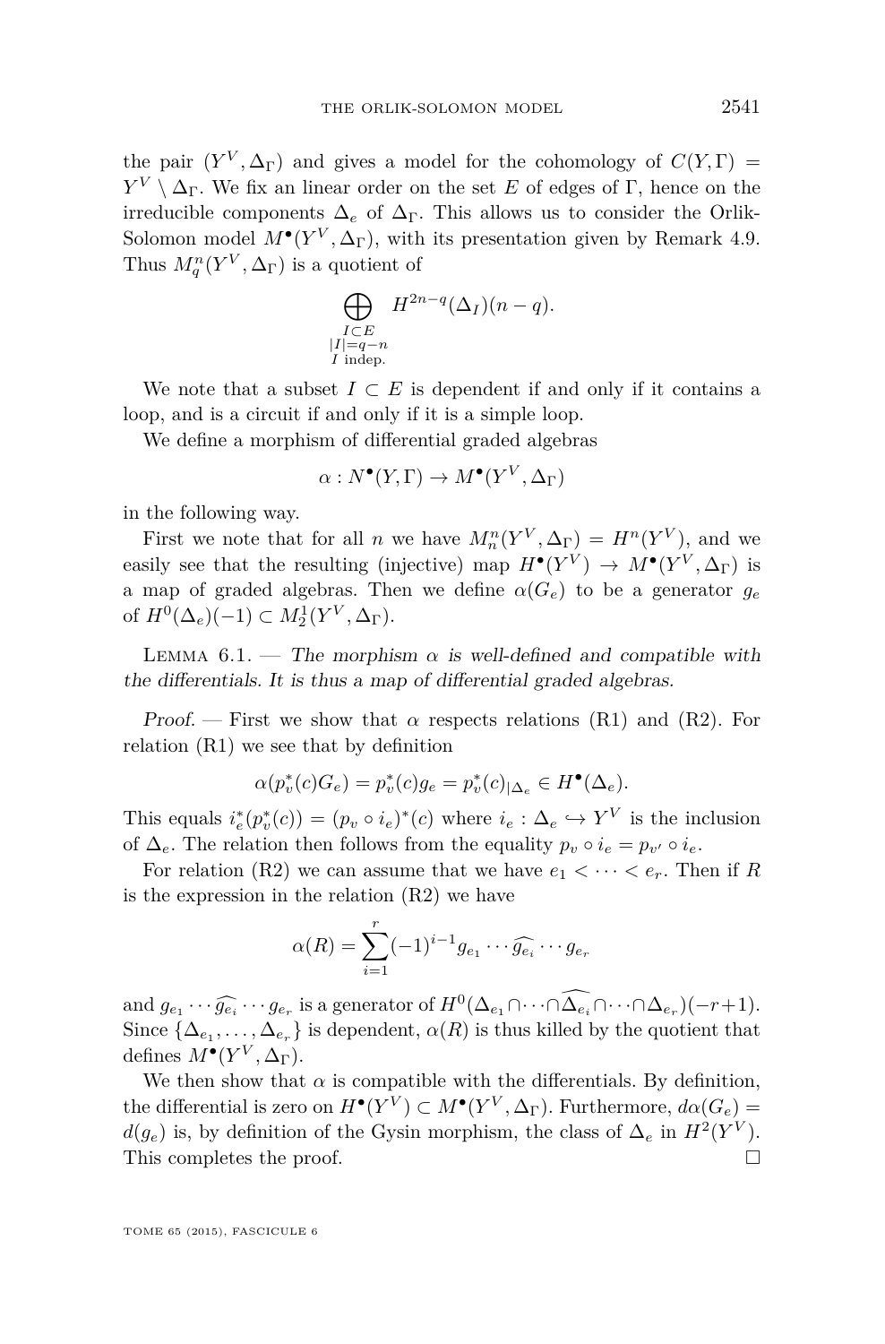the pair $(Y^V, \Delta_\Gamma)$ and gives a model for the cohomology of $C(Y,\Gamma) = Y^V \setminus \Delta_\Gamma$. We fix an linear order on the set $E$ of edges of $\Gamma$, hence on the irreducible components $\Delta_e$ of $\Delta_\Gamma$. This allows us to consider the Orlik-Solomon model $M^\bullet(Y^V, \Delta_\Gamma)$, with its presentation given by Remark 4.9. Thus $M^n_q(Y^V, \Delta_\Gamma)$ is a quotient of

$$\bigoplus_{\substack{I\subset E\\ |I|=q-n\\ I \text{ indep.}}} H^{2n-q}(\Delta_I)(n-q).$$

We note that a subset $I \subset E$ is dependent if and only if it contains a loop, and is a circuit if and only if it is a simple loop.

We define a morphism of differential graded algebras

$$\alpha : N^\bullet(Y,\Gamma) \to M^\bullet(Y^V, \Delta_\Gamma)$$

in the following way.

First we note that for all $n$ we have $M^n_n(Y^V, \Delta_\Gamma) = H^n(Y^V)$, and we easily see that the resulting (injective) map $H^\bullet(Y^V) \to M^\bullet(Y^V, \Delta_\Gamma)$ is a map of graded algebras. Then we define $\alpha(G_e)$ to be a generator $g_e$ of $H^0(\Delta_e)(-1) \subset M^1_2(Y^V, \Delta_\Gamma)$.

Lemma 6.1. — *The morphism $\alpha$ is well-defined and compatible with the differentials. It is thus a map of differential graded algebras.*

*Proof.* — First we show that $\alpha$ respects relations (R1) and (R2). For relation (R1) we see that by definition

$$\alpha(p_v^*(c)G_e) = p_v^*(c)g_e = p_v^*(c)_{|\Delta_e} \in H^\bullet(\Delta_e).$$

This equals $i_e^*(p_v^*(c)) = (p_v \circ i_e)^*(c)$ where $i_e : \Delta_e \hookrightarrow Y^V$ is the inclusion of $\Delta_e$. The relation then follows from the equality $p_v \circ i_e = p_{v'} \circ i_e$.

For relation (R2) we can assume that we have $e_1 < \cdots < e_r$. Then if $R$ is the expression in the relation (R2) we have

$$\alpha(R) = \sum_{i=1}^r (-1)^{i-1} g_{e_1} \cdots \widehat{g_{e_i}} \cdots g_{e_r}$$

and $g_{e_1} \cdots \widehat{g_{e_i}} \cdots g_{e_r}$ is a generator of $H^0(\Delta_{e_1} \cap \cdots \cap \widehat{\Delta_{e_i}} \cap \cdots \cap \Delta_{e_r})(-r+1)$. Since $\{\Delta_{e_1}, \ldots, \Delta_{e_r}\}$ is dependent, $\alpha(R)$ is thus killed by the quotient that defines $M^\bullet(Y^V, \Delta_\Gamma)$.

We then show that $\alpha$ is compatible with the differentials. By definition, the differential is zero on $H^\bullet(Y^V) \subset M^\bullet(Y^V, \Delta_\Gamma)$. Furthermore, $d\alpha(G_e) = d(g_e)$ is, by definition of the Gysin morphism, the class of $\Delta_e$ in $H^2(Y^V)$. This completes the proof. $\square$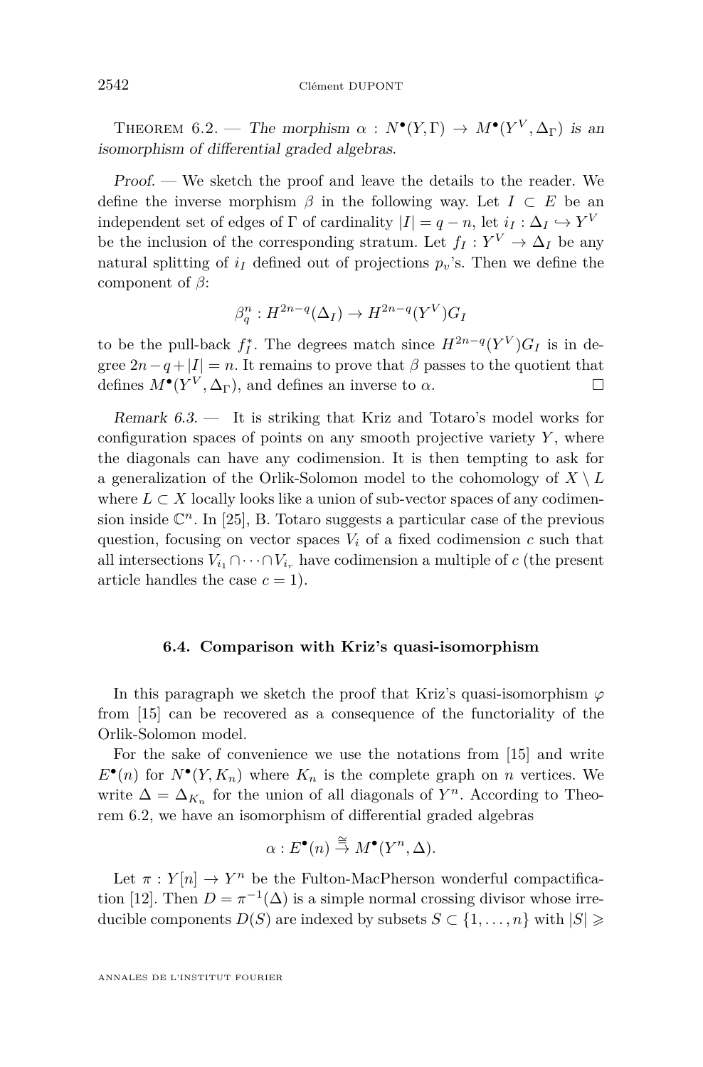*Theorem 6.2.* — *The morphism $\alpha : N^\bullet(Y,\Gamma) \to M^\bullet(Y^V,\Delta_\Gamma)$ is an isomorphism of differential graded algebras.*

*Proof.* — We sketch the proof and leave the details to the reader. We define the inverse morphism $\beta$ in the following way. Let $I \subset E$ be an independent set of edges of $\Gamma$ of cardinality $|I| = q-n$, let $i_I : \Delta_I \hookrightarrow Y^V$ be the inclusion of the corresponding stratum. Let $f_I : Y^V \to \Delta_I$ be any natural splitting of $i_I$ defined out of projections $p_v$'s. Then we define the component of $\beta$:

$$\beta_q^n : H^{2n-q}(\Delta_I) \to H^{2n-q}(Y^V)G_I$$

to be the pull-back $f_I^*$. The degrees match since $H^{2n-q}(Y^V)G_I$ is in degree $2n-q+|I| = n$. It remains to prove that $\beta$ passes to the quotient that defines $M^\bullet(Y^V,\Delta_\Gamma)$, and defines an inverse to $\alpha$. □

*Remark 6.3.* — It is striking that Kriz and Totaro's model works for configuration spaces of points on any smooth projective variety $Y$, where the diagonals can have any codimension. It is then tempting to ask for a generalization of the Orlik-Solomon model to the cohomology of $X \setminus L$ where $L \subset X$ locally looks like a union of sub-vector spaces of any codimension inside $\mathbb{C}^n$. In [25], B. Totaro suggests a particular case of the previous question, focusing on vector spaces $V_i$ of a fixed codimension $c$ such that all intersections $V_{i_1} \cap \cdots \cap V_{i_r}$ have codimension a multiple of $c$ (the present article handles the case $c = 1$).

### 6.4. Comparison with Kriz's quasi-isomorphism

In this paragraph we sketch the proof that Kriz's quasi-isomorphism $\varphi$ from [15] can be recovered as a consequence of the functoriality of the Orlik-Solomon model.

For the sake of convenience we use the notations from [15] and write $E^\bullet(n)$ for $N^\bullet(Y,K_n)$ where $K_n$ is the complete graph on $n$ vertices. We write $\Delta = \Delta_{K_n}$ for the union of all diagonals of $Y^n$. According to Theorem 6.2, we have an isomorphism of differential graded algebras

$$\alpha : E^\bullet(n) \xrightarrow{\cong} M^\bullet(Y^n,\Delta).$$

Let $\pi : Y[n] \to Y^n$ be the Fulton-MacPherson wonderful compactification [12]. Then $D = \pi^{-1}(\Delta)$ is a simple normal crossing divisor whose irreducible components $D(S)$ are indexed by subsets $S \subset \{1,\ldots,n\}$ with $|S| \geqslant$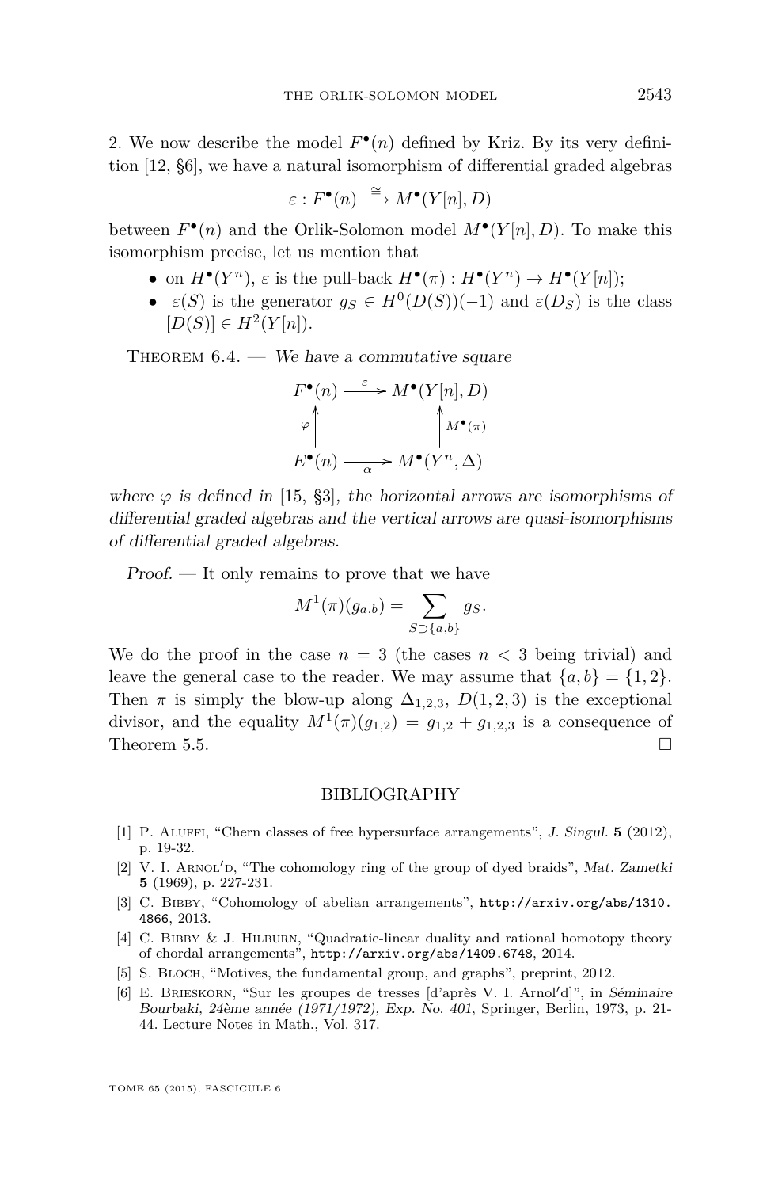2. We now describe the model $F^\bullet(n)$ defined by Kriz. By its very definition [12, §6], we have a natural isomorphism of differential graded algebras

$$\varepsilon : F^\bullet(n) \xrightarrow{\cong} M^\bullet(Y[n], D)$$

between $F^\bullet(n)$ and the Orlik-Solomon model $M^\bullet(Y[n], D)$. To make this isomorphism precise, let us mention that

- on $H^\bullet(Y^n)$, $\varepsilon$ is the pull-back $H^\bullet(\pi) : H^\bullet(Y^n) \to H^\bullet(Y[n])$;
- $\varepsilon(S)$ is the generator $g_S \in H^0(D(S))(-1)$ and $\varepsilon(D_S)$ is the class $[D(S)] \in H^2(Y[n])$.

Theorem 6.4. — *We have a commutative square*

$$\begin{array}{ccc} F^\bullet(n) & \xrightarrow{\varepsilon} & M^\bullet(Y[n], D) \\ {\scriptstyle\varphi}\uparrow & & \uparrow{\scriptstyle M^\bullet(\pi)} \\ E^\bullet(n) & \xrightarrow[\alpha]{} & M^\bullet(Y^n, \Delta) \end{array}$$

*where $\varphi$ is defined in* [15, §3]*, the horizontal arrows are isomorphisms of differential graded algebras and the vertical arrows are quasi-isomorphisms of differential graded algebras.*

*Proof.* — It only remains to prove that we have

$$M^1(\pi)(g_{a,b}) = \sum_{S \supset \{a,b\}} g_S.$$

We do the proof in the case $n = 3$ (the cases $n < 3$ being trivial) and leave the general case to the reader. We may assume that $\{a, b\} = \{1, 2\}$. Then $\pi$ is simply the blow-up along $\Delta_{1,2,3}$, $D(1, 2, 3)$ is the exceptional divisor, and the equality $M^1(\pi)(g_{1,2}) = g_{1,2} + g_{1,2,3}$ is a consequence of Theorem 5.5. □

## BIBLIOGRAPHY

[1] P. Aluffi, "Chern classes of free hypersurface arrangements", *J. Singul.* **5** (2012), p. 19-32.

[2] V. I. Arnol′d, "The cohomology ring of the group of dyed braids", *Mat. Zametki* **5** (1969), p. 227-231.

[3] C. Bibby, "Cohomology of abelian arrangements", http://arxiv.org/abs/1310.4866, 2013.

[4] C. Bibby & J. Hilburn, "Quadratic-linear duality and rational homotopy theory of chordal arrangements", http://arxiv.org/abs/1409.6748, 2014.

[5] S. Bloch, "Motives, the fundamental group, and graphs", preprint, 2012.

[6] E. Brieskorn, "Sur les groupes de tresses [d'après V. I. Arnol′d]", in *Séminaire Bourbaki, 24ème année (1971/1972), Exp. No. 401*, Springer, Berlin, 1973, p. 21-44. Lecture Notes in Math., Vol. 317.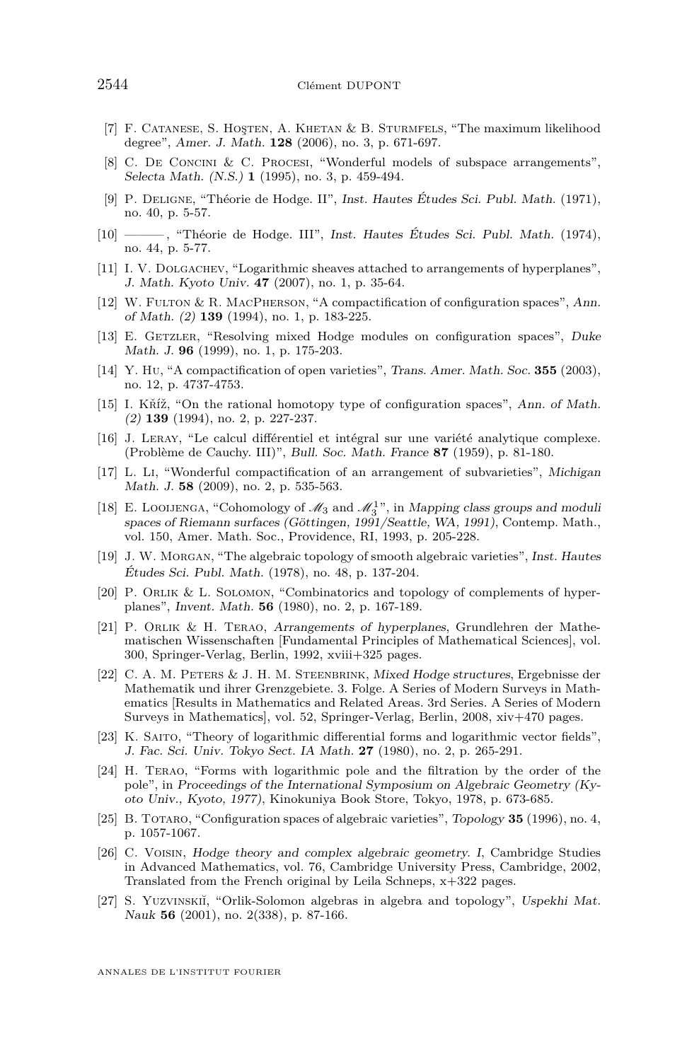[7] F. Catanese, S. Hoşten, A. Khetan & B. Sturmfels, "The maximum likelihood degree", *Amer. J. Math.* **128** (2006), no. 3, p. 671-697.

[8] C. De Concini & C. Procesi, "Wonderful models of subspace arrangements", *Selecta Math. (N.S.)* **1** (1995), no. 3, p. 459-494.

[9] P. Deligne, "Théorie de Hodge. II", *Inst. Hautes Études Sci. Publ. Math.* (1971), no. 40, p. 5-57.

[10] ———, "Théorie de Hodge. III", *Inst. Hautes Études Sci. Publ. Math.* (1974), no. 44, p. 5-77.

[11] I. V. Dolgachev, "Logarithmic sheaves attached to arrangements of hyperplanes", *J. Math. Kyoto Univ.* **47** (2007), no. 1, p. 35-64.

[12] W. Fulton & R. MacPherson, "A compactification of configuration spaces", *Ann. of Math. (2)* **139** (1994), no. 1, p. 183-225.

[13] E. Getzler, "Resolving mixed Hodge modules on configuration spaces", *Duke Math. J.* **96** (1999), no. 1, p. 175-203.

[14] Y. Hu, "A compactification of open varieties", *Trans. Amer. Math. Soc.* **355** (2003), no. 12, p. 4737-4753.

[15] I. Kříž, "On the rational homotopy type of configuration spaces", *Ann. of Math. (2)* **139** (1994), no. 2, p. 227-237.

[16] J. Leray, "Le calcul différentiel et intégral sur une variété analytique complexe. (Problème de Cauchy. III)", *Bull. Soc. Math. France* **87** (1959), p. 81-180.

[17] L. Li, "Wonderful compactification of an arrangement of subvarieties", *Michigan Math. J.* **58** (2009), no. 2, p. 535-563.

[18] E. Looijenga, "Cohomology of $\mathscr{M}_3$ and $\mathscr{M}_3^1$", in *Mapping class groups and moduli spaces of Riemann surfaces (Göttingen, 1991/Seattle, WA, 1991)*, Contemp. Math., vol. 150, Amer. Math. Soc., Providence, RI, 1993, p. 205-228.

[19] J. W. Morgan, "The algebraic topology of smooth algebraic varieties", *Inst. Hautes Études Sci. Publ. Math.* (1978), no. 48, p. 137-204.

[20] P. Orlik & L. Solomon, "Combinatorics and topology of complements of hyperplanes", *Invent. Math.* **56** (1980), no. 2, p. 167-189.

[21] P. Orlik & H. Terao, *Arrangements of hyperplanes*, Grundlehren der Mathematischen Wissenschaften [Fundamental Principles of Mathematical Sciences], vol. 300, Springer-Verlag, Berlin, 1992, xviii+325 pages.

[22] C. A. M. Peters & J. H. M. Steenbrink, *Mixed Hodge structures*, Ergebnisse der Mathematik und ihrer Grenzgebiete. 3. Folge. A Series of Modern Surveys in Mathematics [Results in Mathematics and Related Areas. 3rd Series. A Series of Modern Surveys in Mathematics], vol. 52, Springer-Verlag, Berlin, 2008, xiv+470 pages.

[23] K. Saito, "Theory of logarithmic differential forms and logarithmic vector fields", *J. Fac. Sci. Univ. Tokyo Sect. IA Math.* **27** (1980), no. 2, p. 265-291.

[24] H. Terao, "Forms with logarithmic pole and the filtration by the order of the pole", in *Proceedings of the International Symposium on Algebraic Geometry (Kyoto Univ., Kyoto, 1977)*, Kinokuniya Book Store, Tokyo, 1978, p. 673-685.

[25] B. Totaro, "Configuration spaces of algebraic varieties", *Topology* **35** (1996), no. 4, p. 1057-1067.

[26] C. Voisin, *Hodge theory and complex algebraic geometry. I*, Cambridge Studies in Advanced Mathematics, vol. 76, Cambridge University Press, Cambridge, 2002, Translated from the French original by Leila Schneps, x+322 pages.

[27] S. Yuzvinskiĭ, "Orlik-Solomon algebras in algebra and topology", *Uspekhi Mat. Nauk* **56** (2001), no. 2(338), p. 87-166.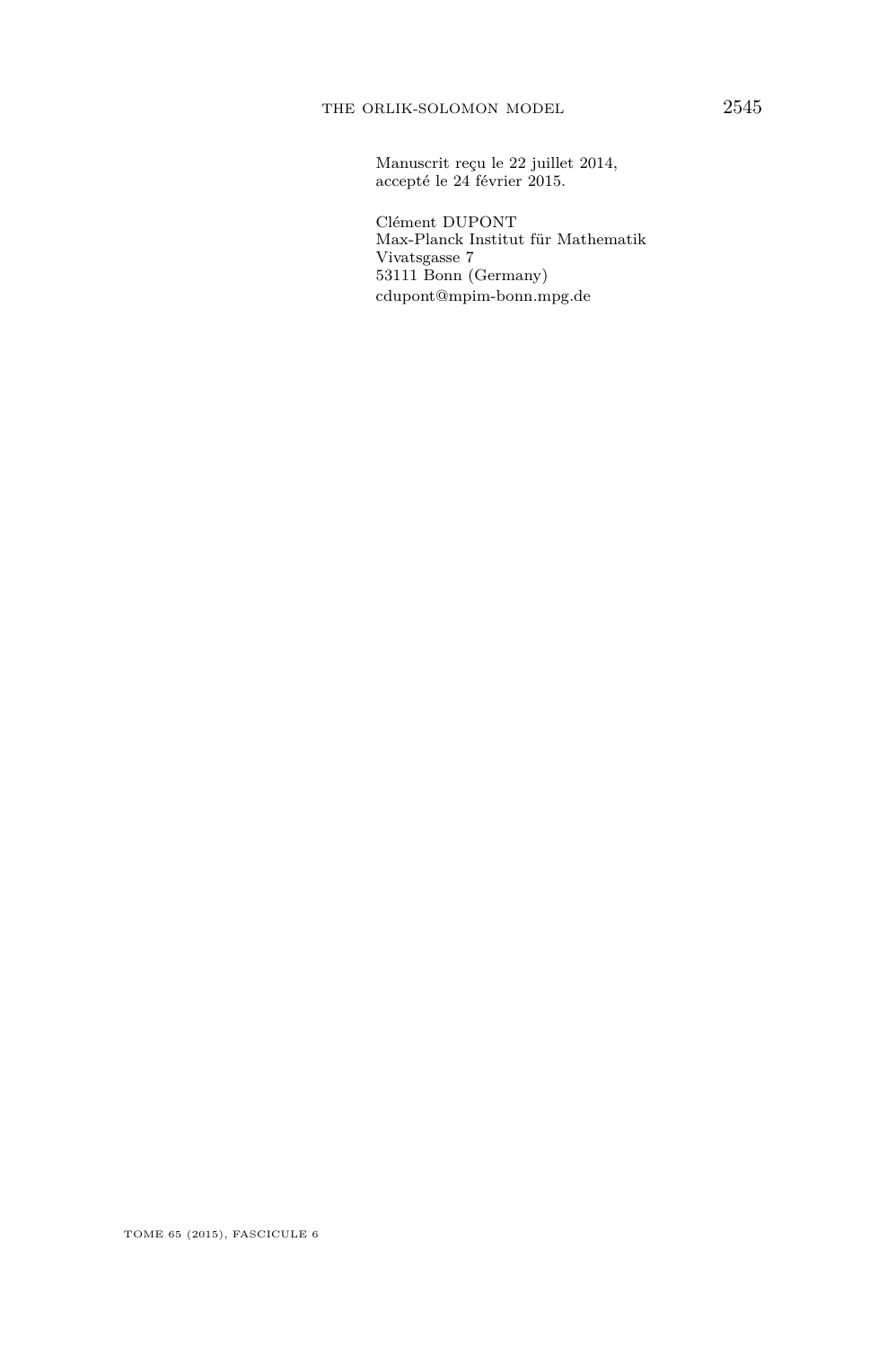Manuscrit reçu le 22 juillet 2014,
accepté le 24 février 2015.

Clément DUPONT
Max-Planck Institut für Mathematik
Vivatsgasse 7
53111 Bonn (Germany)
cdupont@mpim-bonn.mpg.de